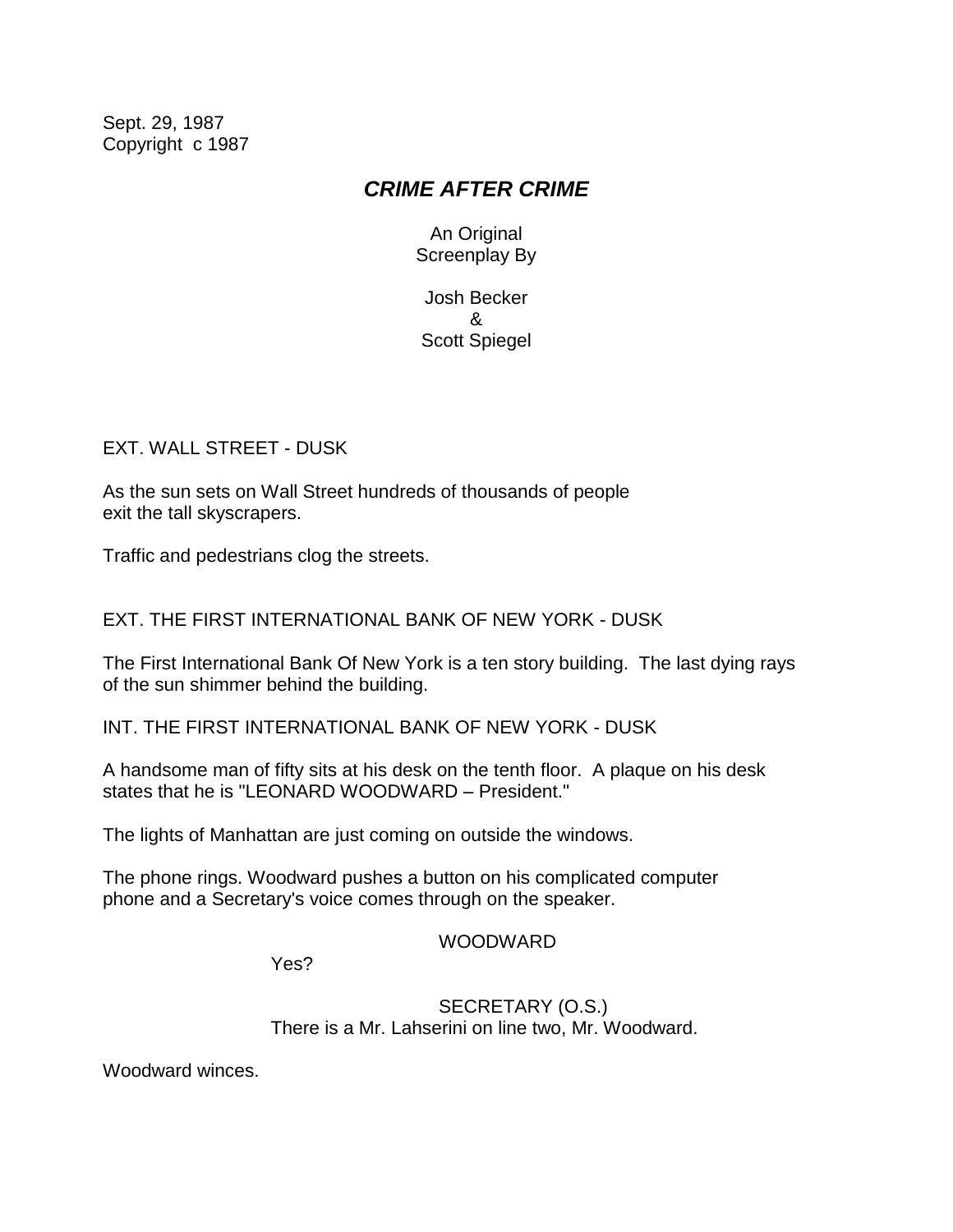Sept. 29, 1987
Copyright c 1987

# *CRIME AFTER CRIME*

An Original
Screenplay By

Josh Becker
&
Scott Spiegel

EXT. WALL STREET - DUSK

As the sun sets on Wall Street hundreds of thousands of people exit the tall skyscrapers.

Traffic and pedestrians clog the streets.

EXT. THE FIRST INTERNATIONAL BANK OF NEW YORK - DUSK

The First International Bank Of New York is a ten story building. The last dying rays of the sun shimmer behind the building.

INT. THE FIRST INTERNATIONAL BANK OF NEW YORK - DUSK

A handsome man of fifty sits at his desk on the tenth floor. A plaque on his desk states that he is "LEONARD WOODWARD – President."

The lights of Manhattan are just coming on outside the windows.

The phone rings. Woodward pushes a button on his complicated computer phone and a Secretary's voice comes through on the speaker.

WOODWARD

Yes?

SECRETARY (O.S.)

There is a Mr. Lahserini on line two, Mr. Woodward.

Woodward winces.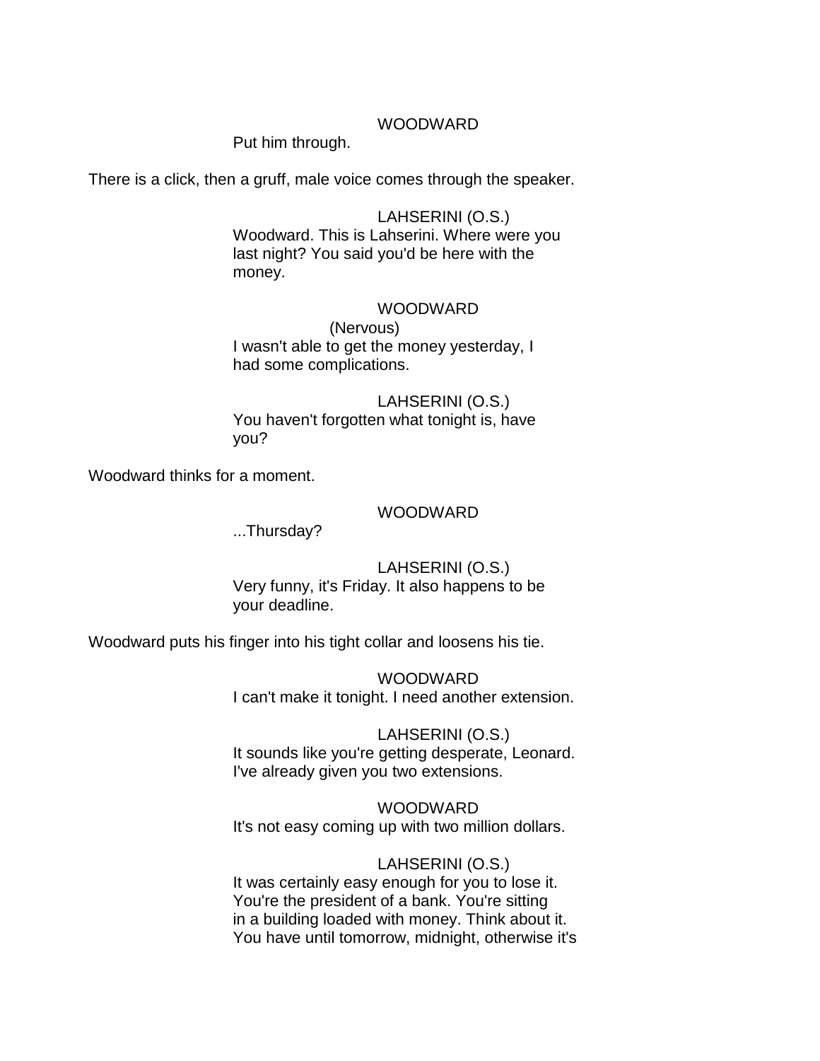WOODWARD

Put him through.

There is a click, then a gruff, male voice comes through the speaker.

LAHSERINI (O.S.)

Woodward. This is Lahserini. Where were you last night? You said you'd be here with the money.

WOODWARD

(Nervous)

I wasn't able to get the money yesterday, I had some complications.

LAHSERINI (O.S.)

You haven't forgotten what tonight is, have you?

Woodward thinks for a moment.

WOODWARD

...Thursday?

LAHSERINI (O.S.)

Very funny, it's Friday. It also happens to be your deadline.

Woodward puts his finger into his tight collar and loosens his tie.

WOODWARD

I can't make it tonight. I need another extension.

LAHSERINI (O.S.)

It sounds like you're getting desperate, Leonard. I've already given you two extensions.

WOODWARD

It's not easy coming up with two million dollars.

LAHSERINI (O.S.)

It was certainly easy enough for you to lose it. You're the president of a bank. You're sitting in a building loaded with money. Think about it. You have until tomorrow, midnight, otherwise it's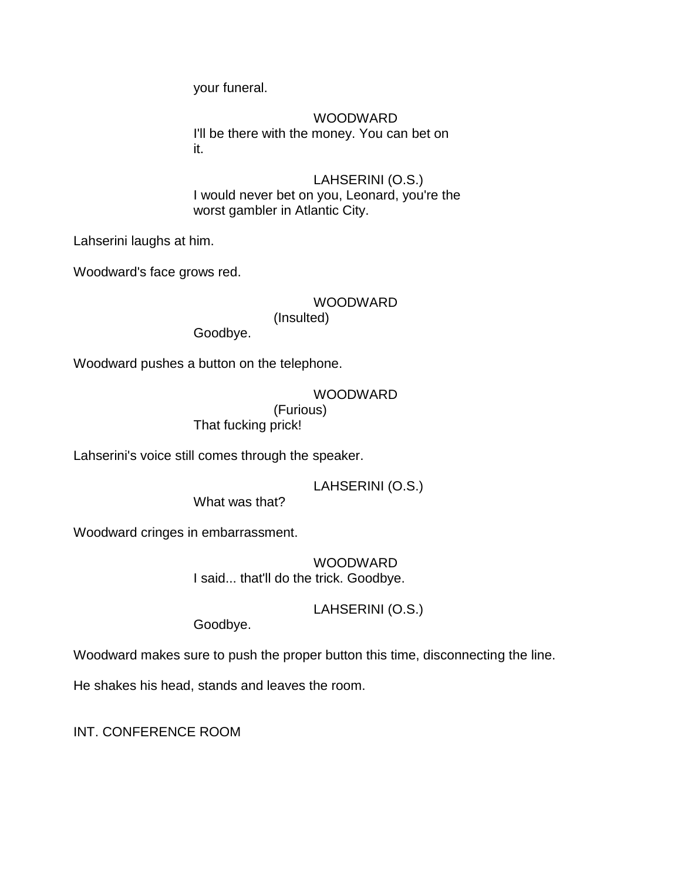your funeral.

WOODWARD
I'll be there with the money. You can bet on it.

LAHSERINI (O.S.)
I would never bet on you, Leonard, you're the worst gambler in Atlantic City.

Lahserini laughs at him.

Woodward's face grows red.

WOODWARD
(Insulted)
Goodbye.

Woodward pushes a button on the telephone.

WOODWARD
(Furious)
That fucking prick!

Lahserini's voice still comes through the speaker.

LAHSERINI (O.S.)
What was that?

Woodward cringes in embarrassment.

WOODWARD
I said... that'll do the trick. Goodbye.

LAHSERINI (O.S.)
Goodbye.

Woodward makes sure to push the proper button this time, disconnecting the line.

He shakes his head, stands and leaves the room.

INT. CONFERENCE ROOM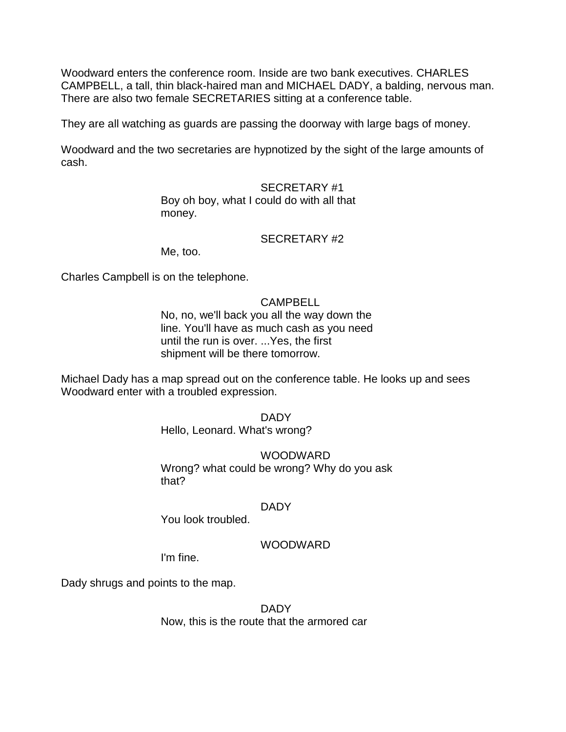Woodward enters the conference room. Inside are two bank executives. CHARLES CAMPBELL, a tall, thin black-haired man and MICHAEL DADY, a balding, nervous man. There are also two female SECRETARIES sitting at a conference table.

They are all watching as guards are passing the doorway with large bags of money.

Woodward and the two secretaries are hypnotized by the sight of the large amounts of cash.

SECRETARY #1
Boy oh boy, what I could do with all that money.

SECRETARY #2
Me, too.

Charles Campbell is on the telephone.

CAMPBELL
No, no, we'll back you all the way down the line. You'll have as much cash as you need until the run is over. ...Yes, the first shipment will be there tomorrow.

Michael Dady has a map spread out on the conference table. He looks up and sees Woodward enter with a troubled expression.

DADY
Hello, Leonard. What's wrong?

WOODWARD
Wrong? what could be wrong? Why do you ask that?

DADY
You look troubled.

WOODWARD
I'm fine.

Dady shrugs and points to the map.

DADY
Now, this is the route that the armored car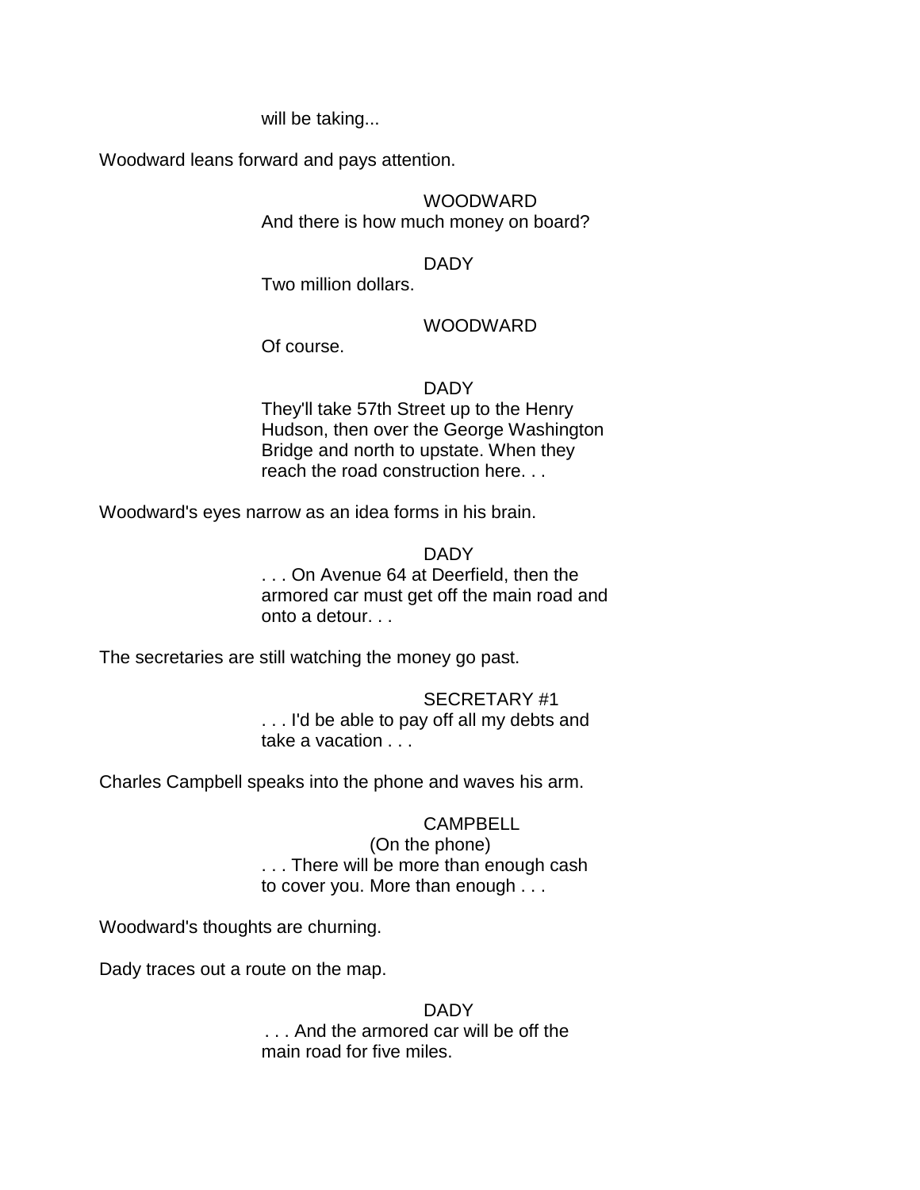will be taking...

Woodward leans forward and pays attention.

WOODWARD

And there is how much money on board?

DADY

Two million dollars.

WOODWARD

Of course.

DADY

They'll take 57th Street up to the Henry Hudson, then over the George Washington Bridge and north to upstate. When they reach the road construction here. . .

Woodward's eyes narrow as an idea forms in his brain.

DADY

. . . On Avenue 64 at Deerfield, then the armored car must get off the main road and onto a detour. . .

The secretaries are still watching the money go past.

SECRETARY #1

. . . I'd be able to pay off all my debts and take a vacation . . .

Charles Campbell speaks into the phone and waves his arm.

CAMPBELL

(On the phone)

. . . There will be more than enough cash to cover you. More than enough . . .

Woodward's thoughts are churning.

Dady traces out a route on the map.

DADY

. . . And the armored car will be off the main road for five miles.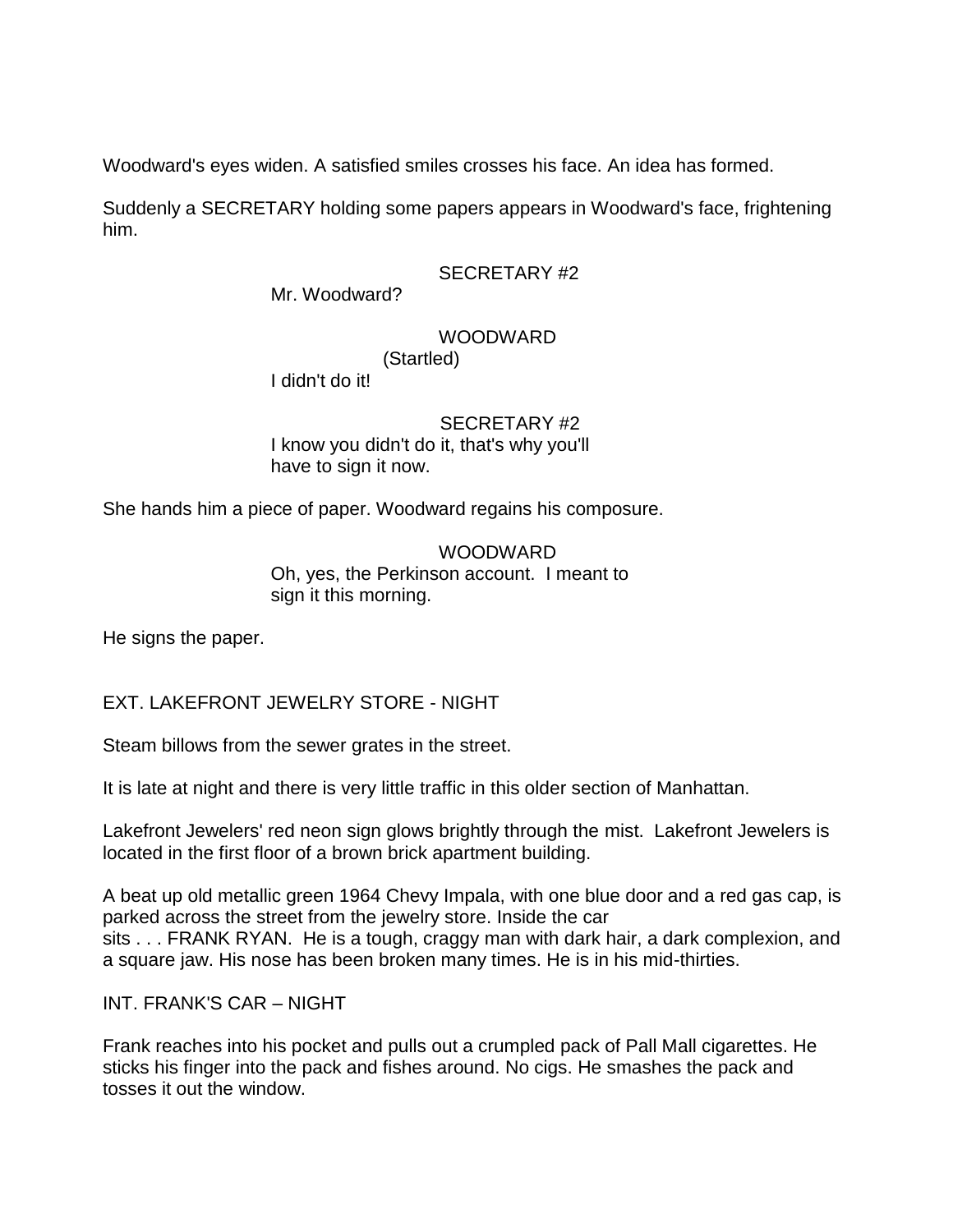Woodward's eyes widen. A satisfied smiles crosses his face. An idea has formed.

Suddenly a SECRETARY holding some papers appears in Woodward's face, frightening him.

SECRETARY #2

Mr. Woodward?

WOODWARD

(Startled)

I didn't do it!

SECRETARY #2

I know you didn't do it, that's why you'll have to sign it now.

She hands him a piece of paper. Woodward regains his composure.

WOODWARD

Oh, yes, the Perkinson account. I meant to sign it this morning.

He signs the paper.

EXT. LAKEFRONT JEWELRY STORE - NIGHT

Steam billows from the sewer grates in the street.

It is late at night and there is very little traffic in this older section of Manhattan.

Lakefront Jewelers' red neon sign glows brightly through the mist. Lakefront Jewelers is located in the first floor of a brown brick apartment building.

A beat up old metallic green 1964 Chevy Impala, with one blue door and a red gas cap, is parked across the street from the jewelry store. Inside the car sits . . . FRANK RYAN. He is a tough, craggy man with dark hair, a dark complexion, and a square jaw. His nose has been broken many times. He is in his mid-thirties.

INT. FRANK'S CAR – NIGHT

Frank reaches into his pocket and pulls out a crumpled pack of Pall Mall cigarettes. He sticks his finger into the pack and fishes around. No cigs. He smashes the pack and tosses it out the window.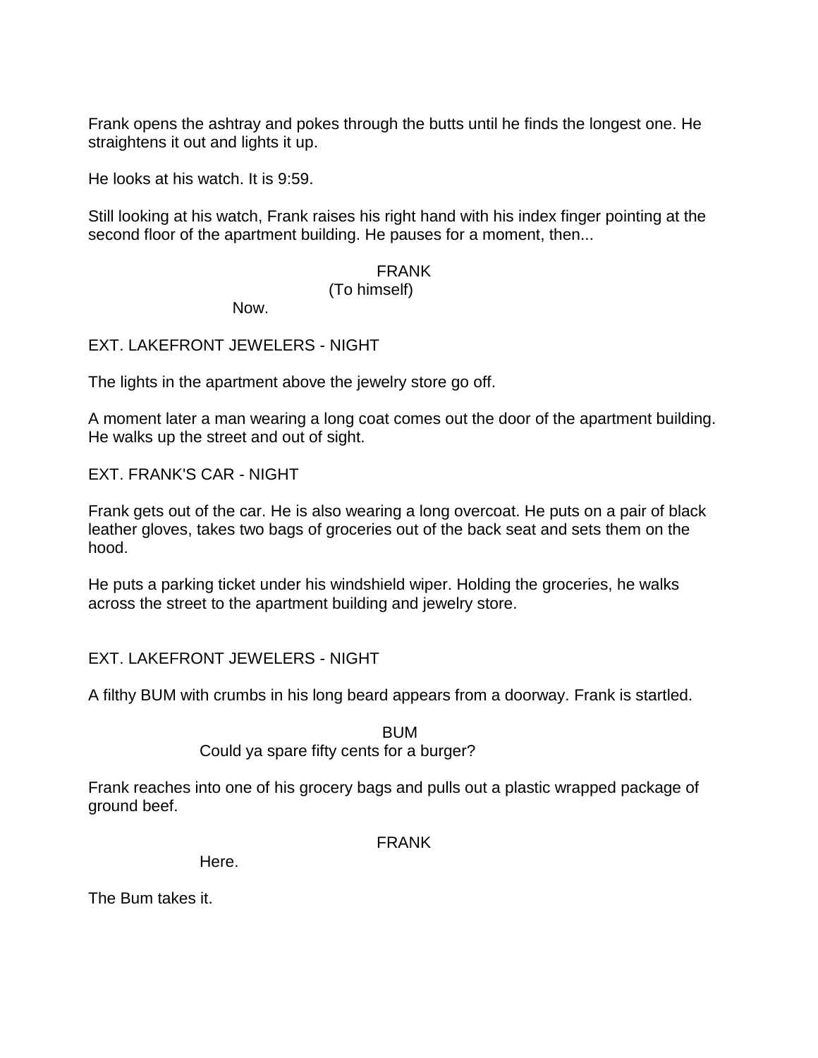Frank opens the ashtray and pokes through the butts until he finds the longest one. He straightens it out and lights it up.

He looks at his watch. It is 9:59.

Still looking at his watch, Frank raises his right hand with his index finger pointing at the second floor of the apartment building. He pauses for a moment, then...

FRANK
(To himself)
Now.

EXT. LAKEFRONT JEWELERS - NIGHT

The lights in the apartment above the jewelry store go off.

A moment later a man wearing a long coat comes out the door of the apartment building. He walks up the street and out of sight.

EXT. FRANK'S CAR - NIGHT

Frank gets out of the car. He is also wearing a long overcoat. He puts on a pair of black leather gloves, takes two bags of groceries out of the back seat and sets them on the hood.

He puts a parking ticket under his windshield wiper. Holding the groceries, he walks across the street to the apartment building and jewelry store.

EXT. LAKEFRONT JEWELERS - NIGHT

A filthy BUM with crumbs in his long beard appears from a doorway. Frank is startled.

BUM
Could ya spare fifty cents for a burger?

Frank reaches into one of his grocery bags and pulls out a plastic wrapped package of ground beef.

FRANK
Here.

The Bum takes it.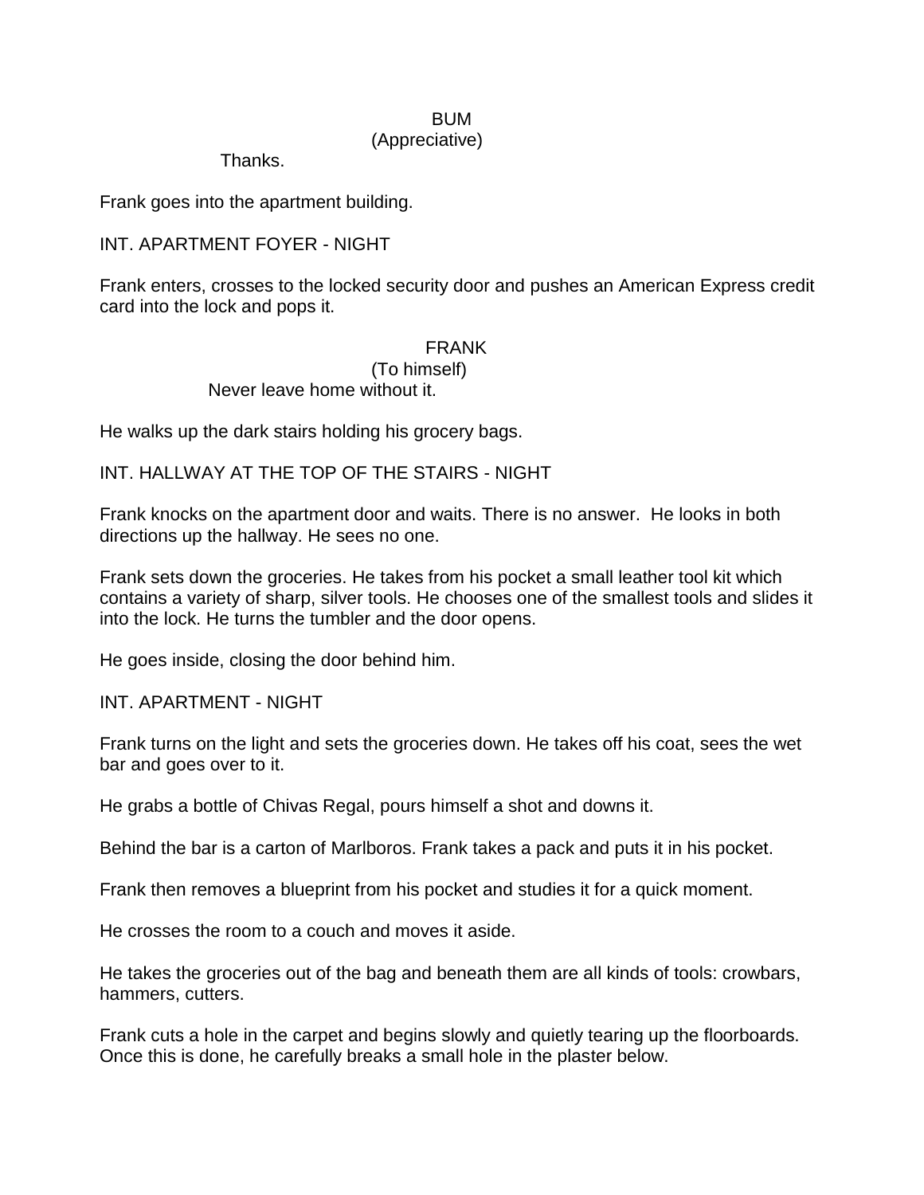BUM
(Appreciative)
Thanks.

Frank goes into the apartment building.

INT. APARTMENT FOYER - NIGHT

Frank enters, crosses to the locked security door and pushes an American Express credit card into the lock and pops it.

FRANK
(To himself)
Never leave home without it.

He walks up the dark stairs holding his grocery bags.

INT. HALLWAY AT THE TOP OF THE STAIRS - NIGHT

Frank knocks on the apartment door and waits. There is no answer. He looks in both directions up the hallway. He sees no one.

Frank sets down the groceries. He takes from his pocket a small leather tool kit which contains a variety of sharp, silver tools. He chooses one of the smallest tools and slides it into the lock. He turns the tumbler and the door opens.

He goes inside, closing the door behind him.

INT. APARTMENT - NIGHT

Frank turns on the light and sets the groceries down. He takes off his coat, sees the wet bar and goes over to it.

He grabs a bottle of Chivas Regal, pours himself a shot and downs it.

Behind the bar is a carton of Marlboros. Frank takes a pack and puts it in his pocket.

Frank then removes a blueprint from his pocket and studies it for a quick moment.

He crosses the room to a couch and moves it aside.

He takes the groceries out of the bag and beneath them are all kinds of tools: crowbars, hammers, cutters.

Frank cuts a hole in the carpet and begins slowly and quietly tearing up the floorboards. Once this is done, he carefully breaks a small hole in the plaster below.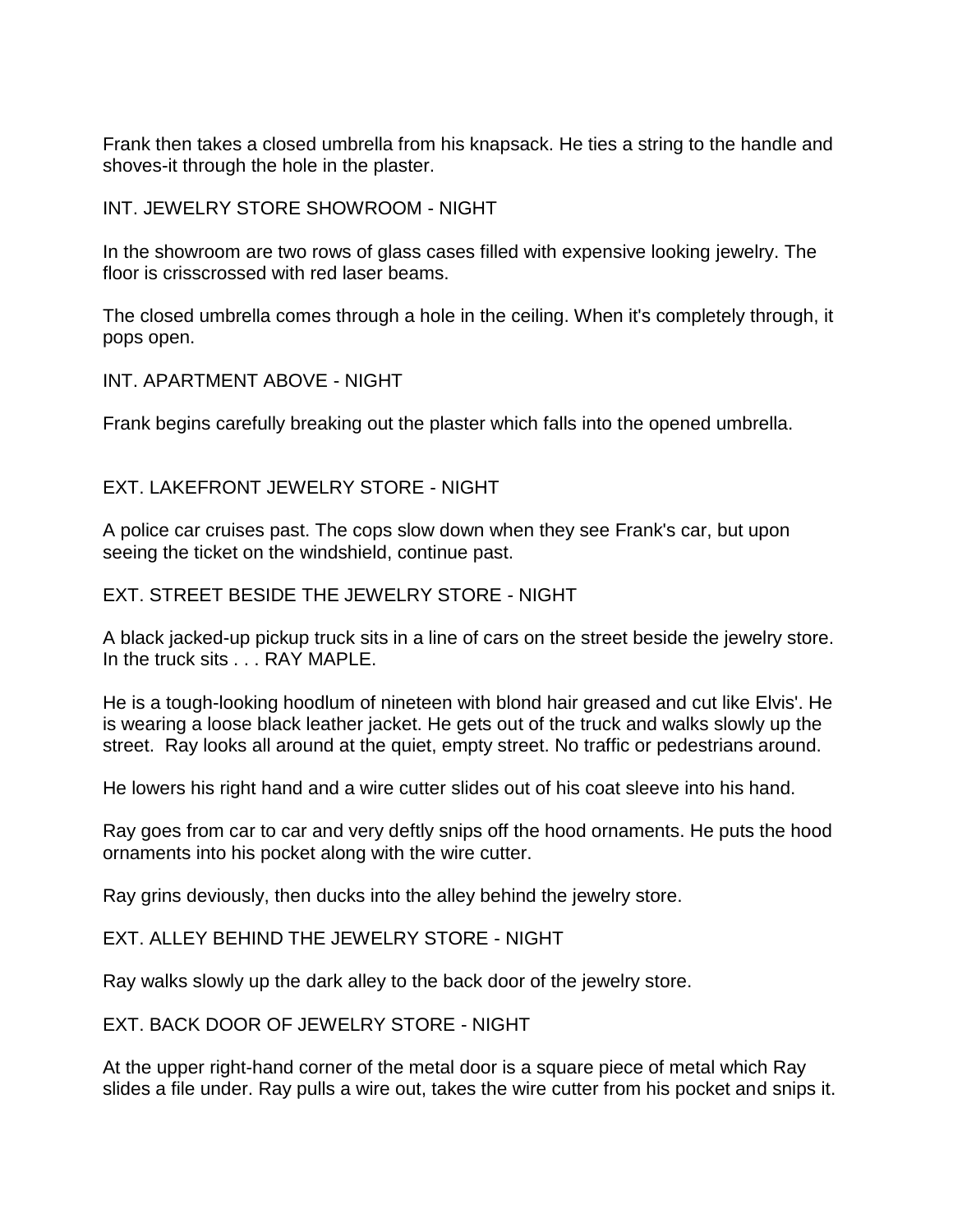Frank then takes a closed umbrella from his knapsack. He ties a string to the handle and shoves-it through the hole in the plaster.

INT. JEWELRY STORE SHOWROOM - NIGHT

In the showroom are two rows of glass cases filled with expensive looking jewelry. The floor is crisscrossed with red laser beams.

The closed umbrella comes through a hole in the ceiling. When it's completely through, it pops open.

INT. APARTMENT ABOVE - NIGHT

Frank begins carefully breaking out the plaster which falls into the opened umbrella.

EXT. LAKEFRONT JEWELRY STORE - NIGHT

A police car cruises past. The cops slow down when they see Frank's car, but upon seeing the ticket on the windshield, continue past.

EXT. STREET BESIDE THE JEWELRY STORE - NIGHT

A black jacked-up pickup truck sits in a line of cars on the street beside the jewelry store. In the truck sits . . . RAY MAPLE.

He is a tough-looking hoodlum of nineteen with blond hair greased and cut like Elvis'. He is wearing a loose black leather jacket. He gets out of the truck and walks slowly up the street. Ray looks all around at the quiet, empty street. No traffic or pedestrians around.

He lowers his right hand and a wire cutter slides out of his coat sleeve into his hand.

Ray goes from car to car and very deftly snips off the hood ornaments. He puts the hood ornaments into his pocket along with the wire cutter.

Ray grins deviously, then ducks into the alley behind the jewelry store.

EXT. ALLEY BEHIND THE JEWELRY STORE - NIGHT

Ray walks slowly up the dark alley to the back door of the jewelry store.

EXT. BACK DOOR OF JEWELRY STORE - NIGHT

At the upper right-hand corner of the metal door is a square piece of metal which Ray slides a file under. Ray pulls a wire out, takes the wire cutter from his pocket and snips it.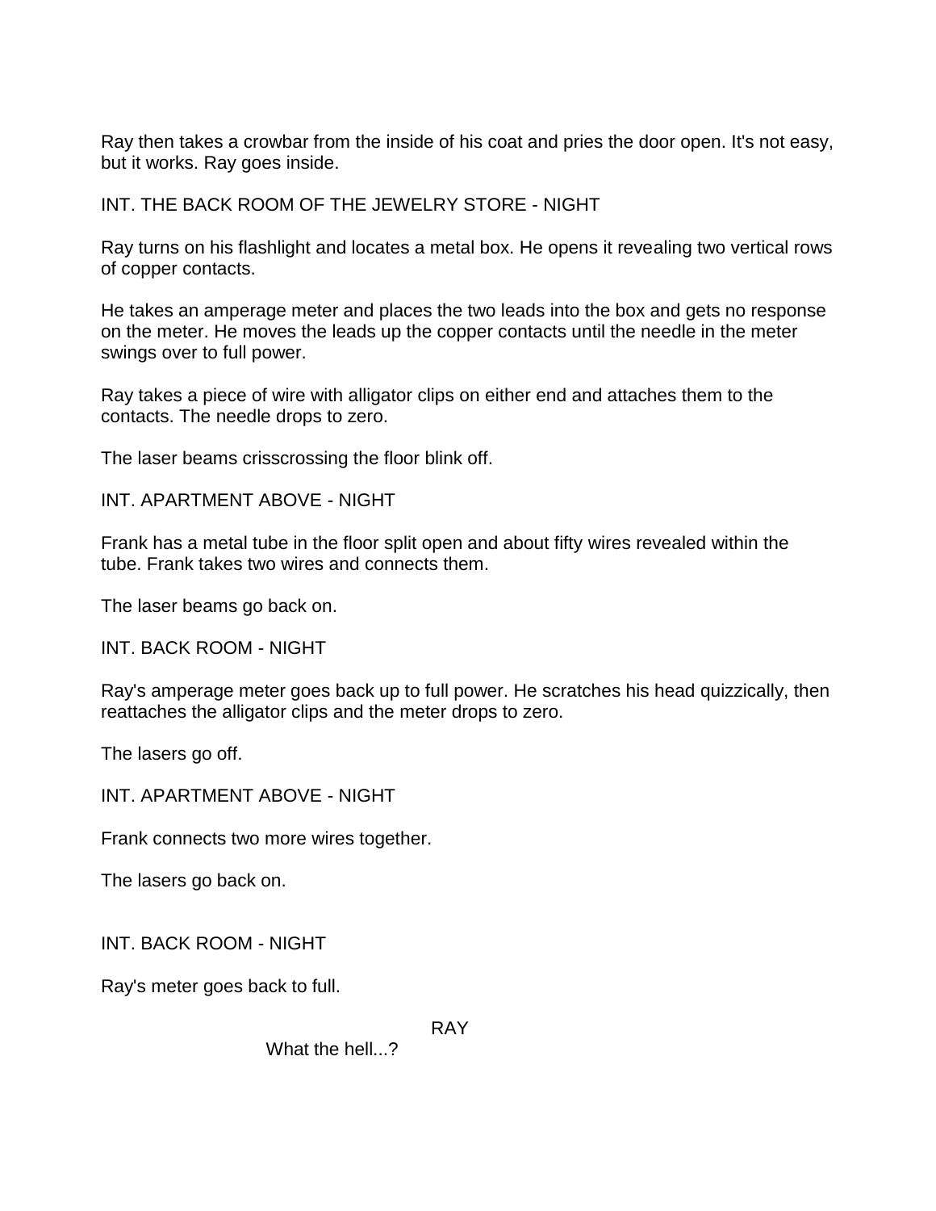Ray then takes a crowbar from the inside of his coat and pries the door open. It's not easy, but it works. Ray goes inside.

INT. THE BACK ROOM OF THE JEWELRY STORE - NIGHT

Ray turns on his flashlight and locates a metal box. He opens it revealing two vertical rows of copper contacts.

He takes an amperage meter and places the two leads into the box and gets no response on the meter. He moves the leads up the copper contacts until the needle in the meter swings over to full power.

Ray takes a piece of wire with alligator clips on either end and attaches them to the contacts. The needle drops to zero.

The laser beams crisscrossing the floor blink off.

INT. APARTMENT ABOVE - NIGHT

Frank has a metal tube in the floor split open and about fifty wires revealed within the tube. Frank takes two wires and connects them.

The laser beams go back on.

INT. BACK ROOM - NIGHT

Ray's amperage meter goes back up to full power. He scratches his head quizzically, then reattaches the alligator clips and the meter drops to zero.

The lasers go off.

INT. APARTMENT ABOVE - NIGHT

Frank connects two more wires together.

The lasers go back on.

INT. BACK ROOM - NIGHT

Ray's meter goes back to full.

RAY

What the hell...?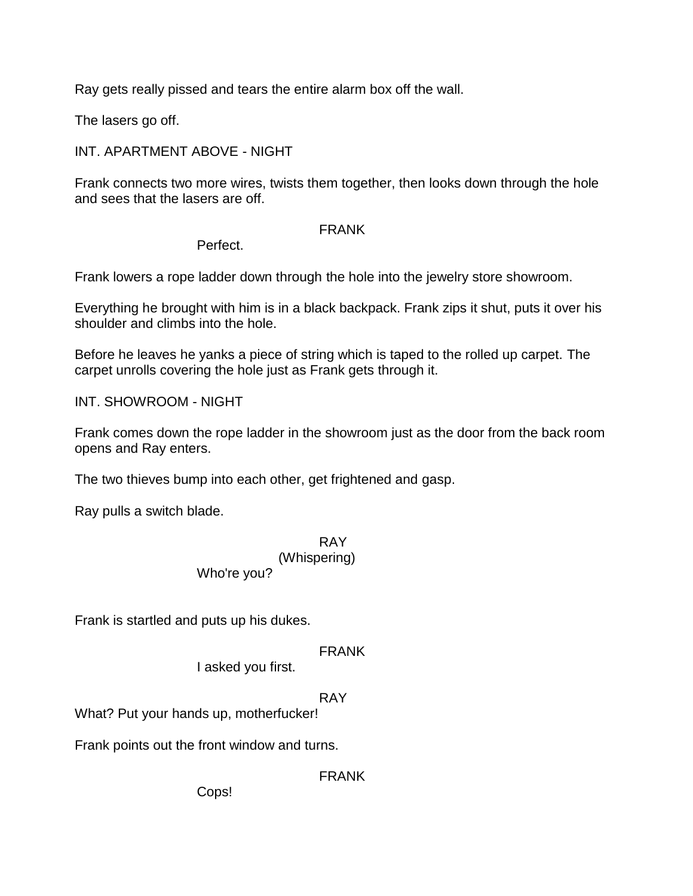Ray gets really pissed and tears the entire alarm box off the wall.

The lasers go off.

INT. APARTMENT ABOVE - NIGHT

Frank connects two more wires, twists them together, then looks down through the hole and sees that the lasers are off.

FRANK

Perfect.

Frank lowers a rope ladder down through the hole into the jewelry store showroom.

Everything he brought with him is in a black backpack. Frank zips it shut, puts it over his shoulder and climbs into the hole.

Before he leaves he yanks a piece of string which is taped to the rolled up carpet. The carpet unrolls covering the hole just as Frank gets through it.

INT. SHOWROOM - NIGHT

Frank comes down the rope ladder in the showroom just as the door from the back room opens and Ray enters.

The two thieves bump into each other, get frightened and gasp.

Ray pulls a switch blade.

RAY
(Whispering)

Who're you?

Frank is startled and puts up his dukes.

FRANK

I asked you first.

RAY

What? Put your hands up, motherfucker!

Frank points out the front window and turns.

FRANK

Cops!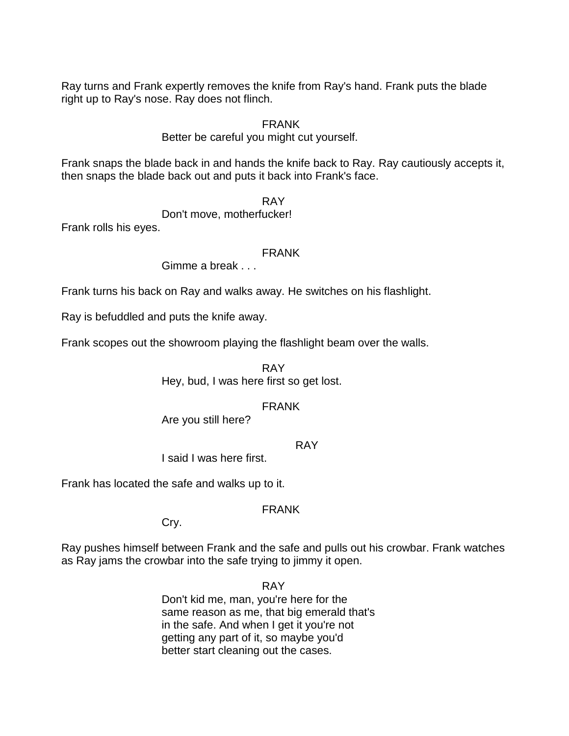Ray turns and Frank expertly removes the knife from Ray's hand. Frank puts the blade right up to Ray's nose. Ray does not flinch.

FRANK
Better be careful you might cut yourself.

Frank snaps the blade back in and hands the knife back to Ray. Ray cautiously accepts it, then snaps the blade back out and puts it back into Frank's face.

RAY
Don't move, motherfucker!

Frank rolls his eyes.

FRANK
Gimme a break . . .

Frank turns his back on Ray and walks away. He switches on his flashlight.

Ray is befuddled and puts the knife away.

Frank scopes out the showroom playing the flashlight beam over the walls.

RAY
Hey, bud, I was here first so get lost.

FRANK
Are you still here?

RAY
I said I was here first.

Frank has located the safe and walks up to it.

FRANK
Cry.

Ray pushes himself between Frank and the safe and pulls out his crowbar. Frank watches as Ray jams the crowbar into the safe trying to jimmy it open.

RAY
Don't kid me, man, you're here for the same reason as me, that big emerald that's in the safe. And when I get it you're not getting any part of it, so maybe you'd better start cleaning out the cases.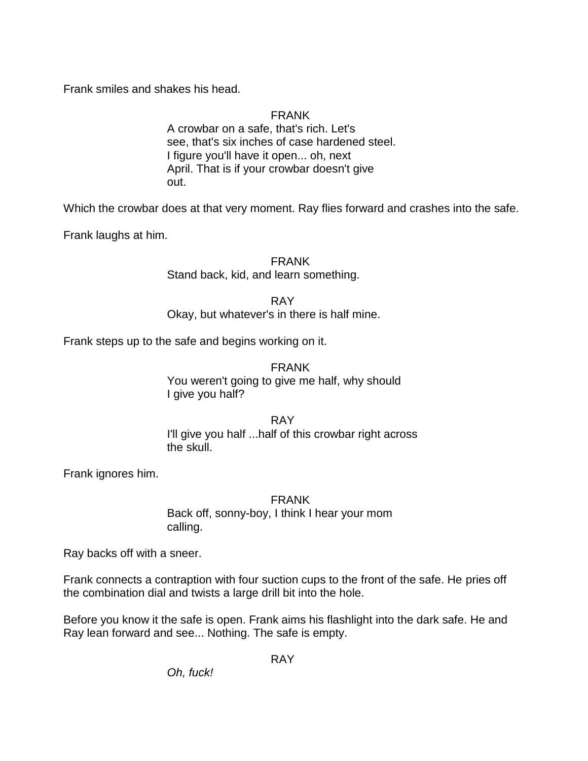Frank smiles and shakes his head.

FRANK
A crowbar on a safe, that's rich. Let's see, that's six inches of case hardened steel. I figure you'll have it open... oh, next April. That is if your crowbar doesn't give out.

Which the crowbar does at that very moment. Ray flies forward and crashes into the safe.

Frank laughs at him.

FRANK
Stand back, kid, and learn something.

RAY
Okay, but whatever's in there is half mine.

Frank steps up to the safe and begins working on it.

FRANK
You weren't going to give me half, why should I give you half?

RAY
I'll give you half ...half of this crowbar right across the skull.

Frank ignores him.

FRANK
Back off, sonny-boy, I think I hear your mom calling.

Ray backs off with a sneer.

Frank connects a contraption with four suction cups to the front of the safe. He pries off the combination dial and twists a large drill bit into the hole.

Before you know it the safe is open. Frank aims his flashlight into the dark safe. He and Ray lean forward and see... Nothing. The safe is empty.

RAY
*Oh, fuck!*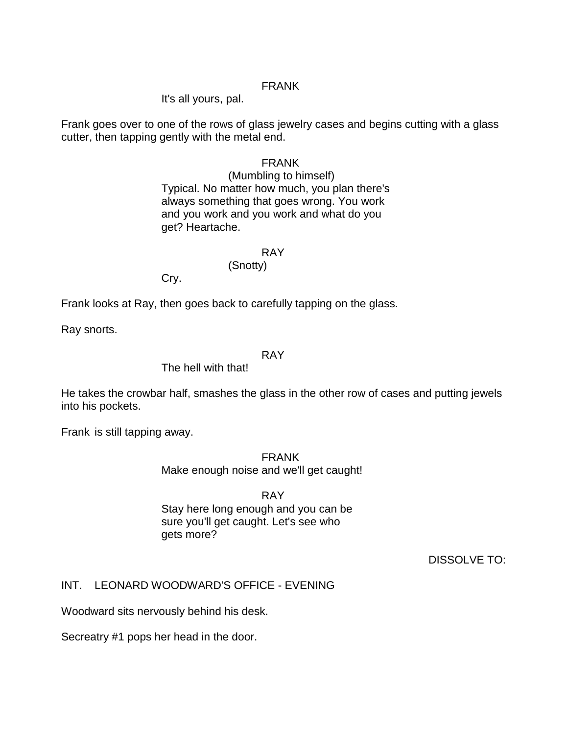FRANK

It's all yours, pal.

Frank goes over to one of the rows of glass jewelry cases and begins cutting with a glass cutter, then tapping gently with the metal end.

FRANK

(Mumbling to himself)

Typical. No matter how much, you plan there's always something that goes wrong. You work and you work and you work and what do you get? Heartache.

RAY

(Snotty)

Cry.

Frank looks at Ray, then goes back to carefully tapping on the glass.

Ray snorts.

RAY

The hell with that!

He takes the crowbar half, smashes the glass in the other row of cases and putting jewels into his pockets.

Frank is still tapping away.

FRANK

Make enough noise and we'll get caught!

RAY

Stay here long enough and you can be sure you'll get caught. Let's see who gets more?

DISSOLVE TO:

INT. LEONARD WOODWARD'S OFFICE - EVENING

Woodward sits nervously behind his desk.

Secreatry #1 pops her head in the door.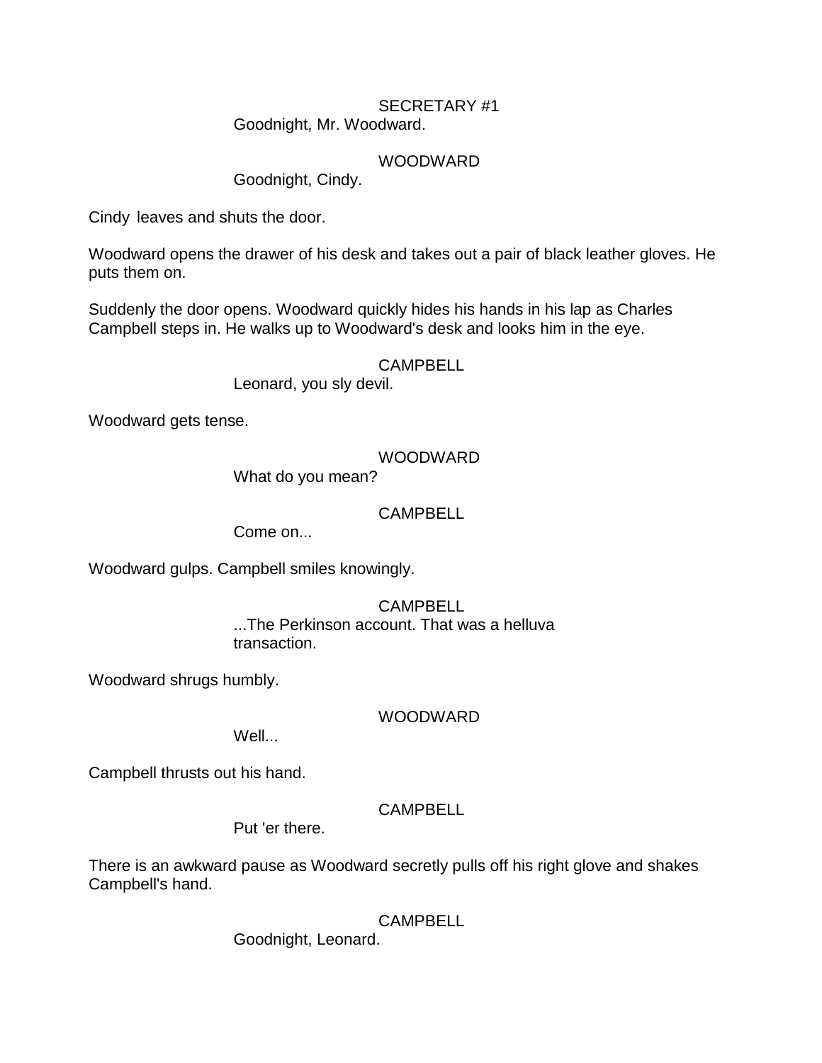SECRETARY #1
Goodnight, Mr. Woodward.

WOODWARD
Goodnight, Cindy.

Cindy leaves and shuts the door.

Woodward opens the drawer of his desk and takes out a pair of black leather gloves. He puts them on.

Suddenly the door opens. Woodward quickly hides his hands in his lap as Charles Campbell steps in. He walks up to Woodward's desk and looks him in the eye.

CAMPBELL
Leonard, you sly devil.

Woodward gets tense.

WOODWARD
What do you mean?

CAMPBELL
Come on...

Woodward gulps. Campbell smiles knowingly.

CAMPBELL
...The Perkinson account. That was a helluva transaction.

Woodward shrugs humbly.

WOODWARD
Well...

Campbell thrusts out his hand.

CAMPBELL
Put 'er there.

There is an awkward pause as Woodward secretly pulls off his right glove and shakes Campbell's hand.

CAMPBELL
Goodnight, Leonard.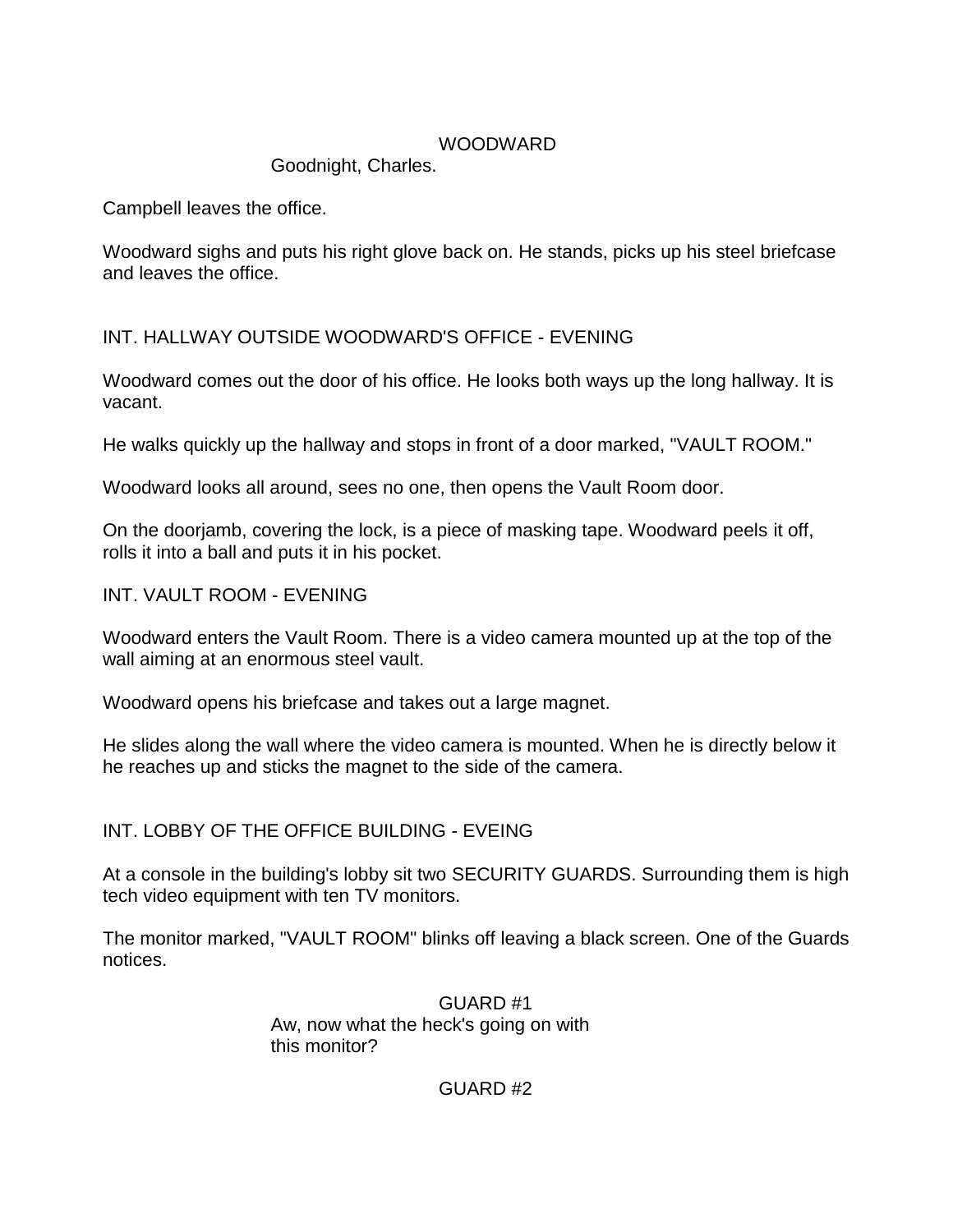WOODWARD
Goodnight, Charles.

Campbell leaves the office.

Woodward sighs and puts his right glove back on. He stands, picks up his steel briefcase and leaves the office.

INT. HALLWAY OUTSIDE WOODWARD'S OFFICE - EVENING

Woodward comes out the door of his office. He looks both ways up the long hallway. It is vacant.

He walks quickly up the hallway and stops in front of a door marked, "VAULT ROOM."

Woodward looks all around, sees no one, then opens the Vault Room door.

On the doorjamb, covering the lock, is a piece of masking tape. Woodward peels it off, rolls it into a ball and puts it in his pocket.

INT. VAULT ROOM - EVENING

Woodward enters the Vault Room. There is a video camera mounted up at the top of the wall aiming at an enormous steel vault.

Woodward opens his briefcase and takes out a large magnet.

He slides along the wall where the video camera is mounted. When he is directly below it he reaches up and sticks the magnet to the side of the camera.

INT. LOBBY OF THE OFFICE BUILDING - EVEING

At a console in the building's lobby sit two SECURITY GUARDS. Surrounding them is high tech video equipment with ten TV monitors.

The monitor marked, "VAULT ROOM" blinks off leaving a black screen. One of the Guards notices.

GUARD #1
Aw, now what the heck's going on with this monitor?

GUARD #2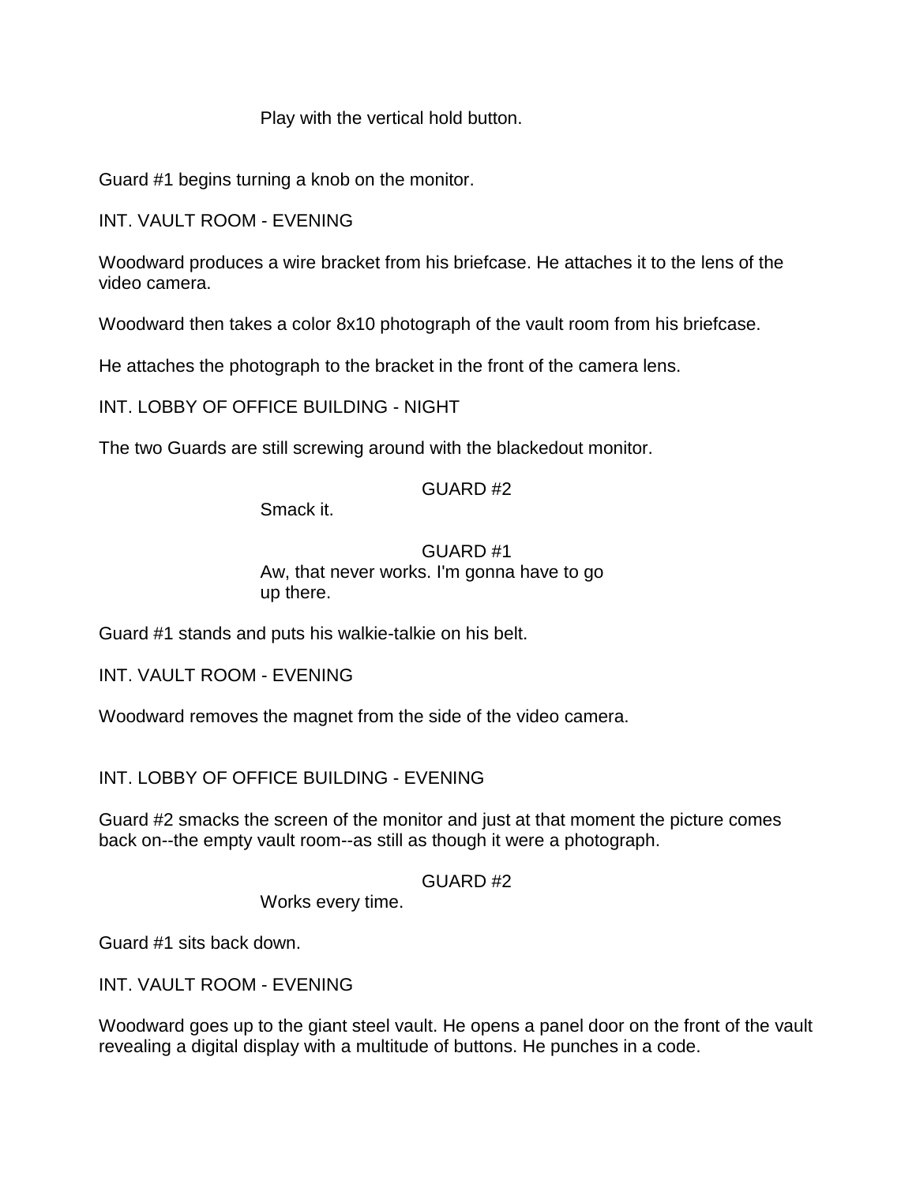Play with the vertical hold button.

Guard #1 begins turning a knob on the monitor.

INT. VAULT ROOM - EVENING

Woodward produces a wire bracket from his briefcase. He attaches it to the lens of the video camera.

Woodward then takes a color 8x10 photograph of the vault room from his briefcase.

He attaches the photograph to the bracket in the front of the camera lens.

INT. LOBBY OF OFFICE BUILDING - NIGHT

The two Guards are still screwing around with the blackedout monitor.

GUARD #2

Smack it.

GUARD #1

Aw, that never works. I'm gonna have to go up there.

Guard #1 stands and puts his walkie-talkie on his belt.

INT. VAULT ROOM - EVENING

Woodward removes the magnet from the side of the video camera.

INT. LOBBY OF OFFICE BUILDING - EVENING

Guard #2 smacks the screen of the monitor and just at that moment the picture comes back on--the empty vault room--as still as though it were a photograph.

GUARD #2

Works every time.

Guard #1 sits back down.

INT. VAULT ROOM - EVENING

Woodward goes up to the giant steel vault. He opens a panel door on the front of the vault revealing a digital display with a multitude of buttons. He punches in a code.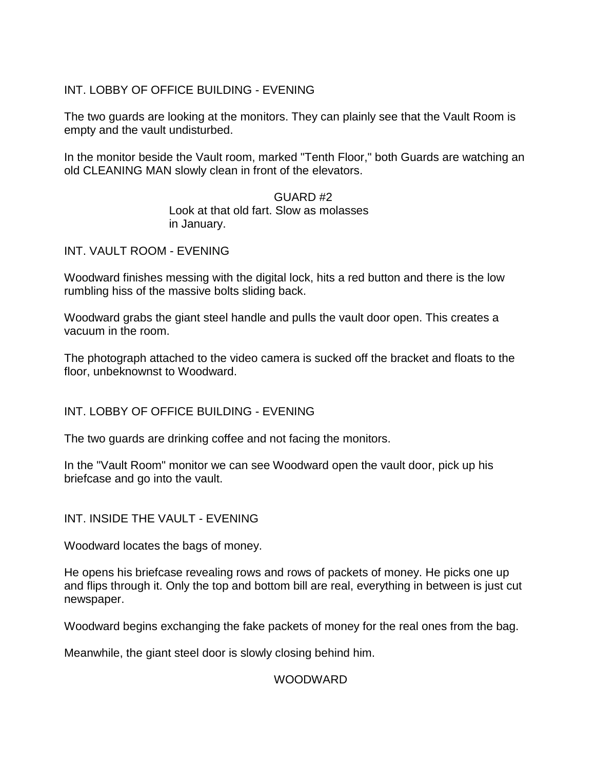INT. LOBBY OF OFFICE BUILDING - EVENING

The two guards are looking at the monitors. They can plainly see that the Vault Room is empty and the vault undisturbed.

In the monitor beside the Vault room, marked "Tenth Floor," both Guards are watching an old CLEANING MAN slowly clean in front of the elevators.

GUARD #2
Look at that old fart. Slow as molasses in January.

INT. VAULT ROOM - EVENING

Woodward finishes messing with the digital lock, hits a red button and there is the low rumbling hiss of the massive bolts sliding back.

Woodward grabs the giant steel handle and pulls the vault door open. This creates a vacuum in the room.

The photograph attached to the video camera is sucked off the bracket and floats to the floor, unbeknownst to Woodward.

INT. LOBBY OF OFFICE BUILDING - EVENING

The two guards are drinking coffee and not facing the monitors.

In the "Vault Room" monitor we can see Woodward open the vault door, pick up his briefcase and go into the vault.

INT. INSIDE THE VAULT - EVENING

Woodward locates the bags of money.

He opens his briefcase revealing rows and rows of packets of money. He picks one up and flips through it. Only the top and bottom bill are real, everything in between is just cut newspaper.

Woodward begins exchanging the fake packets of money for the real ones from the bag.

Meanwhile, the giant steel door is slowly closing behind him.

WOODWARD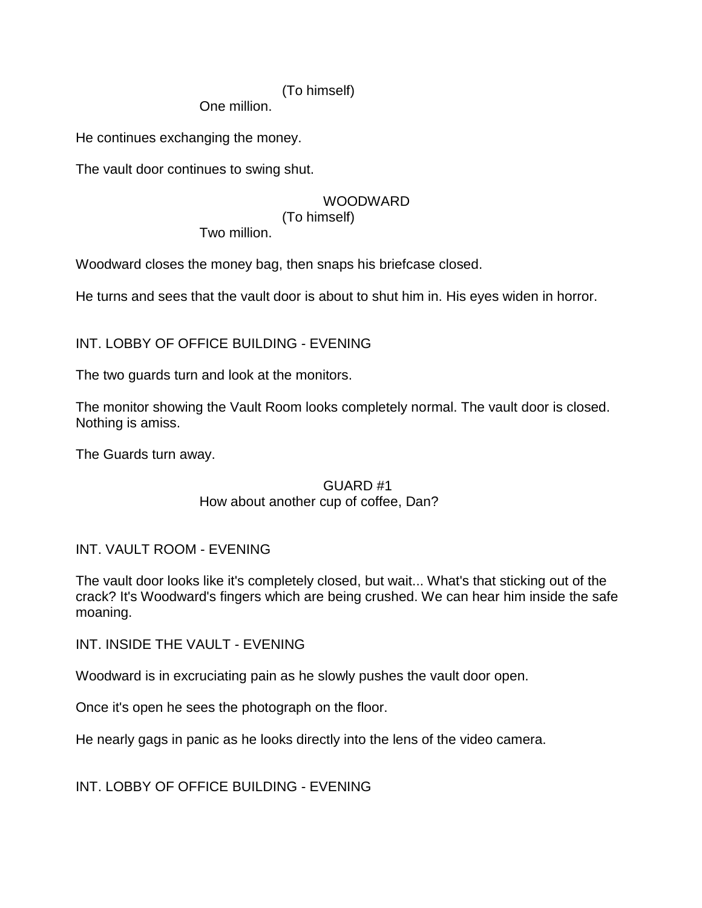(To himself)
One million.

He continues exchanging the money.

The vault door continues to swing shut.

WOODWARD
(To himself)
Two million.

Woodward closes the money bag, then snaps his briefcase closed.

He turns and sees that the vault door is about to shut him in. His eyes widen in horror.

INT. LOBBY OF OFFICE BUILDING - EVENING

The two guards turn and look at the monitors.

The monitor showing the Vault Room looks completely normal. The vault door is closed. Nothing is amiss.

The Guards turn away.

GUARD #1
How about another cup of coffee, Dan?

INT. VAULT ROOM - EVENING

The vault door looks like it's completely closed, but wait... What's that sticking out of the crack? It's Woodward's fingers which are being crushed. We can hear him inside the safe moaning.

INT. INSIDE THE VAULT - EVENING

Woodward is in excruciating pain as he slowly pushes the vault door open.

Once it's open he sees the photograph on the floor.

He nearly gags in panic as he looks directly into the lens of the video camera.

INT. LOBBY OF OFFICE BUILDING - EVENING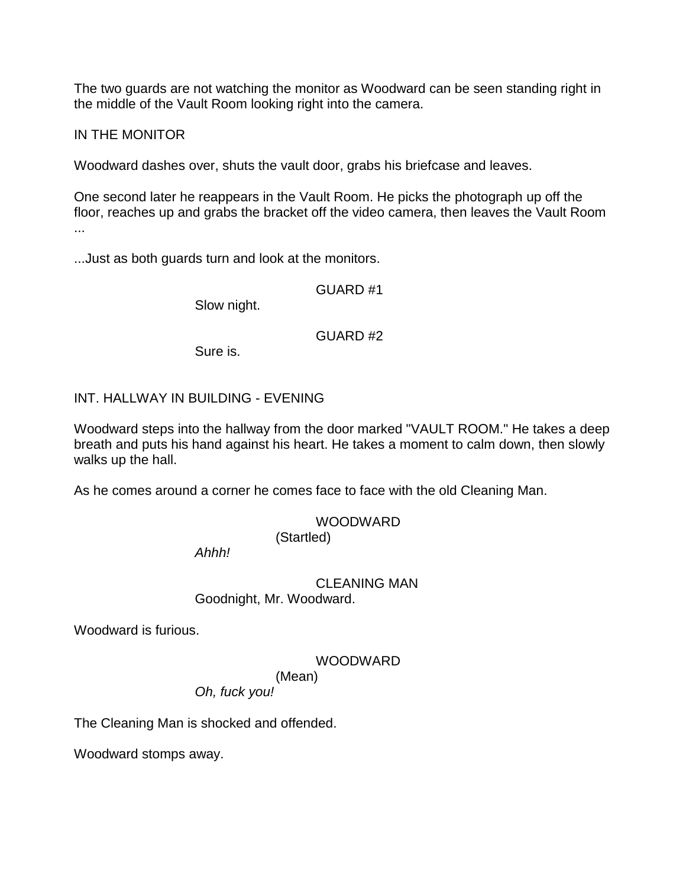The two guards are not watching the monitor as Woodward can be seen standing right in the middle of the Vault Room looking right into the camera.

IN THE MONITOR

Woodward dashes over, shuts the vault door, grabs his briefcase and leaves.

One second later he reappears in the Vault Room. He picks the photograph up off the floor, reaches up and grabs the bracket off the video camera, then leaves the Vault Room ...

...Just as both guards turn and look at the monitors.

GUARD #1

Slow night.

GUARD #2

Sure is.

INT. HALLWAY IN BUILDING - EVENING

Woodward steps into the hallway from the door marked "VAULT ROOM." He takes a deep breath and puts his hand against his heart. He takes a moment to calm down, then slowly walks up the hall.

As he comes around a corner he comes face to face with the old Cleaning Man.

WOODWARD

(Startled)

*Ahhh!*

CLEANING MAN

Goodnight, Mr. Woodward.

Woodward is furious.

WOODWARD

(Mean)

*Oh, fuck you!*

The Cleaning Man is shocked and offended.

Woodward stomps away.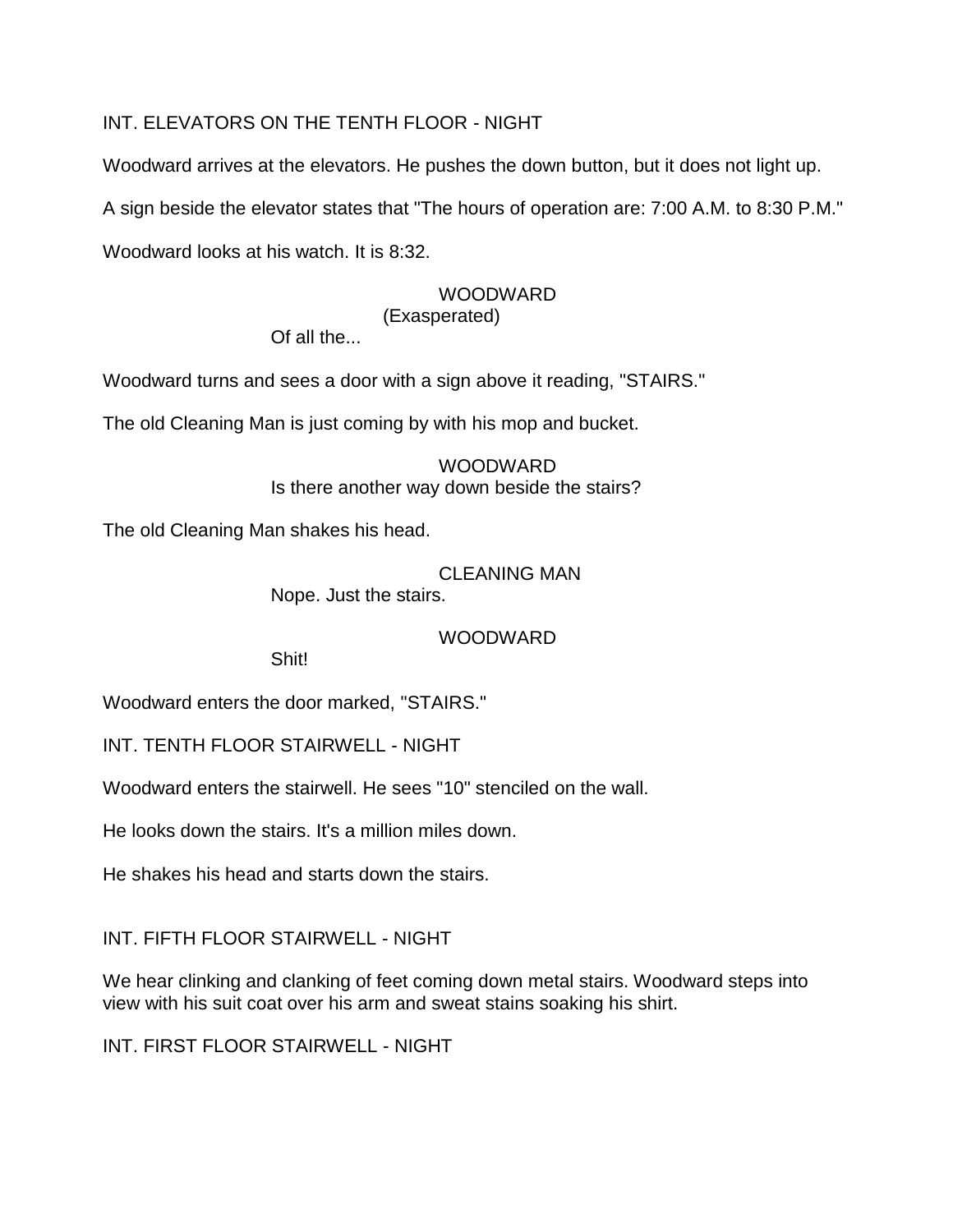INT. ELEVATORS ON THE TENTH FLOOR - NIGHT

Woodward arrives at the elevators. He pushes the down button, but it does not light up.

A sign beside the elevator states that "The hours of operation are: 7:00 A.M. to 8:30 P.M."

Woodward looks at his watch. It is 8:32.

WOODWARD
(Exasperated)
Of all the...

Woodward turns and sees a door with a sign above it reading, "STAIRS."

The old Cleaning Man is just coming by with his mop and bucket.

WOODWARD
Is there another way down beside the stairs?

The old Cleaning Man shakes his head.

CLEANING MAN
Nope. Just the stairs.

WOODWARD
Shit!

Woodward enters the door marked, "STAIRS."

INT. TENTH FLOOR STAIRWELL - NIGHT

Woodward enters the stairwell. He sees "10" stenciled on the wall.

He looks down the stairs. It's a million miles down.

He shakes his head and starts down the stairs.

INT. FIFTH FLOOR STAIRWELL - NIGHT

We hear clinking and clanking of feet coming down metal stairs. Woodward steps into view with his suit coat over his arm and sweat stains soaking his shirt.

INT. FIRST FLOOR STAIRWELL - NIGHT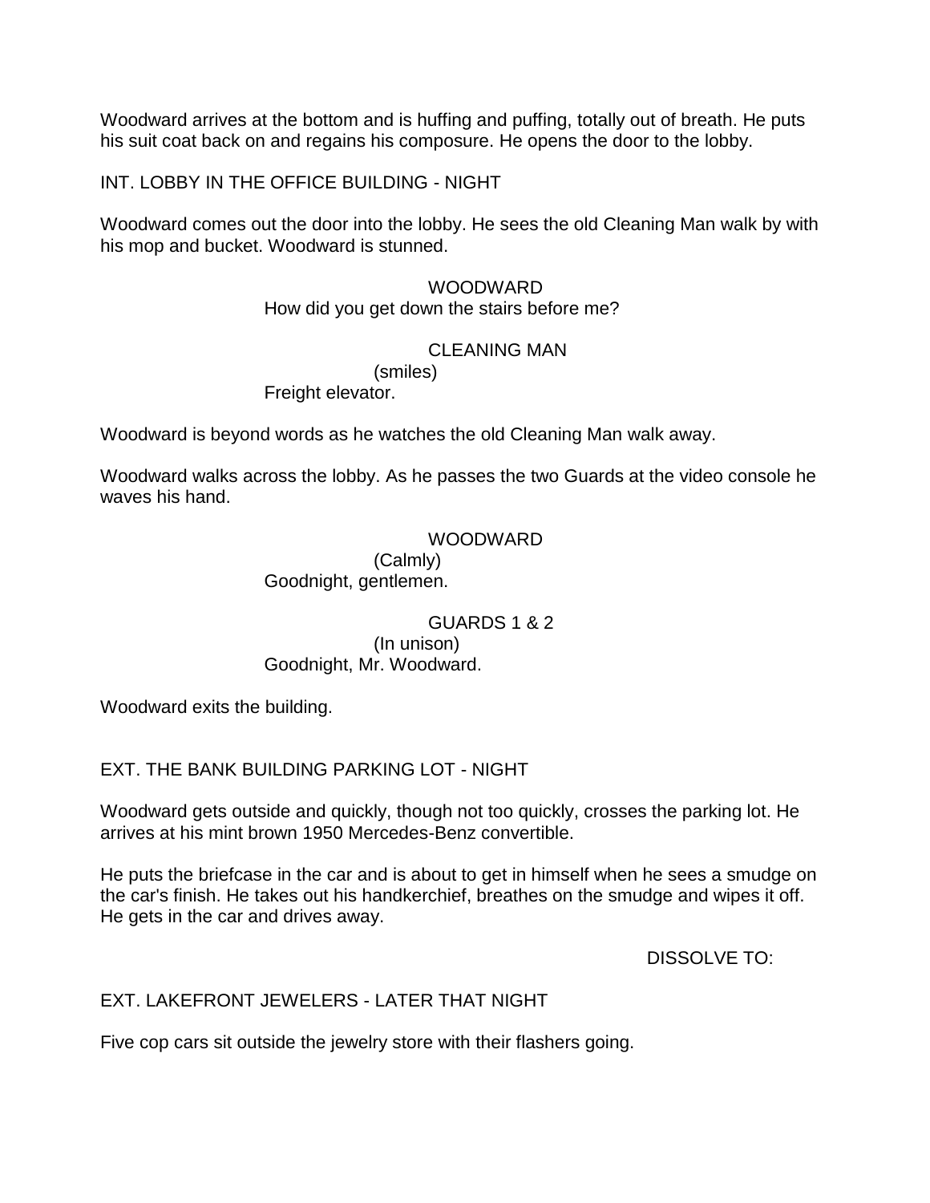Woodward arrives at the bottom and is huffing and puffing, totally out of breath. He puts his suit coat back on and regains his composure. He opens the door to the lobby.

INT. LOBBY IN THE OFFICE BUILDING - NIGHT

Woodward comes out the door into the lobby. He sees the old Cleaning Man walk by with his mop and bucket. Woodward is stunned.

WOODWARD
How did you get down the stairs before me?

CLEANING MAN
(smiles)
Freight elevator.

Woodward is beyond words as he watches the old Cleaning Man walk away.

Woodward walks across the lobby. As he passes the two Guards at the video console he waves his hand.

WOODWARD
(Calmly)
Goodnight, gentlemen.

GUARDS 1 & 2
(In unison)
Goodnight, Mr. Woodward.

Woodward exits the building.

EXT. THE BANK BUILDING PARKING LOT - NIGHT

Woodward gets outside and quickly, though not too quickly, crosses the parking lot. He arrives at his mint brown 1950 Mercedes-Benz convertible.

He puts the briefcase in the car and is about to get in himself when he sees a smudge on the car's finish. He takes out his handkerchief, breathes on the smudge and wipes it off. He gets in the car and drives away.

DISSOLVE TO:

EXT. LAKEFRONT JEWELERS - LATER THAT NIGHT

Five cop cars sit outside the jewelry store with their flashers going.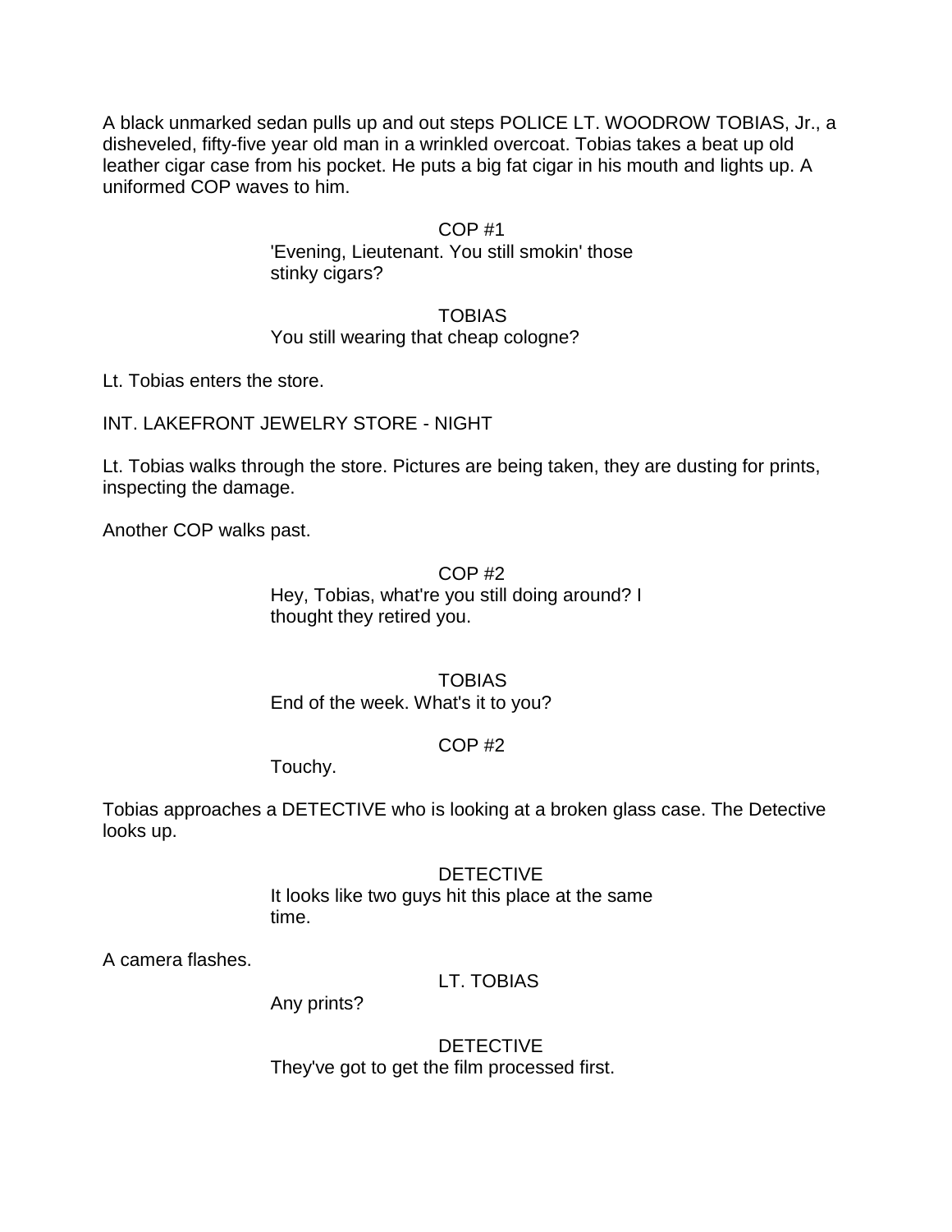A black unmarked sedan pulls up and out steps POLICE LT. WOODROW TOBIAS, Jr., a disheveled, fifty-five year old man in a wrinkled overcoat. Tobias takes a beat up old leather cigar case from his pocket. He puts a big fat cigar in his mouth and lights up. A uniformed COP waves to him.

COP #1
'Evening, Lieutenant. You still smokin' those stinky cigars?

TOBIAS
You still wearing that cheap cologne?

Lt. Tobias enters the store.

INT. LAKEFRONT JEWELRY STORE - NIGHT

Lt. Tobias walks through the store. Pictures are being taken, they are dusting for prints, inspecting the damage.

Another COP walks past.

COP #2
Hey, Tobias, what're you still doing around? I thought they retired you.

TOBIAS
End of the week. What's it to you?

COP #2
Touchy.

Tobias approaches a DETECTIVE who is looking at a broken glass case. The Detective looks up.

DETECTIVE
It looks like two guys hit this place at the same time.

A camera flashes.

LT. TOBIAS
Any prints?

DETECTIVE
They've got to get the film processed first.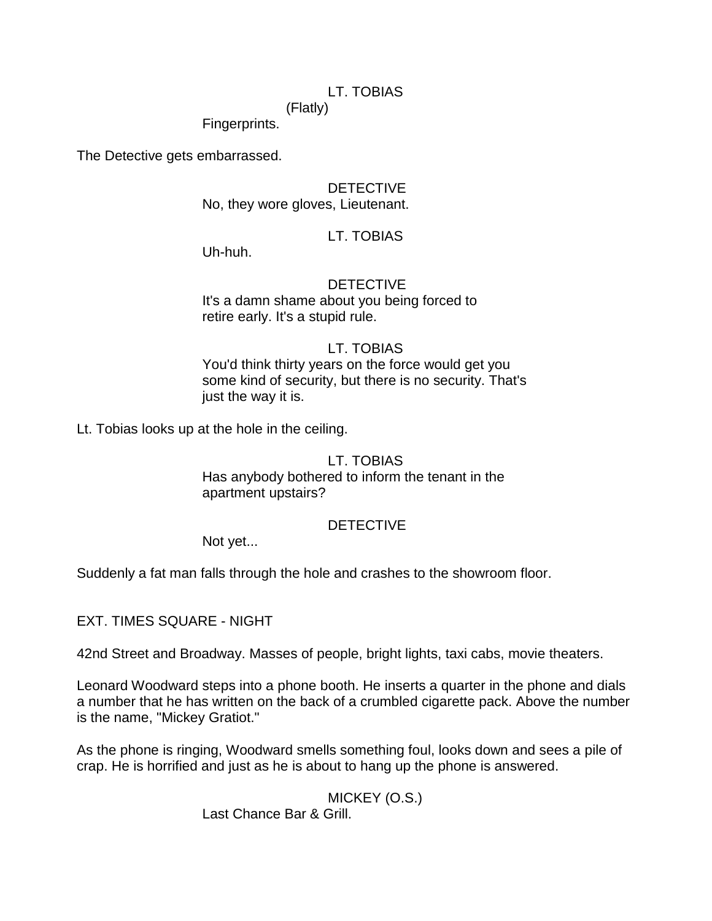LT. TOBIAS
(Flatly)
Fingerprints.

The Detective gets embarrassed.

DETECTIVE
No, they wore gloves, Lieutenant.

LT. TOBIAS
Uh-huh.

DETECTIVE
It's a damn shame about you being forced to retire early. It's a stupid rule.

LT. TOBIAS
You'd think thirty years on the force would get you some kind of security, but there is no security. That's just the way it is.

Lt. Tobias looks up at the hole in the ceiling.

LT. TOBIAS
Has anybody bothered to inform the tenant in the apartment upstairs?

DETECTIVE
Not yet...

Suddenly a fat man falls through the hole and crashes to the showroom floor.

EXT. TIMES SQUARE - NIGHT

42nd Street and Broadway. Masses of people, bright lights, taxi cabs, movie theaters.

Leonard Woodward steps into a phone booth. He inserts a quarter in the phone and dials a number that he has written on the back of a crumbled cigarette pack. Above the number is the name, "Mickey Gratiot."

As the phone is ringing, Woodward smells something foul, looks down and sees a pile of crap. He is horrified and just as he is about to hang up the phone is answered.

MICKEY (O.S.)
Last Chance Bar & Grill.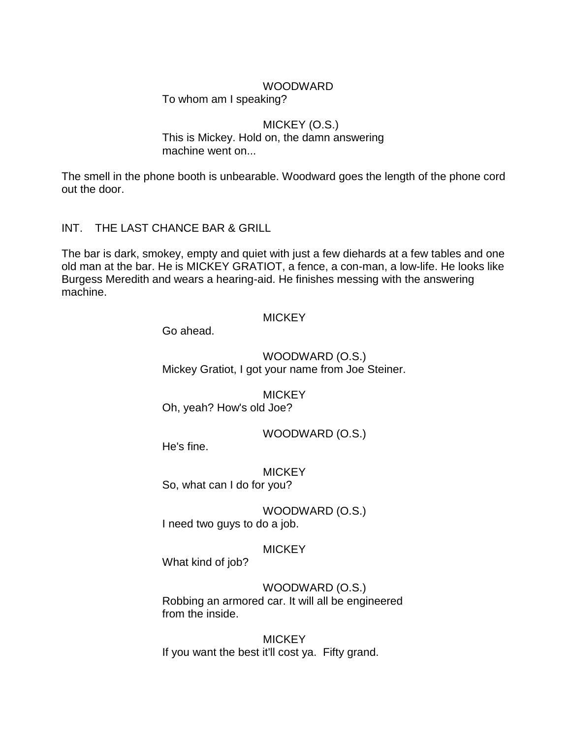WOODWARD
To whom am I speaking?

MICKEY (O.S.)
This is Mickey. Hold on, the damn answering machine went on...

The smell in the phone booth is unbearable. Woodward goes the length of the phone cord out the door.

INT. THE LAST CHANCE BAR & GRILL

The bar is dark, smokey, empty and quiet with just a few diehards at a few tables and one old man at the bar. He is MICKEY GRATIOT, a fence, a con-man, a low-life. He looks like Burgess Meredith and wears a hearing-aid. He finishes messing with the answering machine.

MICKEY
Go ahead.

WOODWARD (O.S.)
Mickey Gratiot, I got your name from Joe Steiner.

MICKEY
Oh, yeah? How's old Joe?

WOODWARD (O.S.)
He's fine.

MICKEY
So, what can I do for you?

WOODWARD (O.S.)
I need two guys to do a job.

MICKEY
What kind of job?

WOODWARD (O.S.)
Robbing an armored car. It will all be engineered from the inside.

MICKEY
If you want the best it'll cost ya. Fifty grand.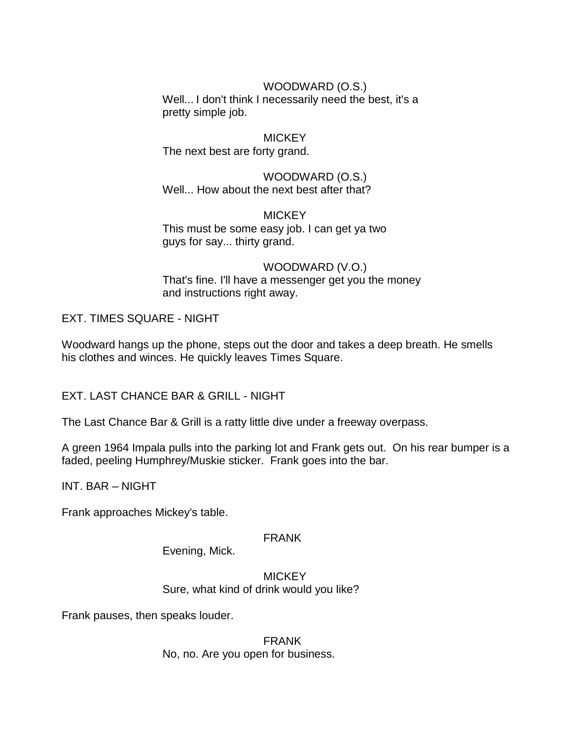WOODWARD (O.S.)
Well... I don't think I necessarily need the best, it's a pretty simple job.

MICKEY
The next best are forty grand.

WOODWARD (O.S.)
Well... How about the next best after that?

MICKEY
This must be some easy job. I can get ya two guys for say... thirty grand.

WOODWARD (V.O.)
That's fine. I'll have a messenger get you the money and instructions right away.

EXT. TIMES SQUARE - NIGHT

Woodward hangs up the phone, steps out the door and takes a deep breath. He smells his clothes and winces. He quickly leaves Times Square.

EXT. LAST CHANCE BAR & GRILL - NIGHT

The Last Chance Bar & Grill is a ratty little dive under a freeway overpass.

A green 1964 Impala pulls into the parking lot and Frank gets out. On his rear bumper is a faded, peeling Humphrey/Muskie sticker. Frank goes into the bar.

INT. BAR – NIGHT

Frank approaches Mickey's table.

FRANK
Evening, Mick.

MICKEY
Sure, what kind of drink would you like?

Frank pauses, then speaks louder.

FRANK
No, no. Are you open for business.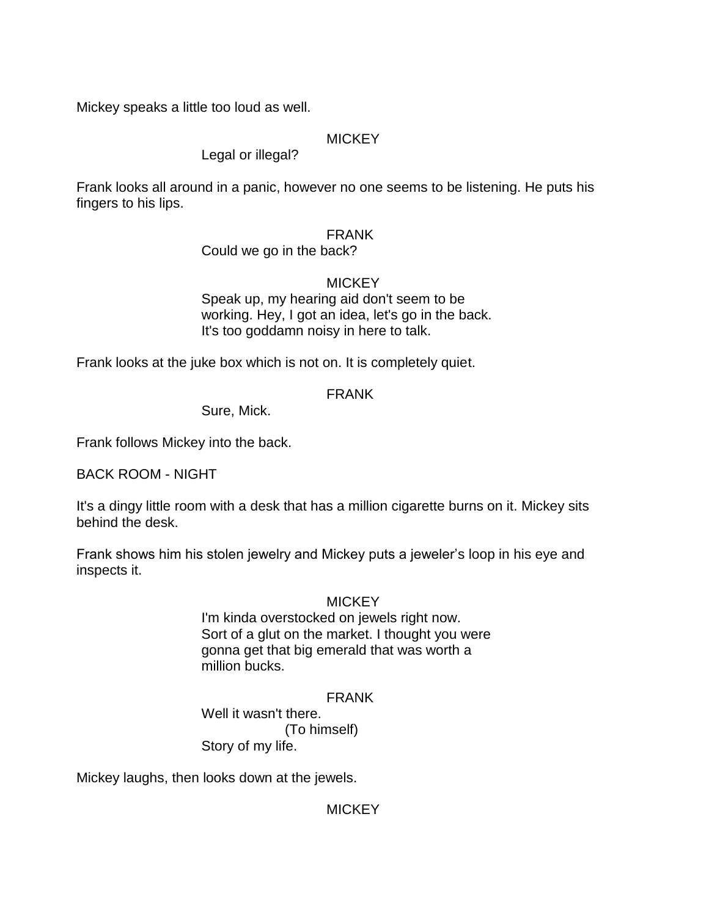Mickey speaks a little too loud as well.

MICKEY

Legal or illegal?

Frank looks all around in a panic, however no one seems to be listening. He puts his fingers to his lips.

FRANK

Could we go in the back?

MICKEY

Speak up, my hearing aid don't seem to be working. Hey, I got an idea, let's go in the back. It's too goddamn noisy in here to talk.

Frank looks at the juke box which is not on. It is completely quiet.

FRANK

Sure, Mick.

Frank follows Mickey into the back.

BACK ROOM - NIGHT

It's a dingy little room with a desk that has a million cigarette burns on it. Mickey sits behind the desk.

Frank shows him his stolen jewelry and Mickey puts a jeweler's loop in his eye and inspects it.

MICKEY

I'm kinda overstocked on jewels right now. Sort of a glut on the market. I thought you were gonna get that big emerald that was worth a million bucks.

FRANK

Well it wasn't there.

(To himself)

Story of my life.

Mickey laughs, then looks down at the jewels.

MICKEY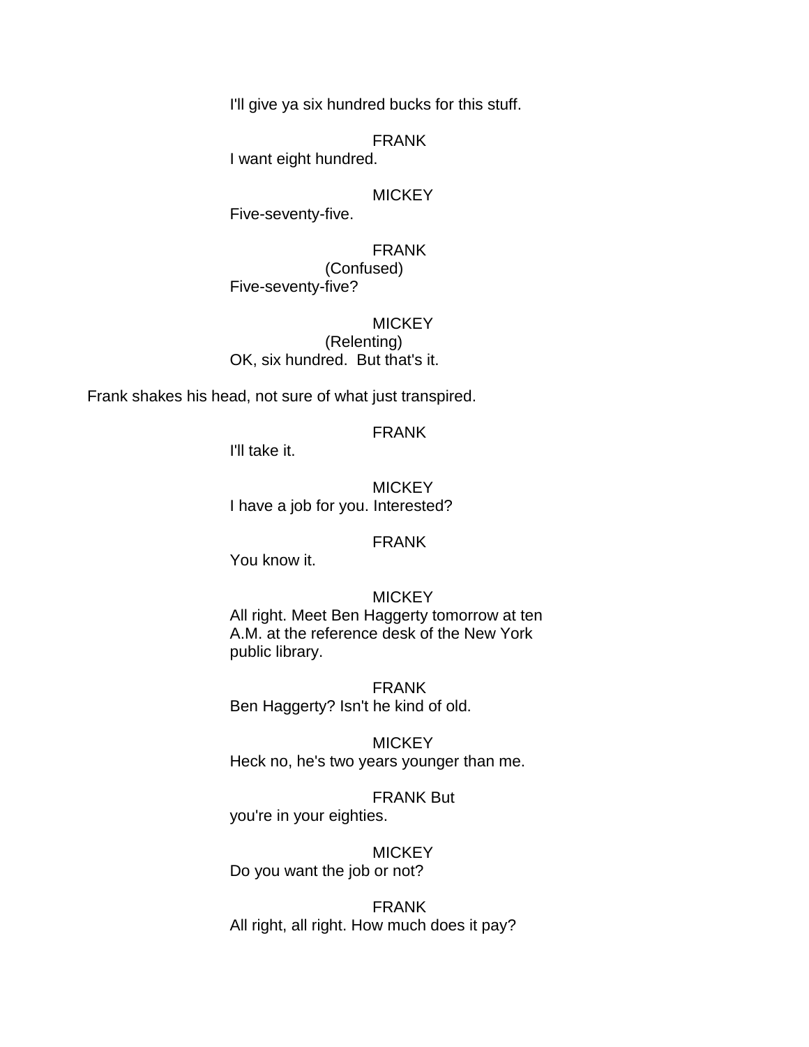I'll give ya six hundred bucks for this stuff.

FRANK
I want eight hundred.

MICKEY
Five-seventy-five.

FRANK
(Confused)
Five-seventy-five?

MICKEY
(Relenting)
OK, six hundred.  But that's it.

Frank shakes his head, not sure of what just transpired.

FRANK
I'll take it.

MICKEY
I have a job for you. Interested?

FRANK
You know it.

MICKEY
All right. Meet Ben Haggerty tomorrow at ten A.M. at the reference desk of the New York public library.

FRANK
Ben Haggerty? Isn't he kind of old.

MICKEY
Heck no, he's two years younger than me.

FRANK But
you're in your eighties.

MICKEY
Do you want the job or not?

FRANK
All right, all right. How much does it pay?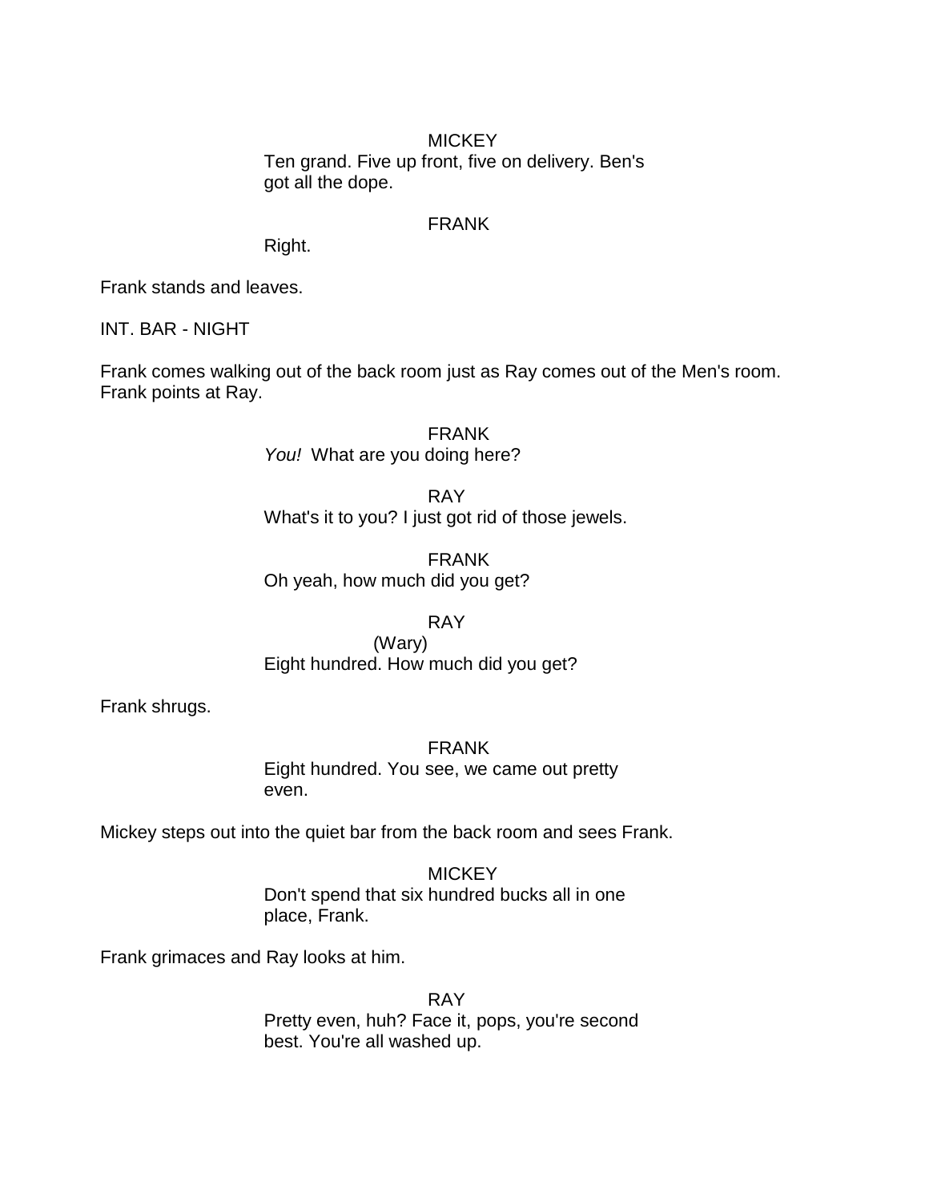MICKEY

Ten grand. Five up front, five on delivery. Ben's got all the dope.

FRANK

Right.

Frank stands and leaves.

INT. BAR - NIGHT

Frank comes walking out of the back room just as Ray comes out of the Men's room. Frank points at Ray.

FRANK

*You!* What are you doing here?

RAY

What's it to you? I just got rid of those jewels.

FRANK

Oh yeah, how much did you get?

RAY

(Wary)

Eight hundred. How much did you get?

Frank shrugs.

FRANK

Eight hundred. You see, we came out pretty even.

Mickey steps out into the quiet bar from the back room and sees Frank.

MICKEY

Don't spend that six hundred bucks all in one place, Frank.

Frank grimaces and Ray looks at him.

RAY

Pretty even, huh? Face it, pops, you're second best. You're all washed up.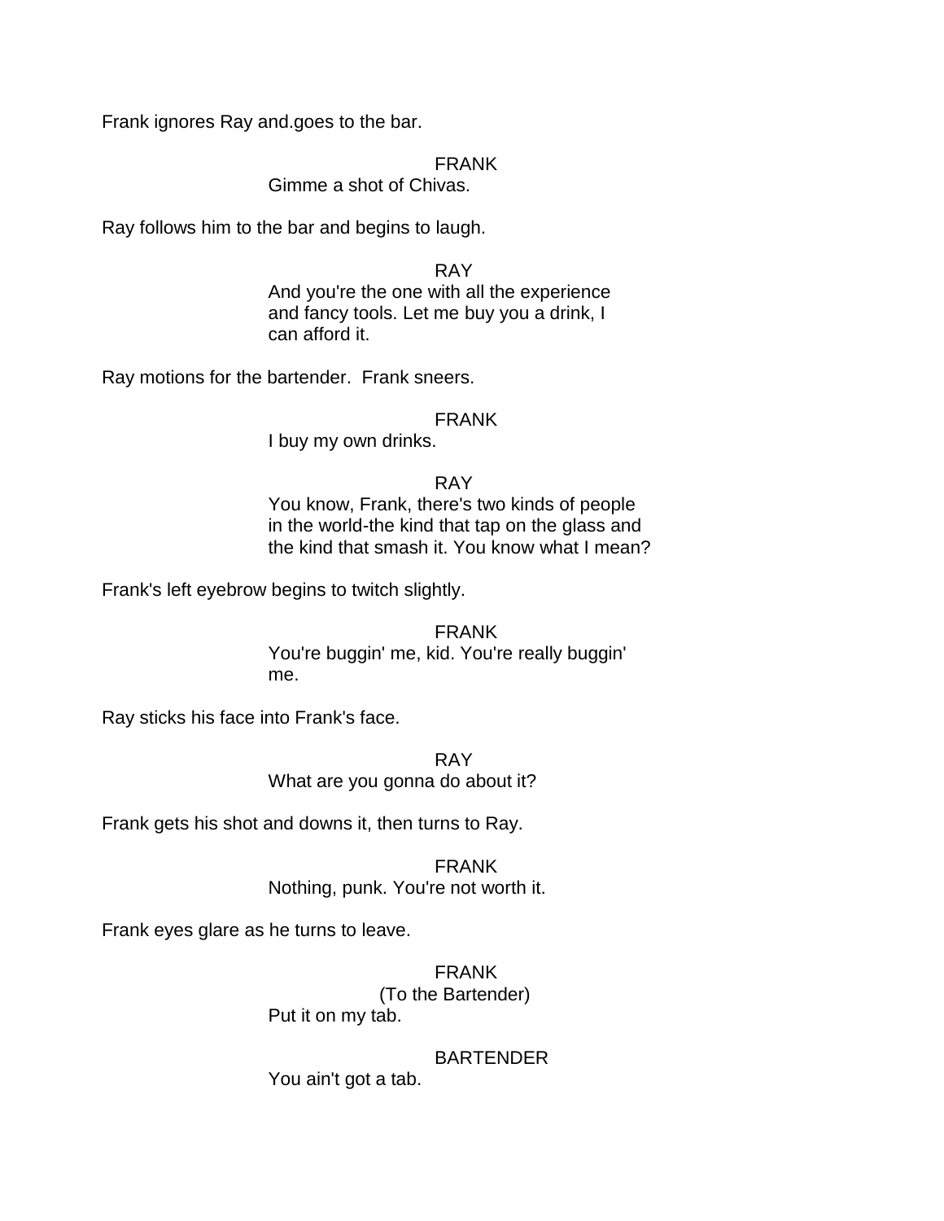Frank ignores Ray and.goes to the bar.

FRANK
Gimme a shot of Chivas.

Ray follows him to the bar and begins to laugh.

RAY
And you're the one with all the experience and fancy tools. Let me buy you a drink, I can afford it.

Ray motions for the bartender. Frank sneers.

FRANK
I buy my own drinks.

RAY
You know, Frank, there's two kinds of people in the world-the kind that tap on the glass and the kind that smash it. You know what I mean?

Frank's left eyebrow begins to twitch slightly.

FRANK
You're buggin' me, kid. You're really buggin' me.

Ray sticks his face into Frank's face.

RAY
What are you gonna do about it?

Frank gets his shot and downs it, then turns to Ray.

FRANK
Nothing, punk. You're not worth it.

Frank eyes glare as he turns to leave.

FRANK
(To the Bartender)
Put it on my tab.

BARTENDER
You ain't got a tab.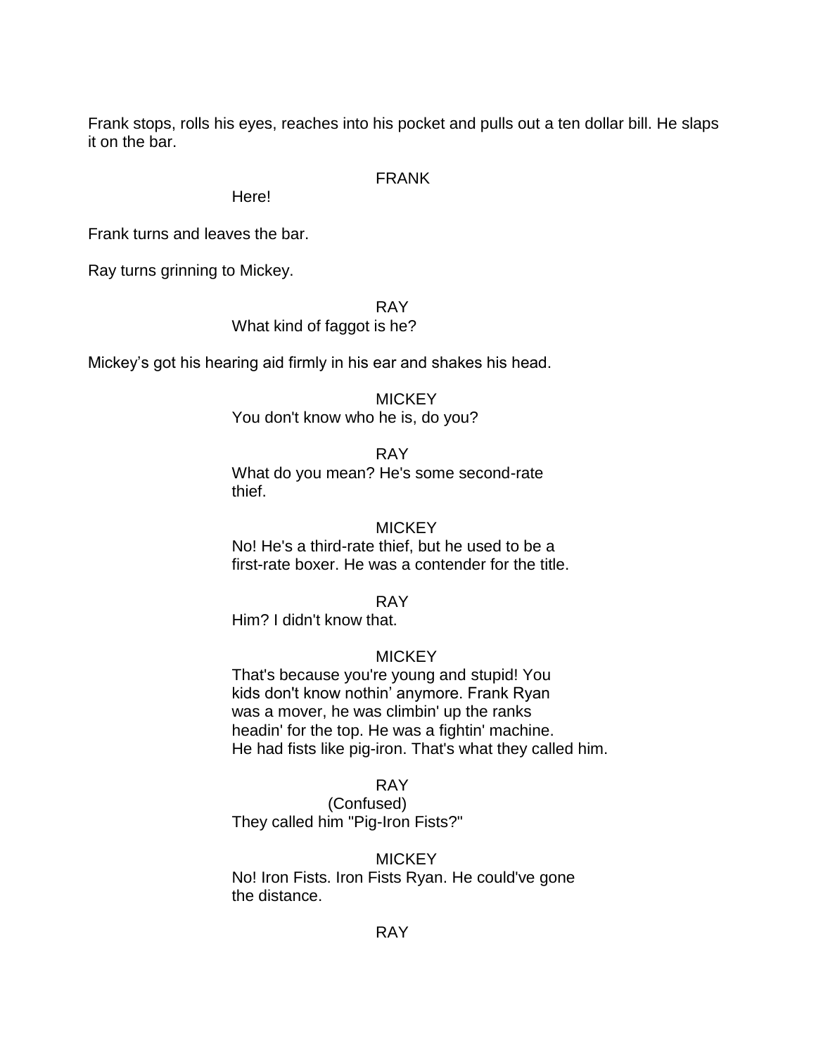Frank stops, rolls his eyes, reaches into his pocket and pulls out a ten dollar bill. He slaps it on the bar.

FRANK

Here!

Frank turns and leaves the bar.

Ray turns grinning to Mickey.

RAY

What kind of faggot is he?

Mickey's got his hearing aid firmly in his ear and shakes his head.

MICKEY

You don't know who he is, do you?

RAY

What do you mean? He's some second-rate thief.

MICKEY

No! He's a third-rate thief, but he used to be a first-rate boxer. He was a contender for the title.

RAY

Him? I didn't know that.

MICKEY

That's because you're young and stupid! You kids don't know nothin' anymore. Frank Ryan was a mover, he was climbin' up the ranks headin' for the top. He was a fightin' machine. He had fists like pig-iron. That's what they called him.

RAY

(Confused)

They called him "Pig-Iron Fists?"

MICKEY

No! Iron Fists. Iron Fists Ryan. He could've gone the distance.

RAY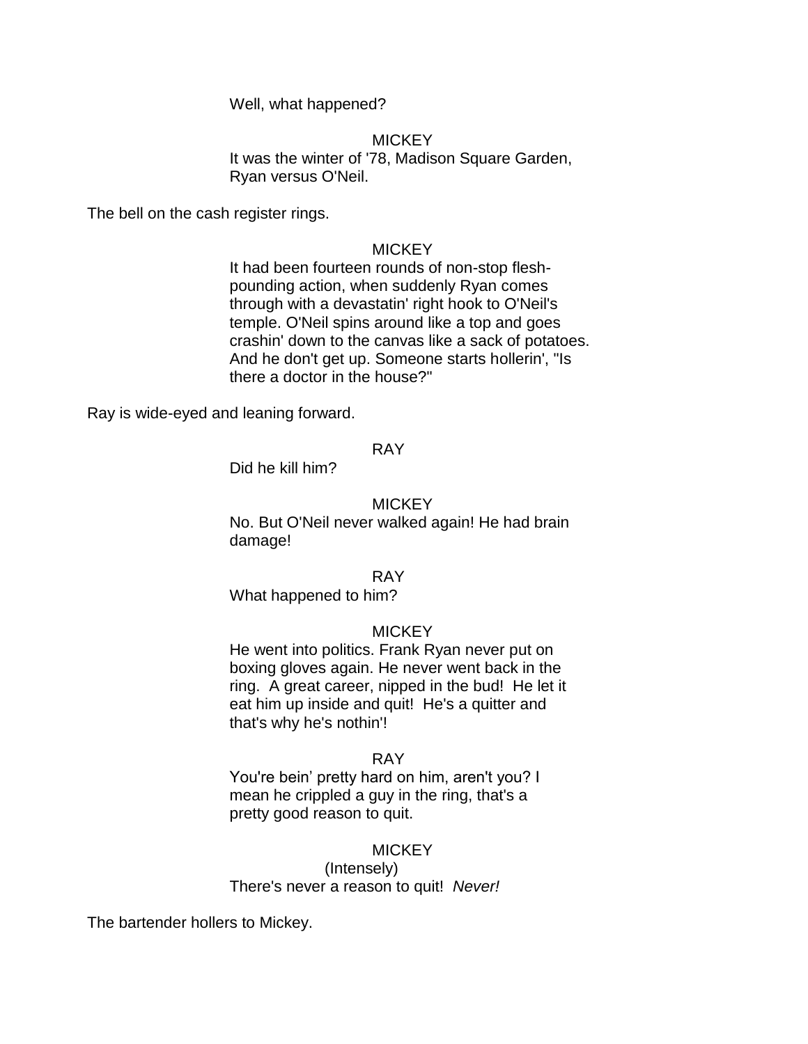Well, what happened?

MICKEY

It was the winter of '78, Madison Square Garden, Ryan versus O'Neil.

The bell on the cash register rings.

MICKEY

It had been fourteen rounds of non-stop flesh-pounding action, when suddenly Ryan comes through with a devastatin' right hook to O'Neil's temple. O'Neil spins around like a top and goes crashin' down to the canvas like a sack of potatoes. And he don't get up. Someone starts hollerin', "Is there a doctor in the house?"

Ray is wide-eyed and leaning forward.

RAY

Did he kill him?

MICKEY

No. But O'Neil never walked again! He had brain damage!

RAY

What happened to him?

MICKEY

He went into politics. Frank Ryan never put on boxing gloves again. He never went back in the ring. A great career, nipped in the bud! He let it eat him up inside and quit! He's a quitter and that's why he's nothin'!

RAY

You're bein' pretty hard on him, aren't you? I mean he crippled a guy in the ring, that's a pretty good reason to quit.

MICKEY

(Intensely)

There's never a reason to quit! *Never!*

The bartender hollers to Mickey.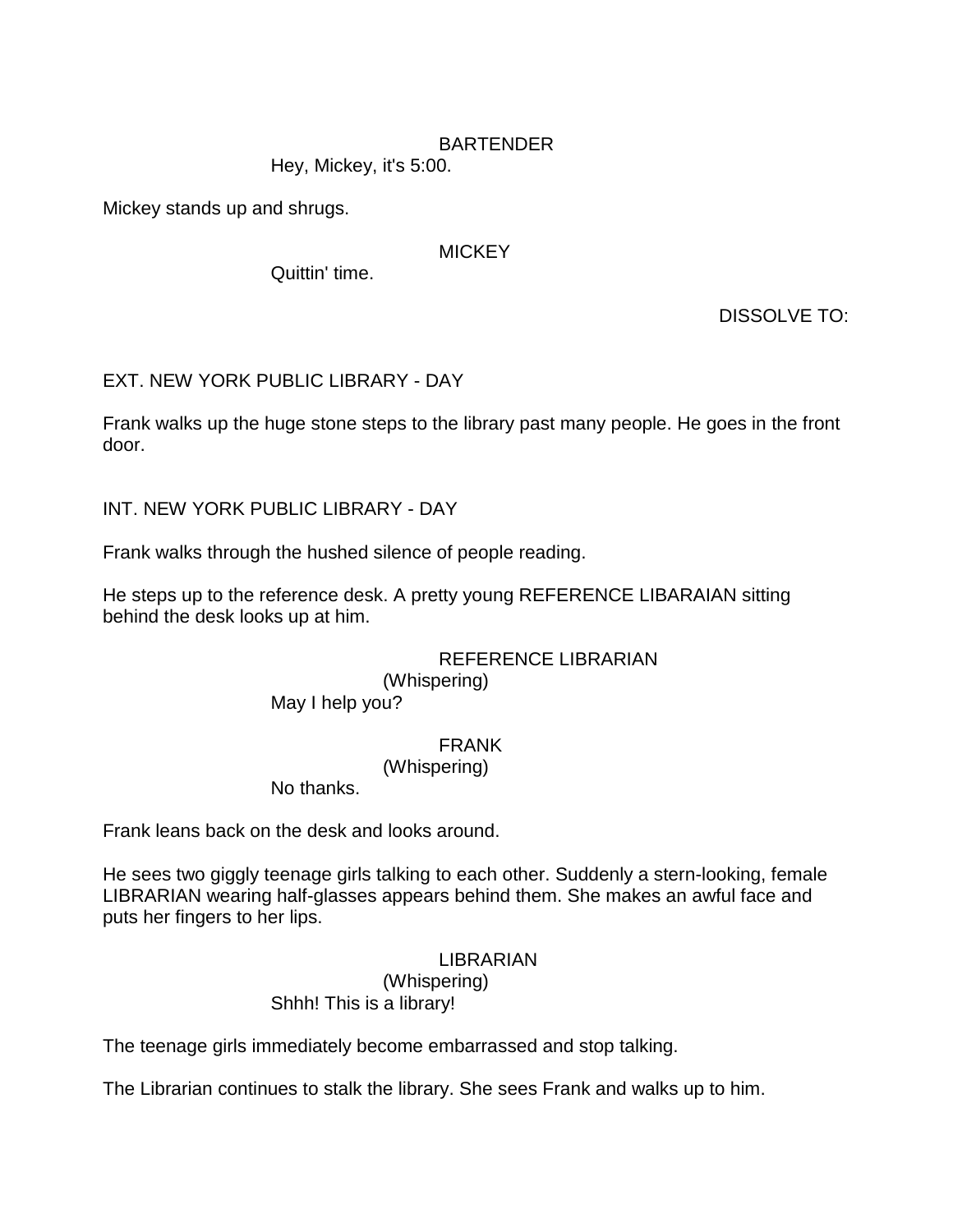BARTENDER

Hey, Mickey, it's 5:00.

Mickey stands up and shrugs.

MICKEY

Quittin' time.

DISSOLVE TO:

EXT. NEW YORK PUBLIC LIBRARY - DAY

Frank walks up the huge stone steps to the library past many people. He goes in the front door.

INT. NEW YORK PUBLIC LIBRARY - DAY

Frank walks through the hushed silence of people reading.

He steps up to the reference desk. A pretty young REFERENCE LIBARAIAN sitting behind the desk looks up at him.

REFERENCE LIBRARIAN

(Whispering)

May I help you?

FRANK

(Whispering)

No thanks.

Frank leans back on the desk and looks around.

He sees two giggly teenage girls talking to each other. Suddenly a stern-looking, female LIBRARIAN wearing half-glasses appears behind them. She makes an awful face and puts her fingers to her lips.

LIBRARIAN

(Whispering)

Shhh! This is a library!

The teenage girls immediately become embarrassed and stop talking.

The Librarian continues to stalk the library. She sees Frank and walks up to him.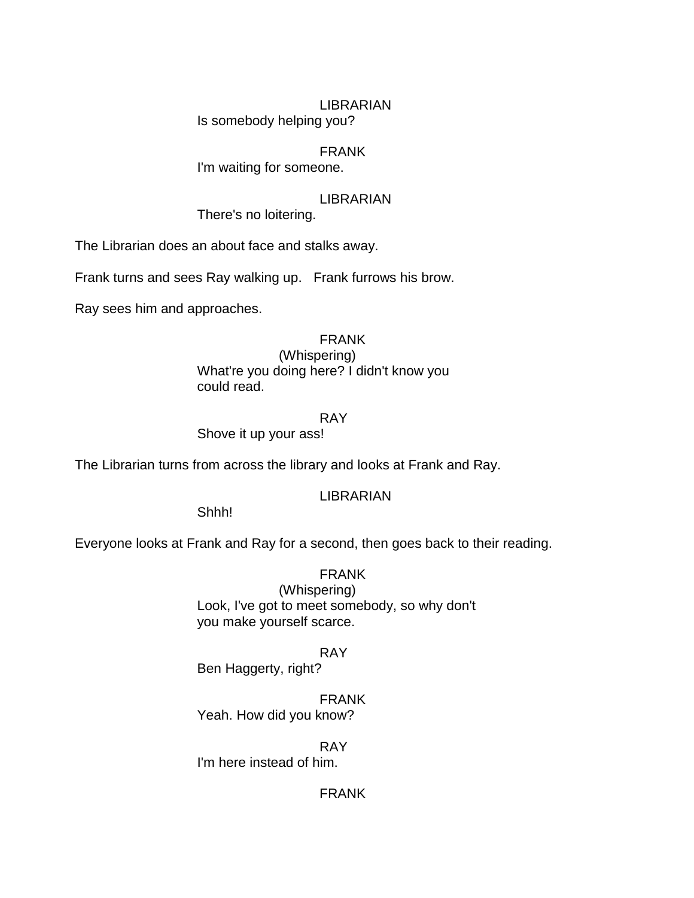LIBRARIAN

Is somebody helping you?

FRANK

I'm waiting for someone.

LIBRARIAN

There's no loitering.

The Librarian does an about face and stalks away.

Frank turns and sees Ray walking up. Frank furrows his brow.

Ray sees him and approaches.

FRANK

(Whispering)

What're you doing here? I didn't know you could read.

RAY

Shove it up your ass!

The Librarian turns from across the library and looks at Frank and Ray.

LIBRARIAN

Shhh!

Everyone looks at Frank and Ray for a second, then goes back to their reading.

FRANK

(Whispering)

Look, I've got to meet somebody, so why don't you make yourself scarce.

RAY

Ben Haggerty, right?

FRANK

Yeah. How did you know?

RAY

I'm here instead of him.

FRANK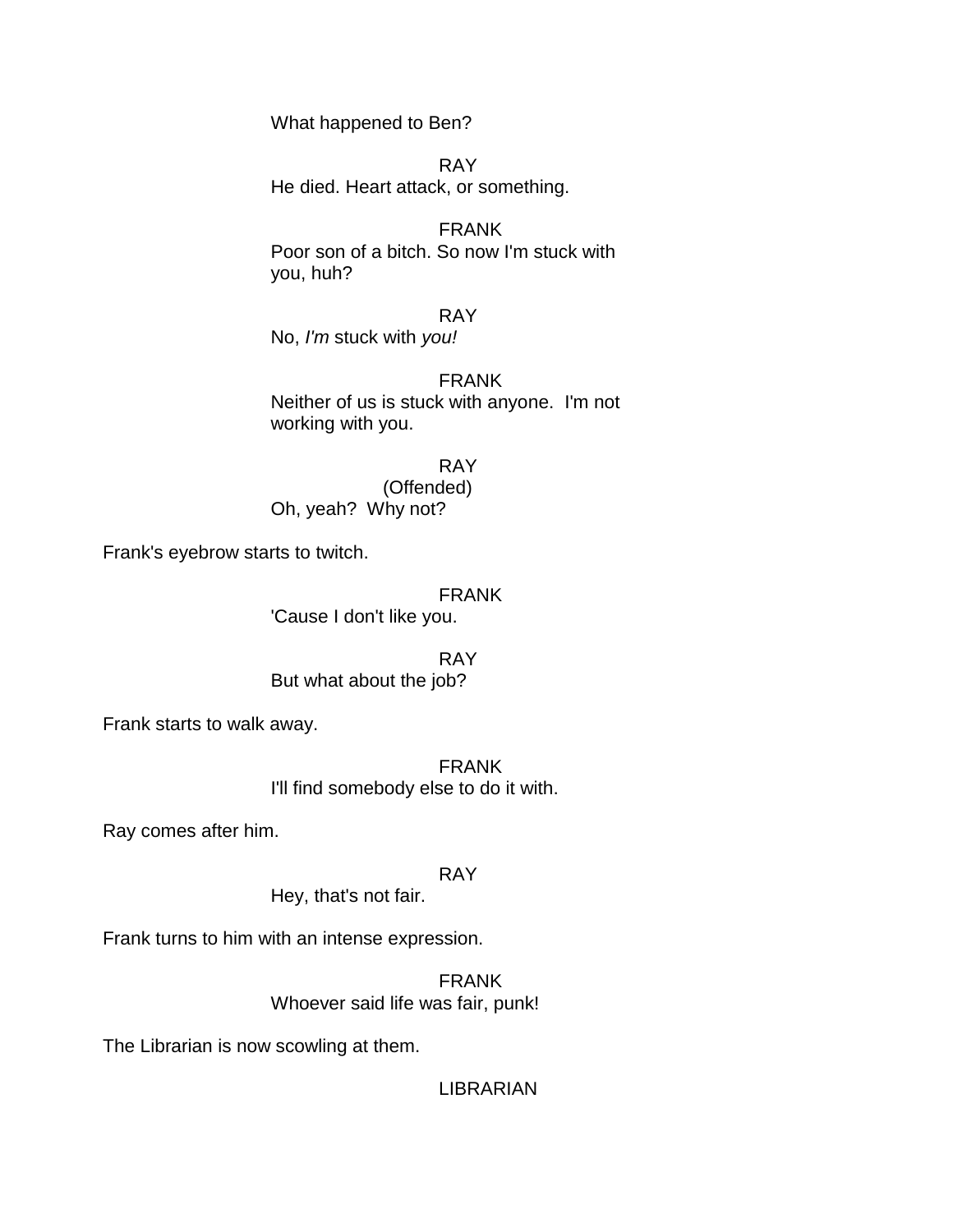What happened to Ben?

RAY

He died. Heart attack, or something.

FRANK

Poor son of a bitch. So now I'm stuck with you, huh?

RAY

No, *I'm* stuck with *you!*

FRANK

Neither of us is stuck with anyone.  I'm not working with you.

RAY

(Offended)

Oh, yeah?  Why not?

Frank's eyebrow starts to twitch.

FRANK

'Cause I don't like you.

RAY

But what about the job?

Frank starts to walk away.

FRANK

I'll find somebody else to do it with.

Ray comes after him.

RAY

Hey, that's not fair.

Frank turns to him with an intense expression.

FRANK

Whoever said life was fair, punk!

The Librarian is now scowling at them.

LIBRARIAN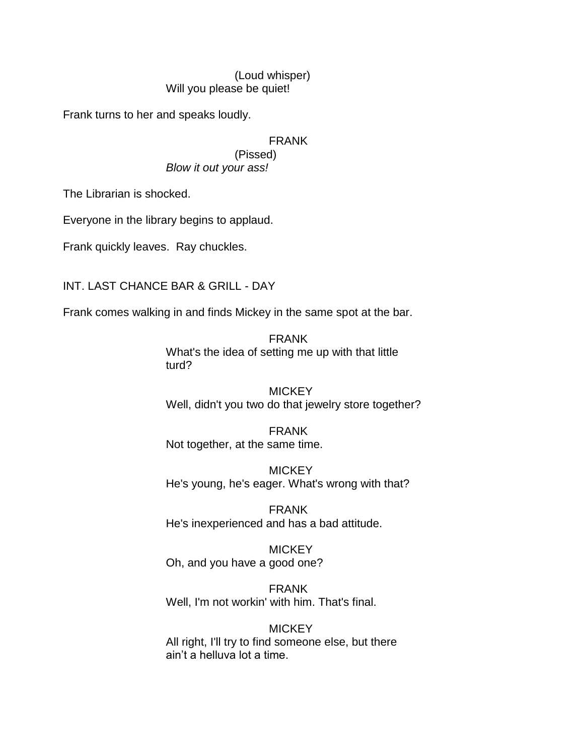(Loud whisper)
Will you please be quiet!

Frank turns to her and speaks loudly.

FRANK
(Pissed)
*Blow it out your ass!*

The Librarian is shocked.

Everyone in the library begins to applaud.

Frank quickly leaves.  Ray chuckles.

INT. LAST CHANCE BAR & GRILL - DAY

Frank comes walking in and finds Mickey in the same spot at the bar.

FRANK
What's the idea of setting me up with that little turd?

MICKEY
Well, didn't you two do that jewelry store together?

FRANK
Not together, at the same time.

MICKEY
He's young, he's eager. What's wrong with that?

FRANK
He's inexperienced and has a bad attitude.

MICKEY
Oh, and you have a good one?

FRANK
Well, I'm not workin' with him. That's final.

MICKEY
All right, I'll try to find someone else, but there ain't a helluva lot a time.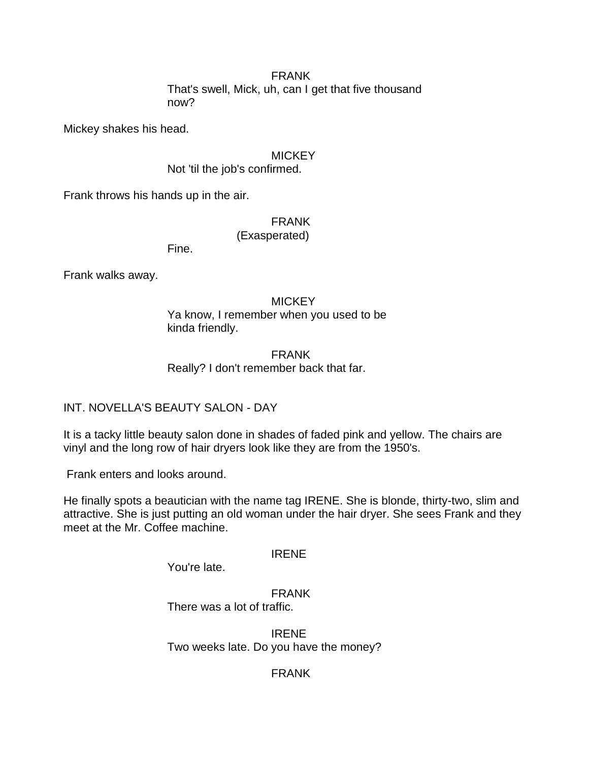FRANK

That's swell, Mick, uh, can I get that five thousand now?

Mickey shakes his head.

MICKEY

Not 'til the job's confirmed.

Frank throws his hands up in the air.

FRANK

(Exasperated)

Fine.

Frank walks away.

MICKEY

Ya know, I remember when you used to be kinda friendly.

FRANK

Really? I don't remember back that far.

INT. NOVELLA'S BEAUTY SALON - DAY

It is a tacky little beauty salon done in shades of faded pink and yellow. The chairs are vinyl and the long row of hair dryers look like they are from the 1950's.

Frank enters and looks around.

He finally spots a beautician with the name tag IRENE. She is blonde, thirty-two, slim and attractive. She is just putting an old woman under the hair dryer. She sees Frank and they meet at the Mr. Coffee machine.

IRENE

You're late.

FRANK

There was a lot of traffic.

IRENE

Two weeks late. Do you have the money?

FRANK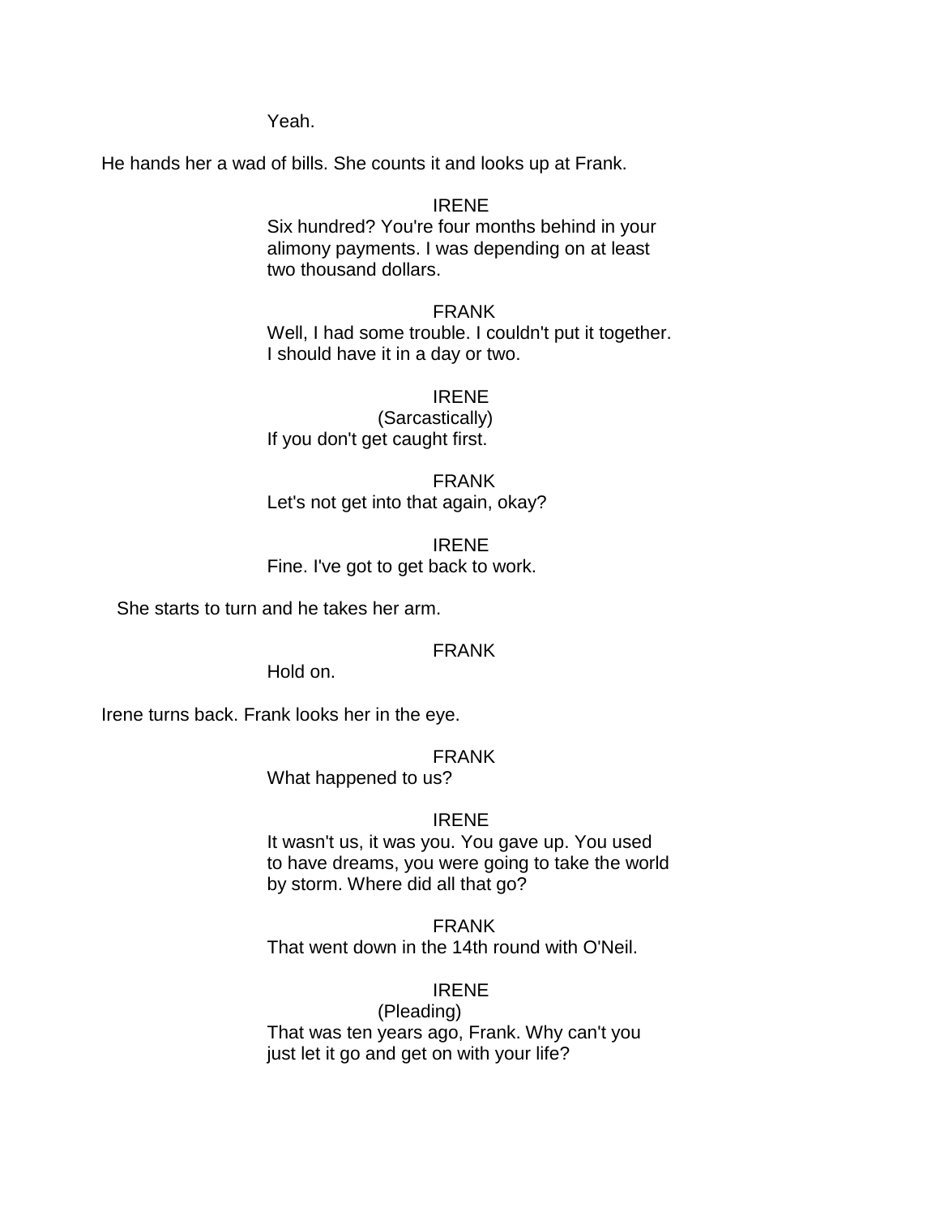Yeah.

He hands her a wad of bills. She counts it and looks up at Frank.

IRENE
Six hundred? You're four months behind in your alimony payments. I was depending on at least two thousand dollars.

FRANK
Well, I had some trouble. I couldn't put it together. I should have it in a day or two.

IRENE
(Sarcastically)
If you don't get caught first.

FRANK
Let's not get into that again, okay?

IRENE
Fine. I've got to get back to work.

She starts to turn and he takes her arm.

FRANK
Hold on.

Irene turns back. Frank looks her in the eye.

FRANK
What happened to us?

IRENE
It wasn't us, it was you. You gave up. You used to have dreams, you were going to take the world by storm. Where did all that go?

FRANK
That went down in the 14th round with O'Neil.

IRENE
(Pleading)
That was ten years ago, Frank. Why can't you just let it go and get on with your life?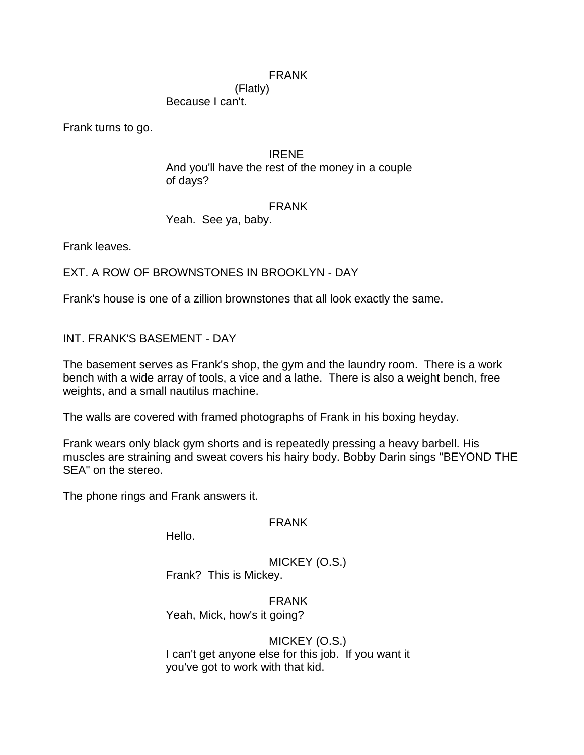FRANK
(Flatly)
Because I can't.

Frank turns to go.

IRENE
And you'll have the rest of the money in a couple of days?

FRANK
Yeah. See ya, baby.

Frank leaves.

EXT. A ROW OF BROWNSTONES IN BROOKLYN - DAY

Frank's house is one of a zillion brownstones that all look exactly the same.

INT. FRANK'S BASEMENT - DAY

The basement serves as Frank's shop, the gym and the laundry room. There is a work bench with a wide array of tools, a vice and a lathe. There is also a weight bench, free weights, and a small nautilus machine.

The walls are covered with framed photographs of Frank in his boxing heyday.

Frank wears only black gym shorts and is repeatedly pressing a heavy barbell. His muscles are straining and sweat covers his hairy body. Bobby Darin sings "BEYOND THE SEA" on the stereo.

The phone rings and Frank answers it.

FRANK
Hello.

MICKEY (O.S.)
Frank? This is Mickey.

FRANK
Yeah, Mick, how's it going?

MICKEY (O.S.)
I can't get anyone else for this job. If you want it you've got to work with that kid.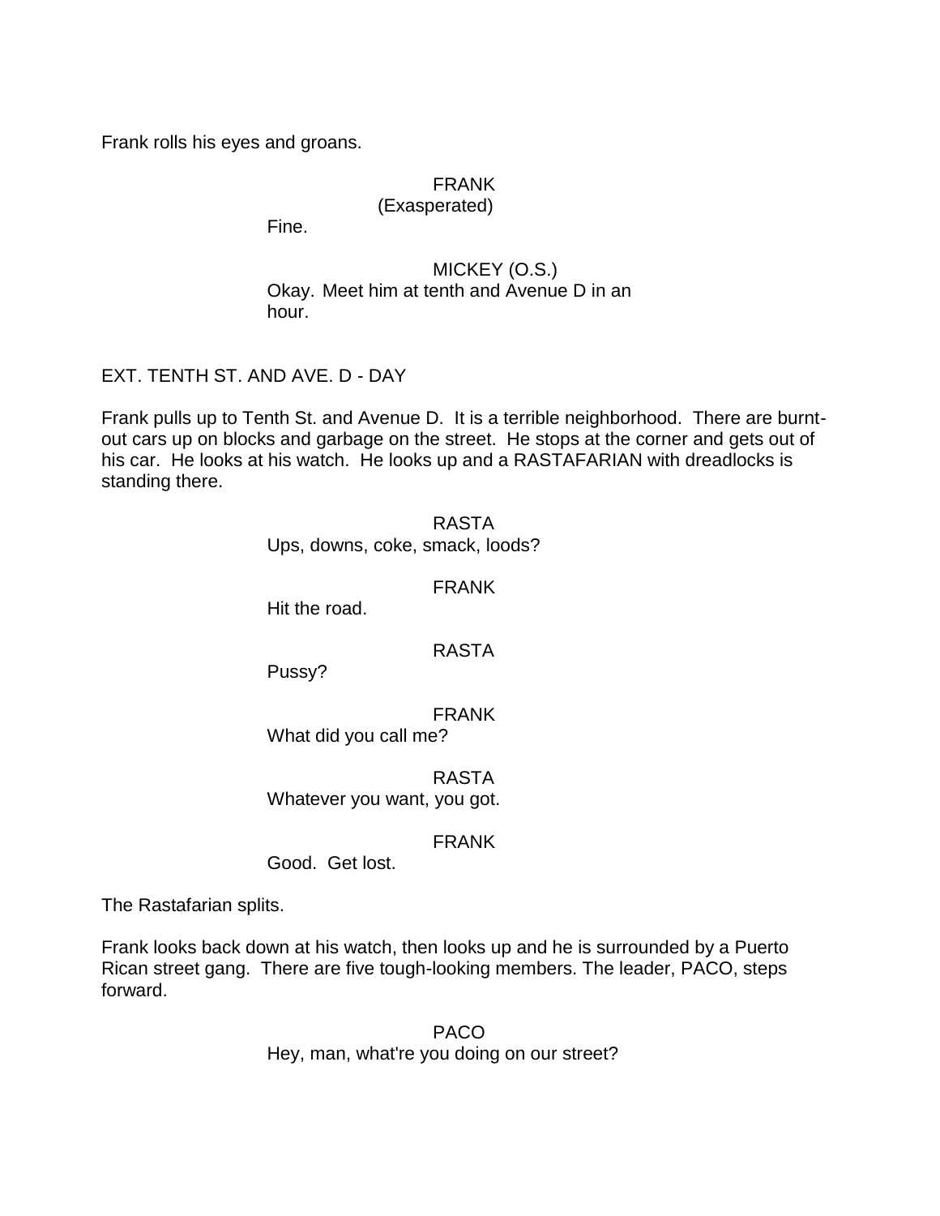Frank rolls his eyes and groans.

FRANK
(Exasperated)
Fine.

MICKEY (O.S.)
Okay. Meet him at tenth and Avenue D in an hour.

EXT. TENTH ST. AND AVE. D - DAY

Frank pulls up to Tenth St. and Avenue D. It is a terrible neighborhood. There are burnt-out cars up on blocks and garbage on the street. He stops at the corner and gets out of his car. He looks at his watch. He looks up and a RASTAFARIAN with dreadlocks is standing there.

RASTA
Ups, downs, coke, smack, loods?

FRANK
Hit the road.

RASTA
Pussy?

FRANK
What did you call me?

RASTA
Whatever you want, you got.

FRANK
Good. Get lost.

The Rastafarian splits.

Frank looks back down at his watch, then looks up and he is surrounded by a Puerto Rican street gang. There are five tough-looking members. The leader, PACO, steps forward.

PACO
Hey, man, what're you doing on our street?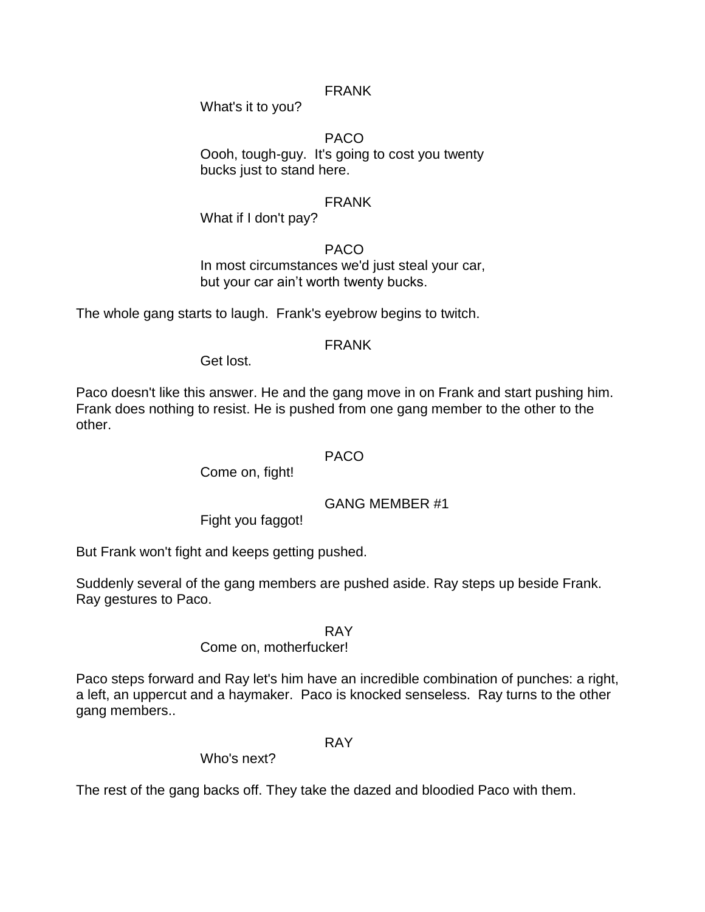FRANK

What's it to you?

PACO

Oooh, tough-guy. It's going to cost you twenty bucks just to stand here.

FRANK

What if I don't pay?

PACO

In most circumstances we'd just steal your car, but your car ain't worth twenty bucks.

The whole gang starts to laugh. Frank's eyebrow begins to twitch.

FRANK

Get lost.

Paco doesn't like this answer. He and the gang move in on Frank and start pushing him. Frank does nothing to resist. He is pushed from one gang member to the other to the other.

PACO

Come on, fight!

GANG MEMBER #1

Fight you faggot!

But Frank won't fight and keeps getting pushed.

Suddenly several of the gang members are pushed aside. Ray steps up beside Frank. Ray gestures to Paco.

RAY

Come on, motherfucker!

Paco steps forward and Ray let's him have an incredible combination of punches: a right, a left, an uppercut and a haymaker. Paco is knocked senseless. Ray turns to the other gang members..

RAY

Who's next?

The rest of the gang backs off. They take the dazed and bloodied Paco with them.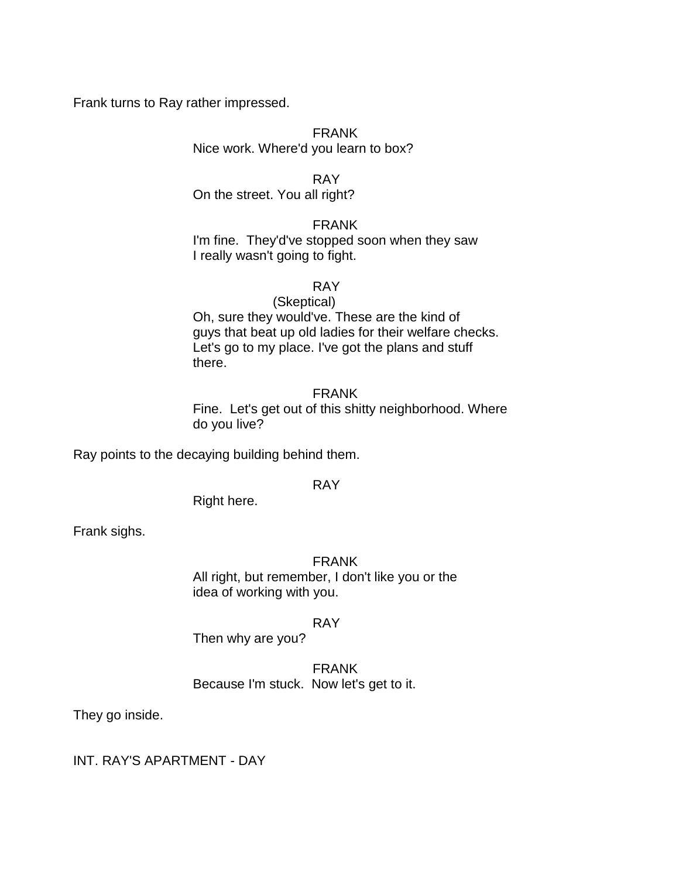Frank turns to Ray rather impressed.

FRANK
Nice work. Where'd you learn to box?

RAY
On the street. You all right?

FRANK
I'm fine. They'd've stopped soon when they saw I really wasn't going to fight.

RAY
(Skeptical)
Oh, sure they would've. These are the kind of guys that beat up old ladies for their welfare checks. Let's go to my place. I've got the plans and stuff there.

FRANK
Fine. Let's get out of this shitty neighborhood. Where do you live?

Ray points to the decaying building behind them.

RAY
Right here.

Frank sighs.

FRANK
All right, but remember, I don't like you or the idea of working with you.

RAY
Then why are you?

FRANK
Because I'm stuck. Now let's get to it.

They go inside.

INT. RAY'S APARTMENT - DAY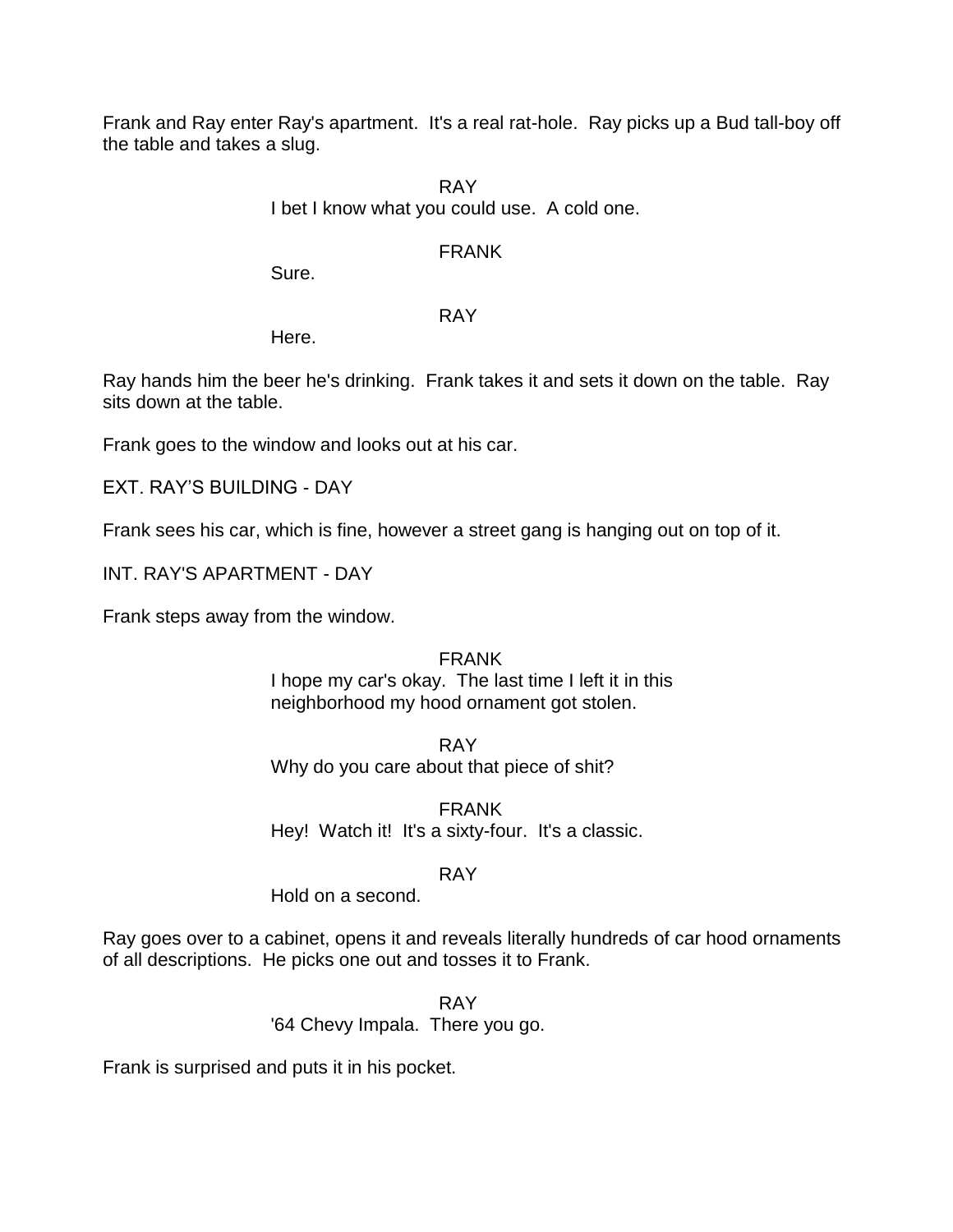Frank and Ray enter Ray's apartment. It's a real rat-hole. Ray picks up a Bud tall-boy off the table and takes a slug.

RAY
I bet I know what you could use. A cold one.

FRANK
Sure.

RAY
Here.

Ray hands him the beer he's drinking. Frank takes it and sets it down on the table. Ray sits down at the table.

Frank goes to the window and looks out at his car.

EXT. RAY'S BUILDING - DAY

Frank sees his car, which is fine, however a street gang is hanging out on top of it.

INT. RAY'S APARTMENT - DAY

Frank steps away from the window.

FRANK
I hope my car's okay. The last time I left it in this neighborhood my hood ornament got stolen.

RAY
Why do you care about that piece of shit?

FRANK
Hey! Watch it! It's a sixty-four. It's a classic.

RAY
Hold on a second.

Ray goes over to a cabinet, opens it and reveals literally hundreds of car hood ornaments of all descriptions. He picks one out and tosses it to Frank.

RAY
'64 Chevy Impala. There you go.

Frank is surprised and puts it in his pocket.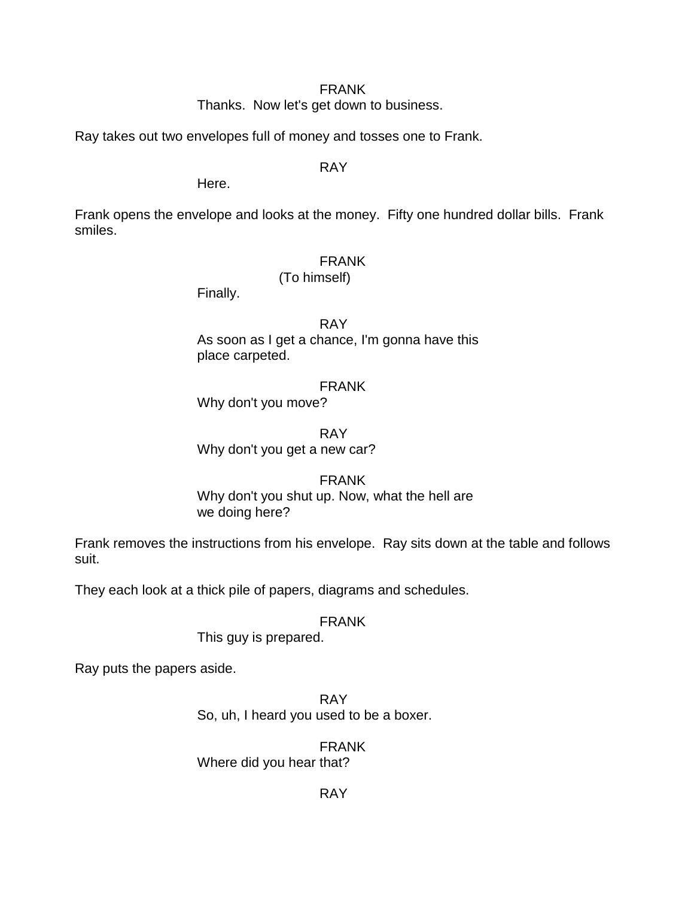FRANK
Thanks.  Now let's get down to business.

Ray takes out two envelopes full of money and tosses one to Frank.

RAY
Here.

Frank opens the envelope and looks at the money.  Fifty one hundred dollar bills.  Frank smiles.

FRANK
(To himself)
Finally.

RAY
As soon as I get a chance, I'm gonna have this place carpeted.

FRANK
Why don't you move?

RAY
Why don't you get a new car?

FRANK
Why don't you shut up. Now, what the hell are we doing here?

Frank removes the instructions from his envelope.  Ray sits down at the table and follows suit.

They each look at a thick pile of papers, diagrams and schedules.

FRANK
This guy is prepared.

Ray puts the papers aside.

RAY
So, uh, I heard you used to be a boxer.

FRANK
Where did you hear that?

RAY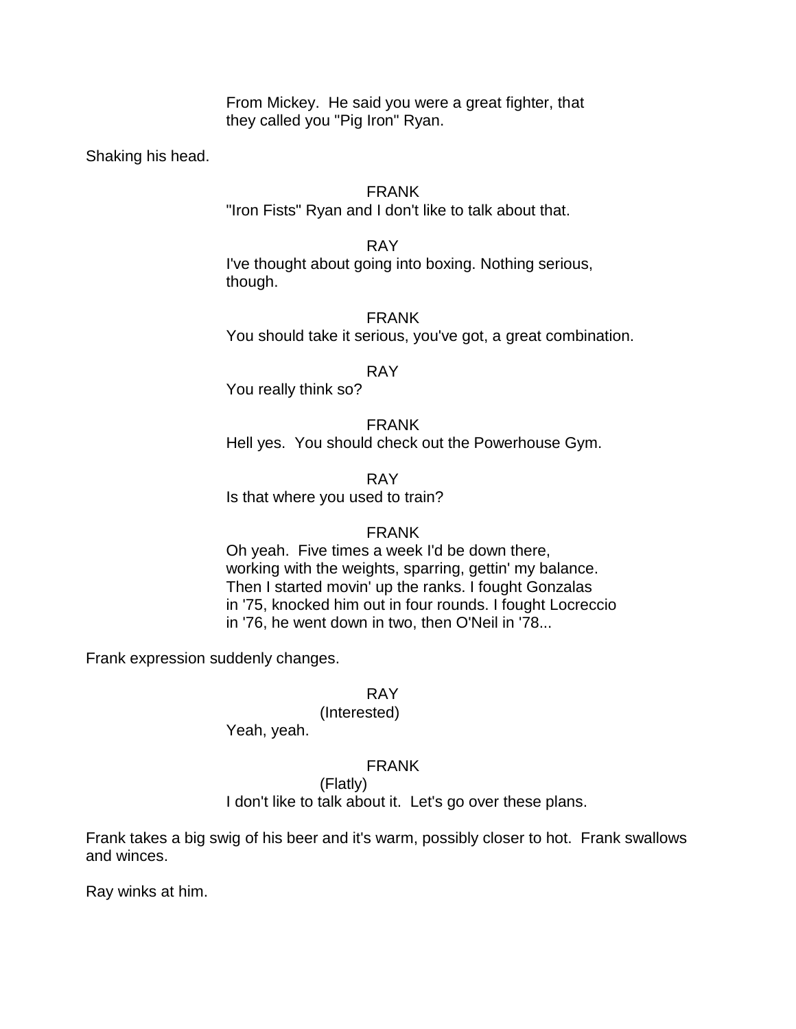From Mickey. He said you were a great fighter, that they called you "Pig Iron" Ryan.

Shaking his head.

FRANK

"Iron Fists" Ryan and I don't like to talk about that.

RAY

I've thought about going into boxing. Nothing serious, though.

FRANK

You should take it serious, you've got, a great combination.

RAY

You really think so?

FRANK

Hell yes. You should check out the Powerhouse Gym.

RAY

Is that where you used to train?

FRANK

Oh yeah. Five times a week I'd be down there, working with the weights, sparring, gettin' my balance. Then I started movin' up the ranks. I fought Gonzalas in '75, knocked him out in four rounds. I fought Locreccio in '76, he went down in two, then O'Neil in '78...

Frank expression suddenly changes.

RAY

(Interested)

Yeah, yeah.

FRANK

(Flatly)

I don't like to talk about it. Let's go over these plans.

Frank takes a big swig of his beer and it's warm, possibly closer to hot. Frank swallows and winces.

Ray winks at him.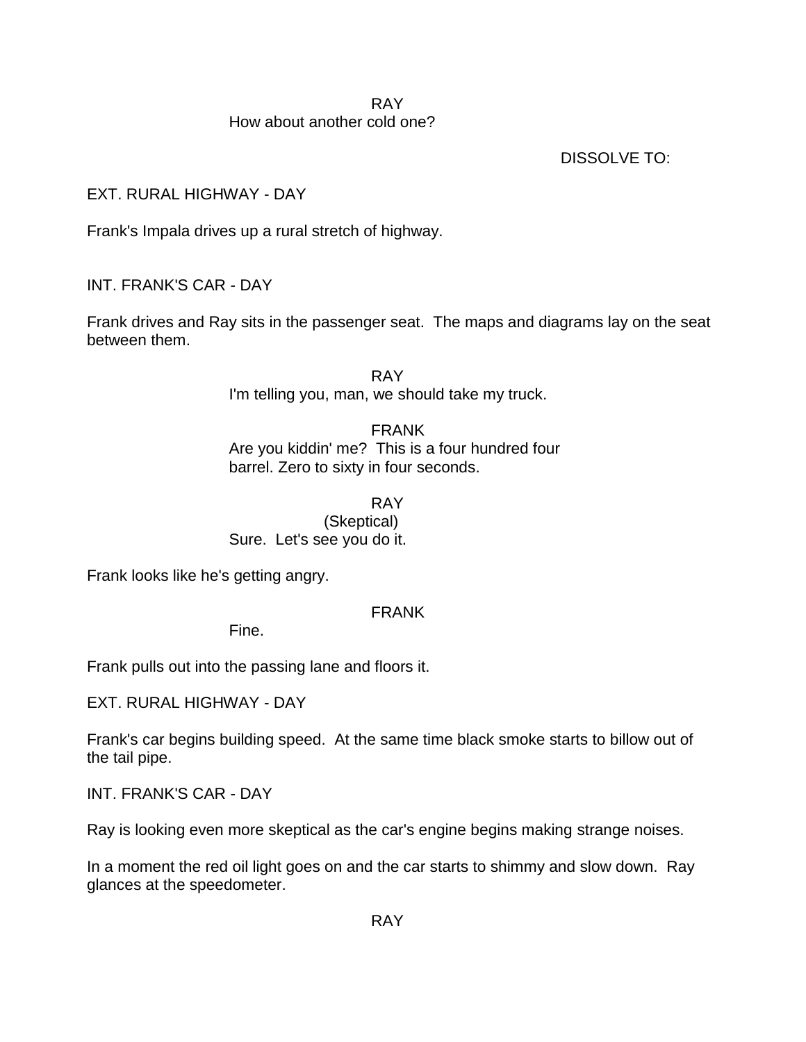RAY
How about another cold one?

DISSOLVE TO:

EXT. RURAL HIGHWAY - DAY

Frank's Impala drives up a rural stretch of highway.

INT. FRANK'S CAR - DAY

Frank drives and Ray sits in the passenger seat. The maps and diagrams lay on the seat between them.

RAY
I'm telling you, man, we should take my truck.

FRANK
Are you kiddin' me? This is a four hundred four barrel. Zero to sixty in four seconds.

RAY
(Skeptical)
Sure. Let's see you do it.

Frank looks like he's getting angry.

FRANK
Fine.

Frank pulls out into the passing lane and floors it.

EXT. RURAL HIGHWAY - DAY

Frank's car begins building speed. At the same time black smoke starts to billow out of the tail pipe.

INT. FRANK'S CAR - DAY

Ray is looking even more skeptical as the car's engine begins making strange noises.

In a moment the red oil light goes on and the car starts to shimmy and slow down. Ray glances at the speedometer.

RAY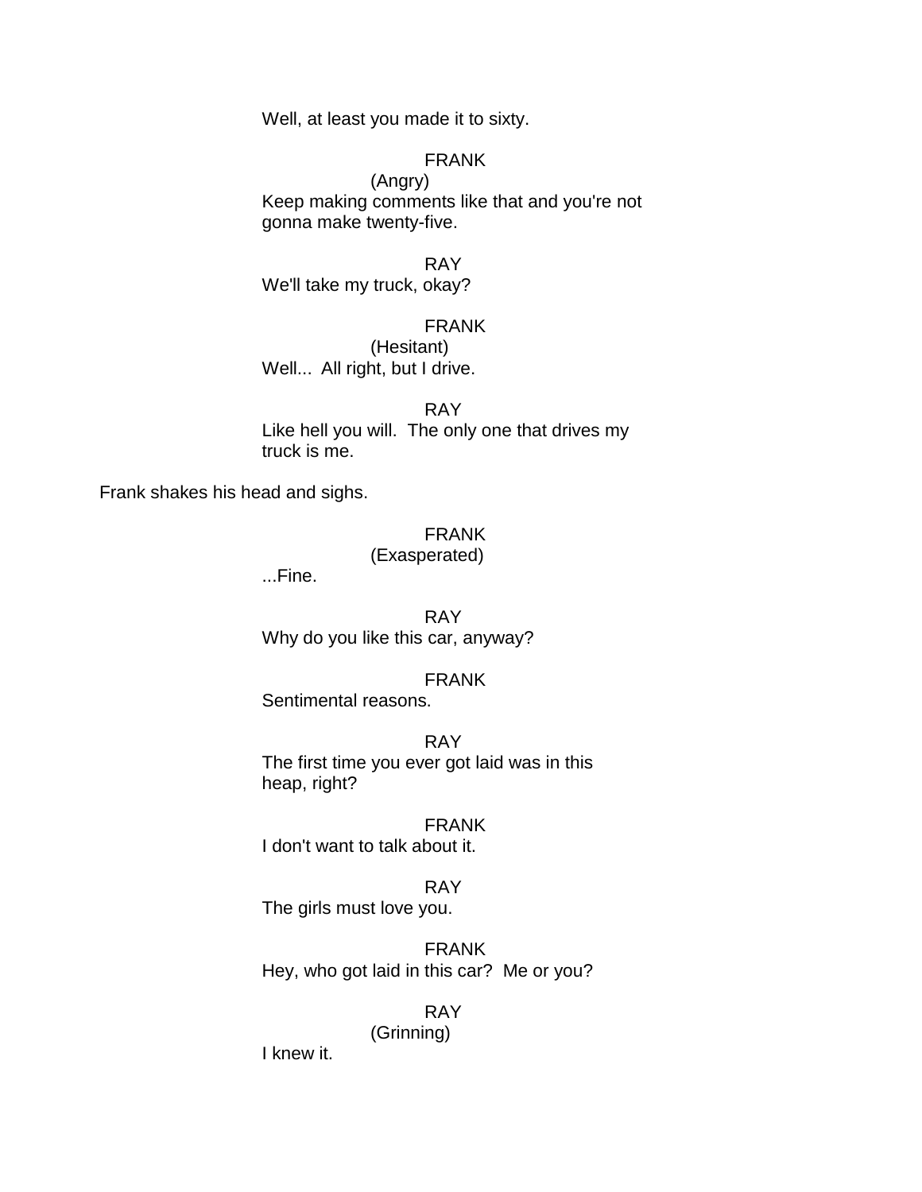Well, at least you made it to sixty.

FRANK
(Angry)
Keep making comments like that and you're not gonna make twenty-five.

RAY
We'll take my truck, okay?

FRANK
(Hesitant)
Well... All right, but I drive.

RAY
Like hell you will. The only one that drives my truck is me.

Frank shakes his head and sighs.

FRANK
(Exasperated)
...Fine.

RAY
Why do you like this car, anyway?

FRANK
Sentimental reasons.

RAY
The first time you ever got laid was in this heap, right?

FRANK
I don't want to talk about it.

RAY
The girls must love you.

FRANK
Hey, who got laid in this car? Me or you?

RAY
(Grinning)
I knew it.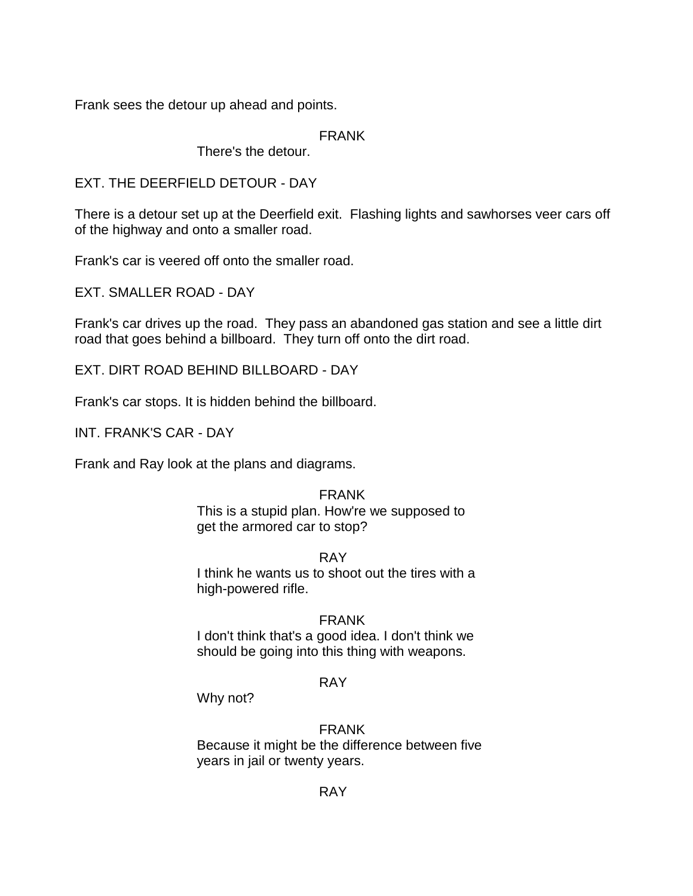Frank sees the detour up ahead and points.

FRANK
There's the detour.

EXT. THE DEERFIELD DETOUR - DAY

There is a detour set up at the Deerfield exit. Flashing lights and sawhorses veer cars off of the highway and onto a smaller road.

Frank's car is veered off onto the smaller road.

EXT. SMALLER ROAD - DAY

Frank's car drives up the road. They pass an abandoned gas station and see a little dirt road that goes behind a billboard. They turn off onto the dirt road.

EXT. DIRT ROAD BEHIND BILLBOARD - DAY

Frank's car stops. It is hidden behind the billboard.

INT. FRANK'S CAR - DAY

Frank and Ray look at the plans and diagrams.

FRANK
This is a stupid plan. How're we supposed to get the armored car to stop?

RAY
I think he wants us to shoot out the tires with a high-powered rifle.

FRANK
I don't think that's a good idea. I don't think we should be going into this thing with weapons.

RAY
Why not?

FRANK
Because it might be the difference between five years in jail or twenty years.

RAY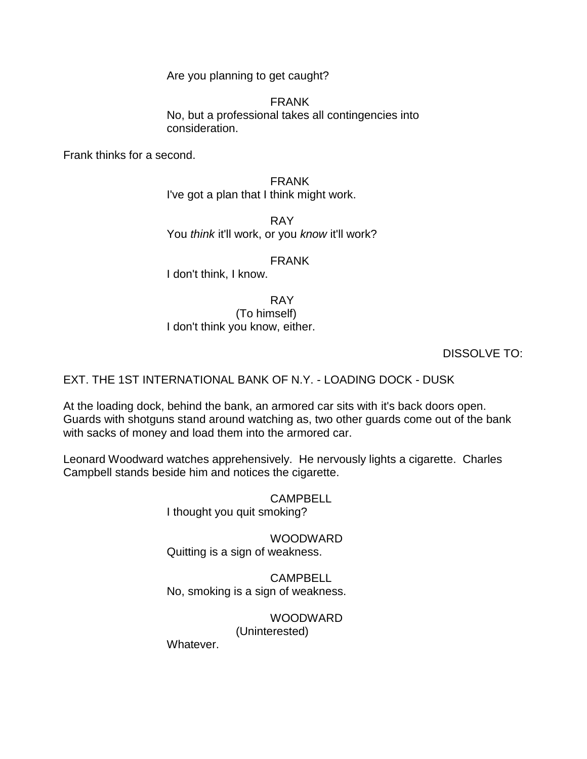Are you planning to get caught?

FRANK
No, but a professional takes all contingencies into consideration.

Frank thinks for a second.

FRANK
I've got a plan that I think might work.

RAY
You *think* it'll work, or you *know* it'll work?

FRANK
I don't think, I know.

RAY
(To himself)
I don't think you know, either.

DISSOLVE TO:

EXT. THE 1ST INTERNATIONAL BANK OF N.Y. - LOADING DOCK - DUSK

At the loading dock, behind the bank, an armored car sits with it's back doors open. Guards with shotguns stand around watching as, two other guards come out of the bank with sacks of money and load them into the armored car.

Leonard Woodward watches apprehensively. He nervously lights a cigarette. Charles Campbell stands beside him and notices the cigarette.

CAMPBELL
I thought you quit smoking?

WOODWARD
Quitting is a sign of weakness.

CAMPBELL
No, smoking is a sign of weakness.

WOODWARD
(Uninterested)
Whatever.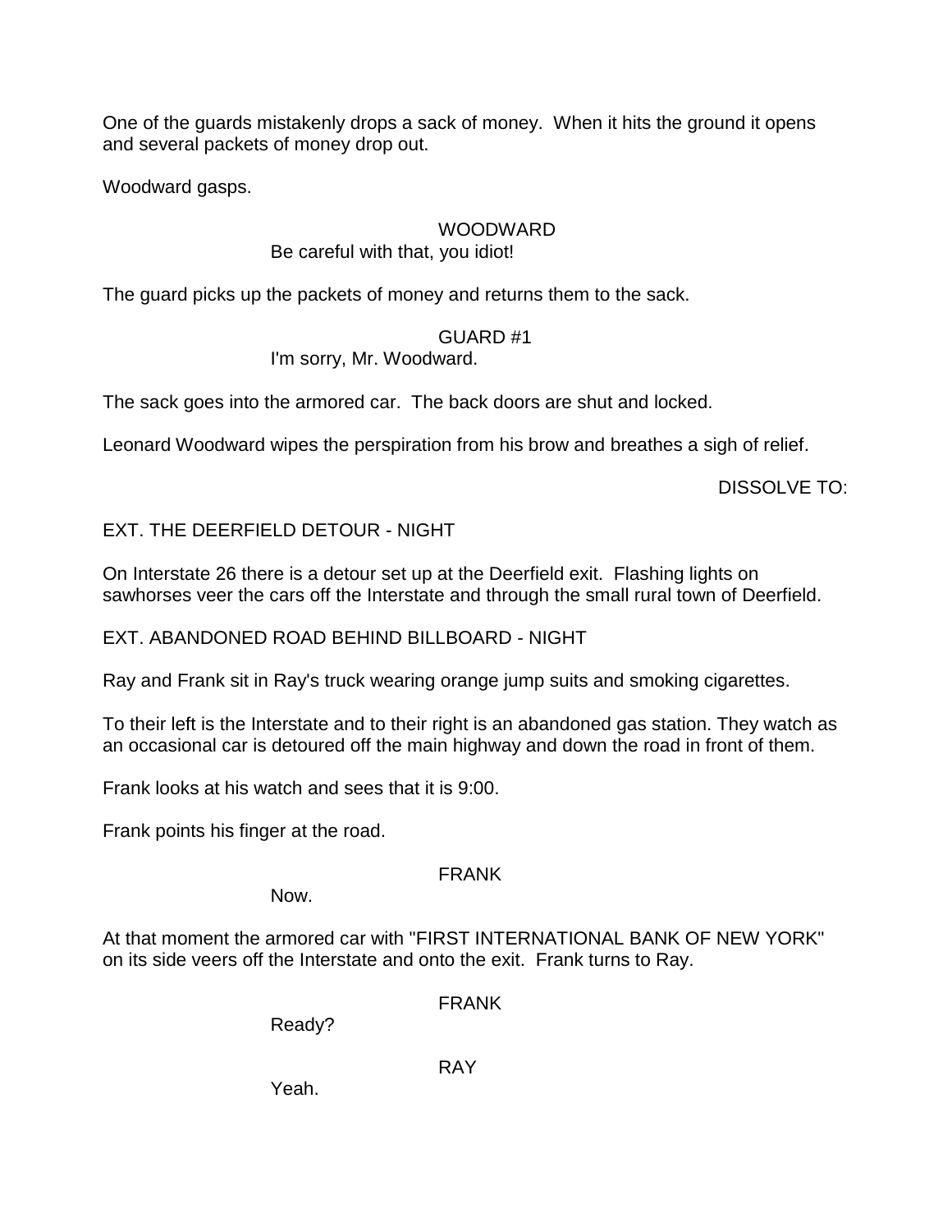One of the guards mistakenly drops a sack of money. When it hits the ground it opens and several packets of money drop out.

Woodward gasps.

WOODWARD
Be careful with that, you idiot!

The guard picks up the packets of money and returns them to the sack.

GUARD #1
I'm sorry, Mr. Woodward.

The sack goes into the armored car. The back doors are shut and locked.

Leonard Woodward wipes the perspiration from his brow and breathes a sigh of relief.

DISSOLVE TO:

EXT. THE DEERFIELD DETOUR - NIGHT

On Interstate 26 there is a detour set up at the Deerfield exit. Flashing lights on sawhorses veer the cars off the Interstate and through the small rural town of Deerfield.

EXT. ABANDONED ROAD BEHIND BILLBOARD - NIGHT

Ray and Frank sit in Ray's truck wearing orange jump suits and smoking cigarettes.

To their left is the Interstate and to their right is an abandoned gas station. They watch as an occasional car is detoured off the main highway and down the road in front of them.

Frank looks at his watch and sees that it is 9:00.

Frank points his finger at the road.

FRANK
Now.

At that moment the armored car with "FIRST INTERNATIONAL BANK OF NEW YORK" on its side veers off the Interstate and onto the exit. Frank turns to Ray.

FRANK
Ready?

RAY
Yeah.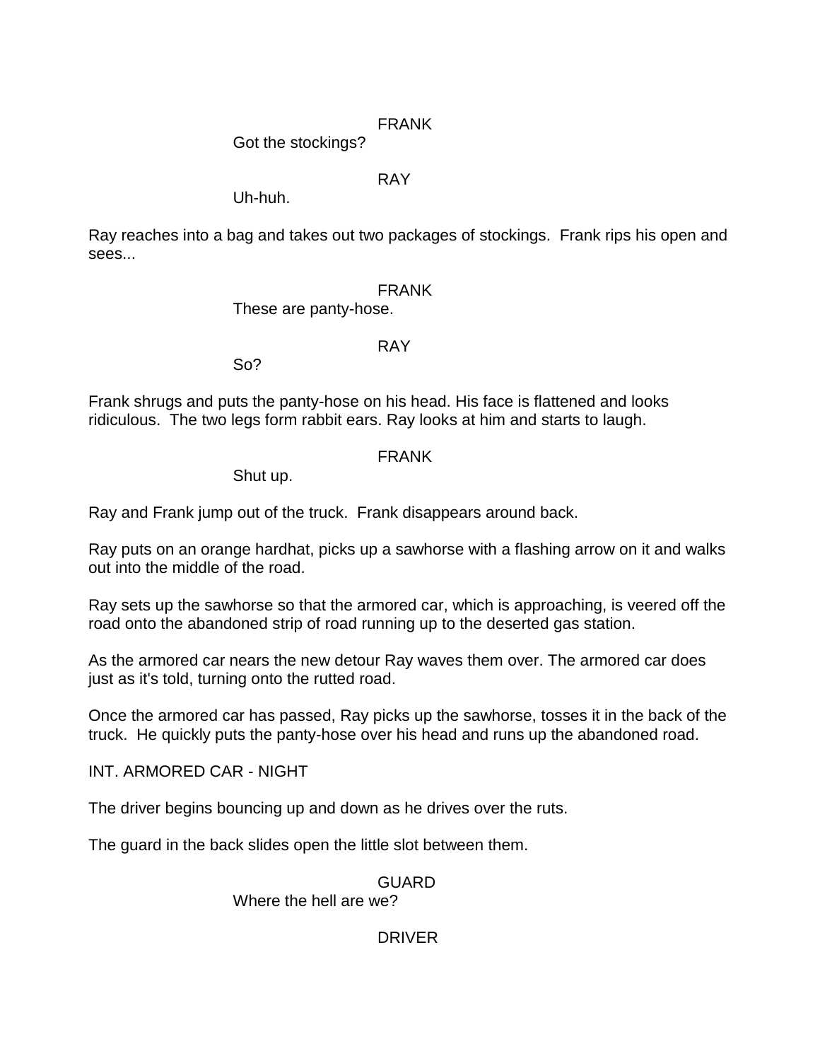FRANK

Got the stockings?

RAY

Uh-huh.

Ray reaches into a bag and takes out two packages of stockings. Frank rips his open and sees...

FRANK

These are panty-hose.

RAY

So?

Frank shrugs and puts the panty-hose on his head. His face is flattened and looks ridiculous. The two legs form rabbit ears. Ray looks at him and starts to laugh.

FRANK

Shut up.

Ray and Frank jump out of the truck. Frank disappears around back.

Ray puts on an orange hardhat, picks up a sawhorse with a flashing arrow on it and walks out into the middle of the road.

Ray sets up the sawhorse so that the armored car, which is approaching, is veered off the road onto the abandoned strip of road running up to the deserted gas station.

As the armored car nears the new detour Ray waves them over. The armored car does just as it's told, turning onto the rutted road.

Once the armored car has passed, Ray picks up the sawhorse, tosses it in the back of the truck. He quickly puts the panty-hose over his head and runs up the abandoned road.

INT. ARMORED CAR - NIGHT

The driver begins bouncing up and down as he drives over the ruts.

The guard in the back slides open the little slot between them.

GUARD

Where the hell are we?

DRIVER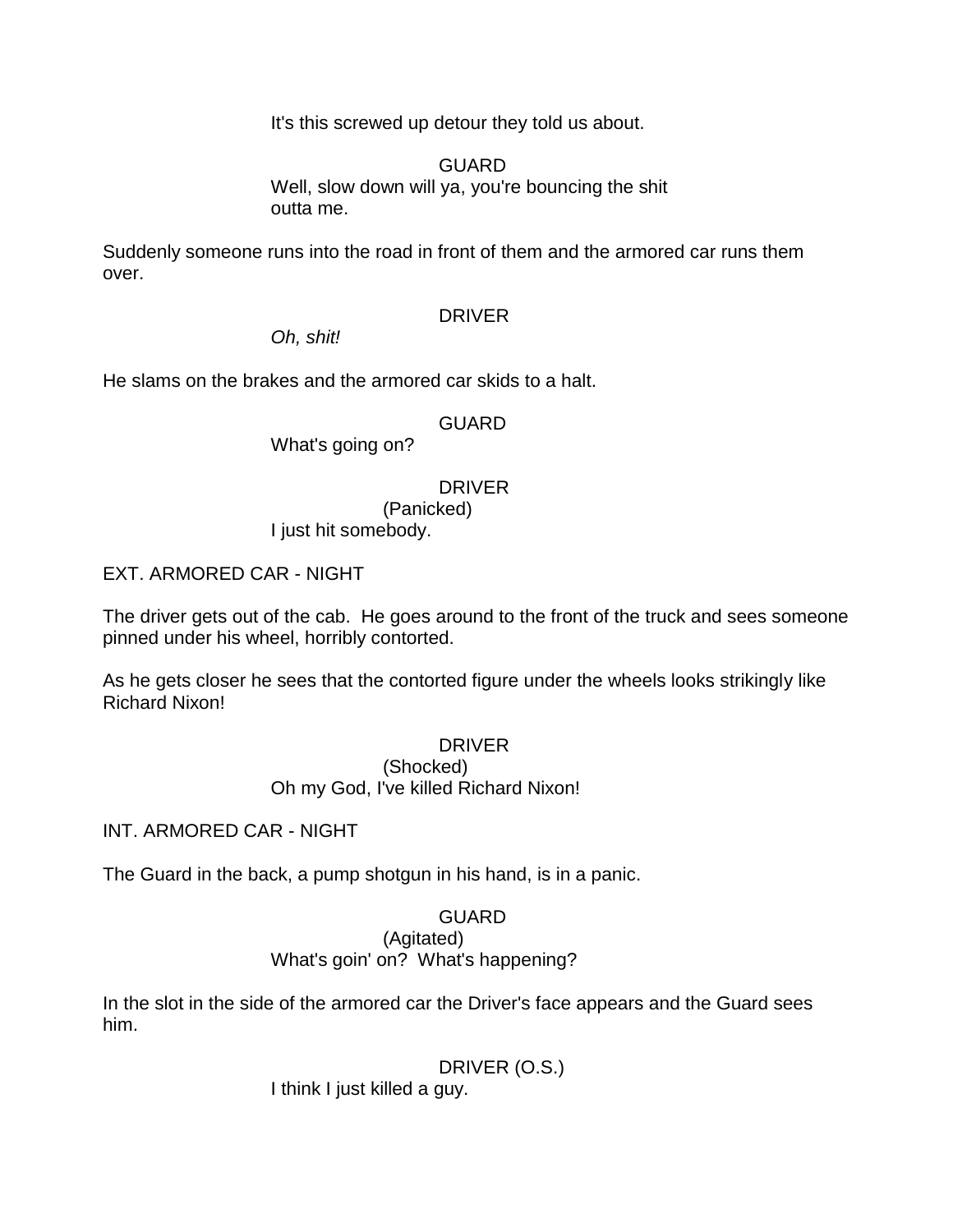It's this screwed up detour they told us about.

GUARD

Well, slow down will ya, you're bouncing the shit outta me.

Suddenly someone runs into the road in front of them and the armored car runs them over.

DRIVER

*Oh, shit!*

He slams on the brakes and the armored car skids to a halt.

GUARD

What's going on?

DRIVER

(Panicked)

I just hit somebody.

EXT. ARMORED CAR - NIGHT

The driver gets out of the cab. He goes around to the front of the truck and sees someone pinned under his wheel, horribly contorted.

As he gets closer he sees that the contorted figure under the wheels looks strikingly like Richard Nixon!

DRIVER

(Shocked)

Oh my God, I've killed Richard Nixon!

INT. ARMORED CAR - NIGHT

The Guard in the back, a pump shotgun in his hand, is in a panic.

GUARD

(Agitated)

What's goin' on? What's happening?

In the slot in the side of the armored car the Driver's face appears and the Guard sees him.

DRIVER (O.S.)

I think I just killed a guy.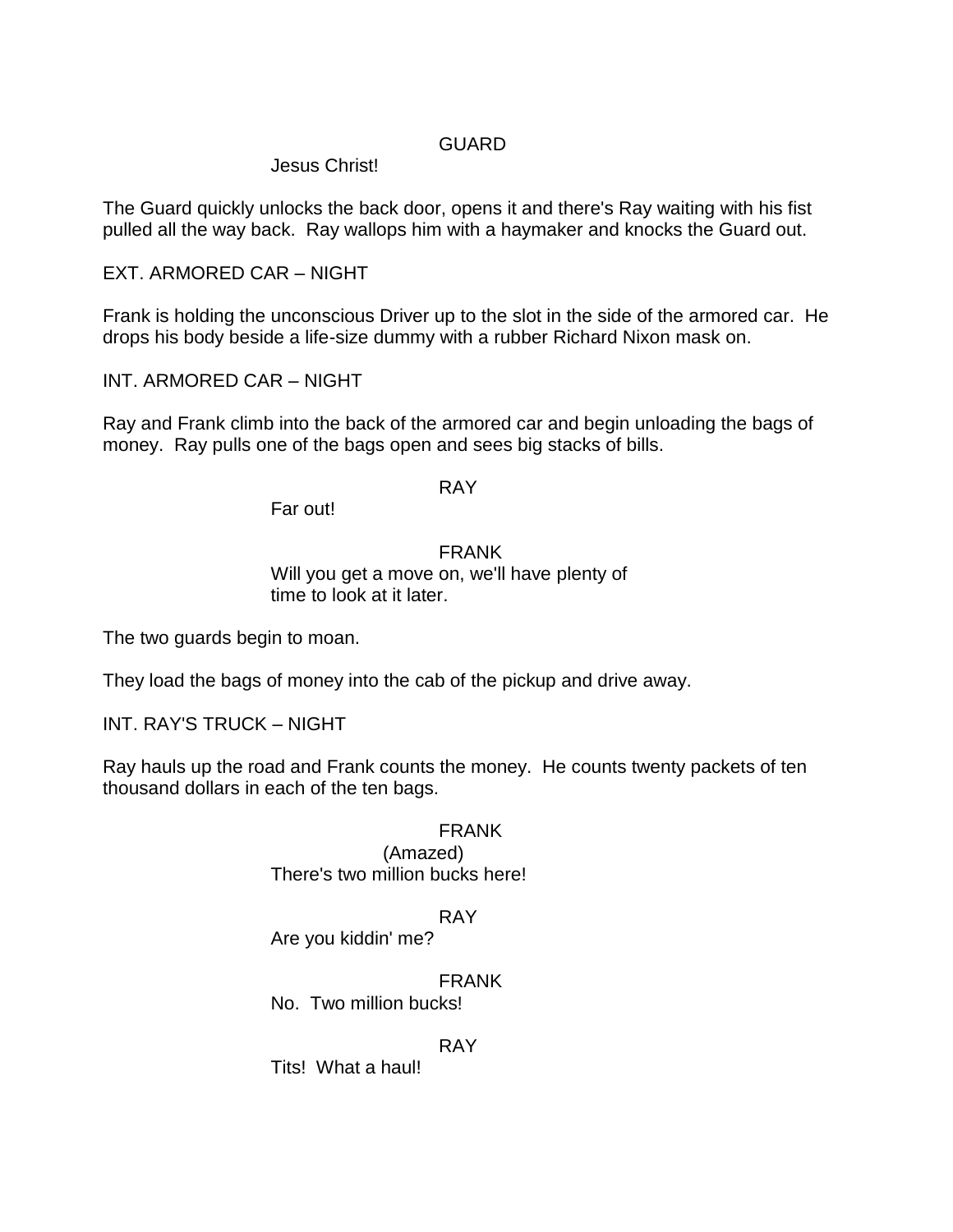GUARD

Jesus Christ!

The Guard quickly unlocks the back door, opens it and there's Ray waiting with his fist pulled all the way back. Ray wallops him with a haymaker and knocks the Guard out.

EXT. ARMORED CAR – NIGHT

Frank is holding the unconscious Driver up to the slot in the side of the armored car. He drops his body beside a life-size dummy with a rubber Richard Nixon mask on.

INT. ARMORED CAR – NIGHT

Ray and Frank climb into the back of the armored car and begin unloading the bags of money. Ray pulls one of the bags open and sees big stacks of bills.

RAY

Far out!

FRANK

Will you get a move on, we'll have plenty of time to look at it later.

The two guards begin to moan.

They load the bags of money into the cab of the pickup and drive away.

INT. RAY'S TRUCK – NIGHT

Ray hauls up the road and Frank counts the money. He counts twenty packets of ten thousand dollars in each of the ten bags.

FRANK

(Amazed)

There's two million bucks here!

RAY

Are you kiddin' me?

FRANK

No. Two million bucks!

RAY

Tits! What a haul!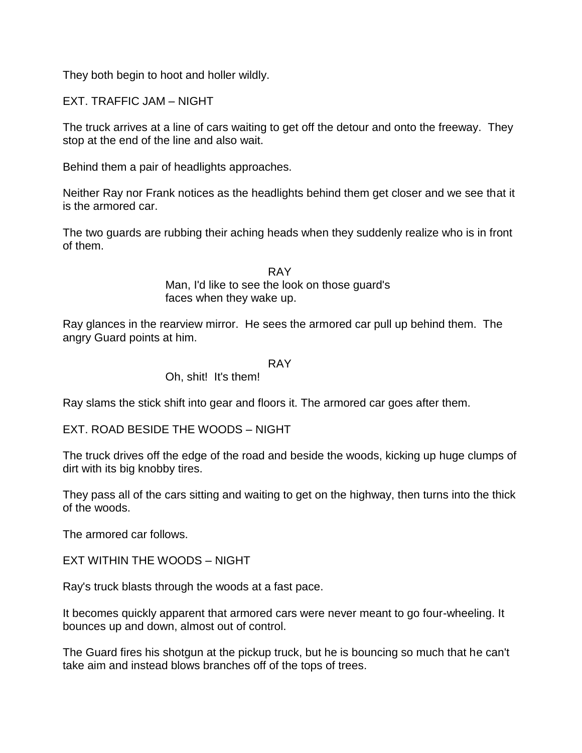They both begin to hoot and holler wildly.

EXT. TRAFFIC JAM – NIGHT

The truck arrives at a line of cars waiting to get off the detour and onto the freeway. They stop at the end of the line and also wait.

Behind them a pair of headlights approaches.

Neither Ray nor Frank notices as the headlights behind them get closer and we see that it is the armored car.

The two guards are rubbing their aching heads when they suddenly realize who is in front of them.

RAY

Man, I'd like to see the look on those guard's faces when they wake up.

Ray glances in the rearview mirror. He sees the armored car pull up behind them. The angry Guard points at him.

RAY

Oh, shit! It's them!

Ray slams the stick shift into gear and floors it. The armored car goes after them.

EXT. ROAD BESIDE THE WOODS – NIGHT

The truck drives off the edge of the road and beside the woods, kicking up huge clumps of dirt with its big knobby tires.

They pass all of the cars sitting and waiting to get on the highway, then turns into the thick of the woods.

The armored car follows.

EXT WITHIN THE WOODS – NIGHT

Ray's truck blasts through the woods at a fast pace.

It becomes quickly apparent that armored cars were never meant to go four-wheeling. It bounces up and down, almost out of control.

The Guard fires his shotgun at the pickup truck, but he is bouncing so much that he can't take aim and instead blows branches off of the tops of trees.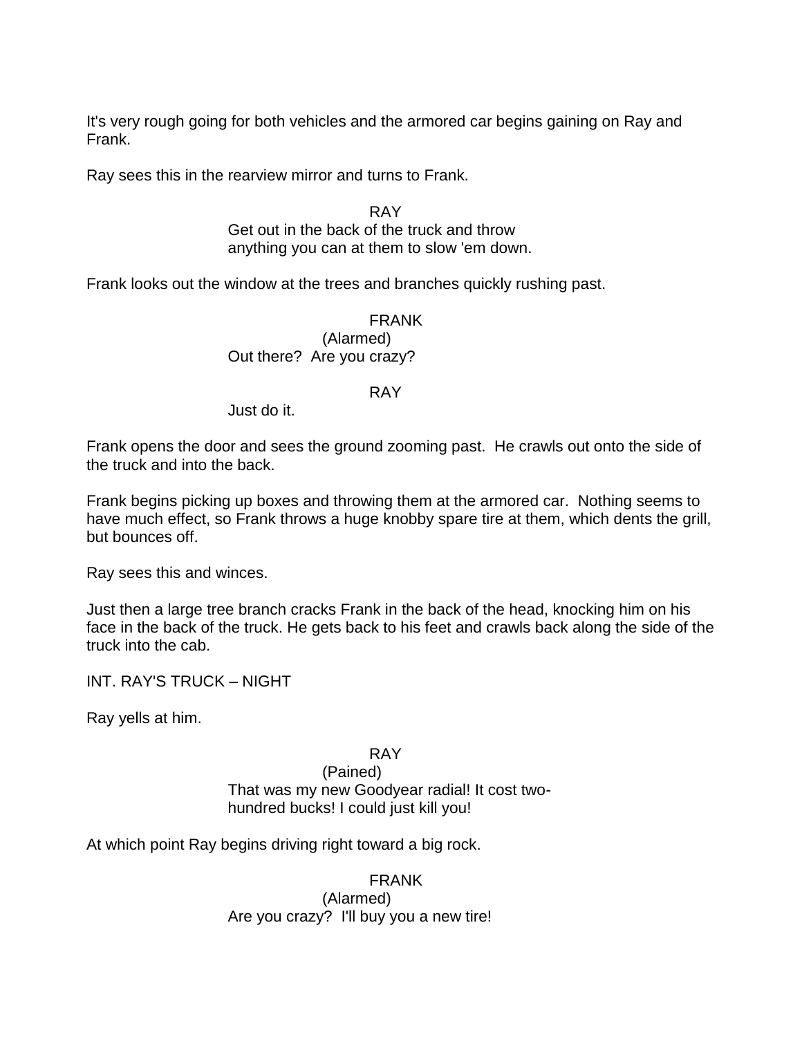It's very rough going for both vehicles and the armored car begins gaining on Ray and Frank.

Ray sees this in the rearview mirror and turns to Frank.

RAY
Get out in the back of the truck and throw anything you can at them to slow 'em down.

Frank looks out the window at the trees and branches quickly rushing past.

FRANK
(Alarmed)
Out there? Are you crazy?

RAY
Just do it.

Frank opens the door and sees the ground zooming past. He crawls out onto the side of the truck and into the back.

Frank begins picking up boxes and throwing them at the armored car. Nothing seems to have much effect, so Frank throws a huge knobby spare tire at them, which dents the grill, but bounces off.

Ray sees this and winces.

Just then a large tree branch cracks Frank in the back of the head, knocking him on his face in the back of the truck. He gets back to his feet and crawls back along the side of the truck into the cab.

INT. RAY'S TRUCK – NIGHT

Ray yells at him.

RAY
(Pained)
That was my new Goodyear radial! It cost two-hundred bucks! I could just kill you!

At which point Ray begins driving right toward a big rock.

FRANK
(Alarmed)
Are you crazy? I'll buy you a new tire!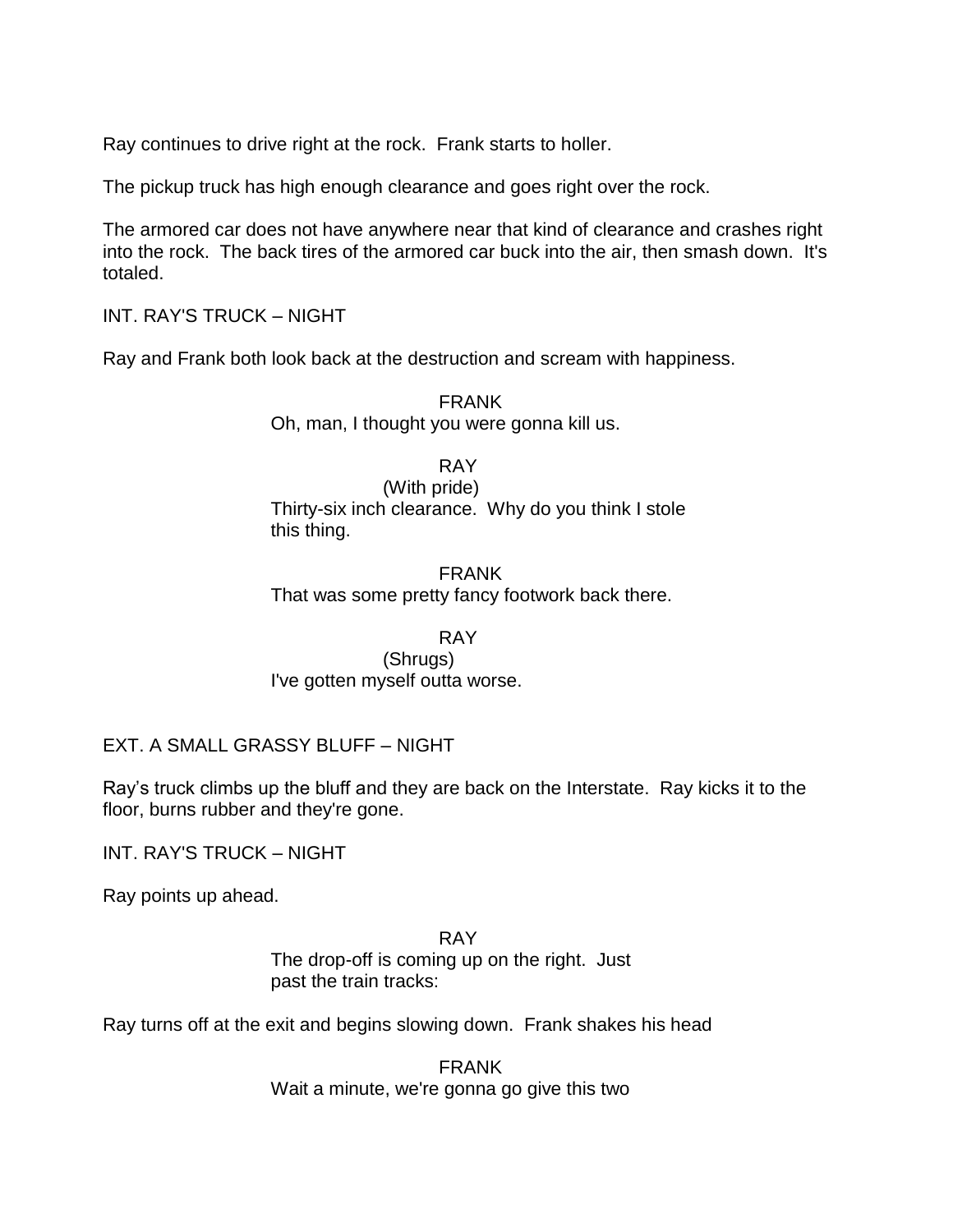Ray continues to drive right at the rock. Frank starts to holler.

The pickup truck has high enough clearance and goes right over the rock.

The armored car does not have anywhere near that kind of clearance and crashes right into the rock. The back tires of the armored car buck into the air, then smash down. It's totaled.

INT. RAY'S TRUCK – NIGHT

Ray and Frank both look back at the destruction and scream with happiness.

FRANK
Oh, man, I thought you were gonna kill us.

RAY
(With pride)
Thirty-six inch clearance. Why do you think I stole this thing.

FRANK
That was some pretty fancy footwork back there.

RAY
(Shrugs)
I've gotten myself outta worse.

EXT. A SMALL GRASSY BLUFF – NIGHT

Ray's truck climbs up the bluff and they are back on the Interstate. Ray kicks it to the floor, burns rubber and they're gone.

INT. RAY'S TRUCK – NIGHT

Ray points up ahead.

RAY
The drop-off is coming up on the right. Just past the train tracks:

Ray turns off at the exit and begins slowing down. Frank shakes his head

FRANK
Wait a minute, we're gonna go give this two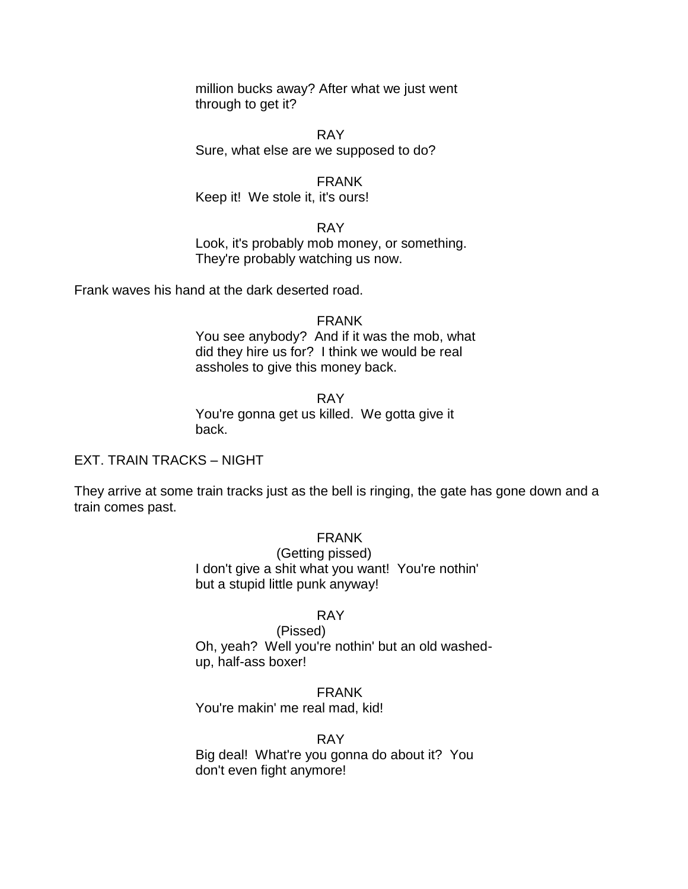million bucks away? After what we just went through to get it?

RAY

Sure, what else are we supposed to do?

FRANK

Keep it!  We stole it, it's ours!

RAY

Look, it's probably mob money, or something. They're probably watching us now.

Frank waves his hand at the dark deserted road.

FRANK

You see anybody?  And if it was the mob, what did they hire us for?  I think we would be real assholes to give this money back.

RAY

You're gonna get us killed.  We gotta give it back.

EXT. TRAIN TRACKS – NIGHT

They arrive at some train tracks just as the bell is ringing, the gate has gone down and a train comes past.

FRANK

(Getting pissed)

I don't give a shit what you want!  You're nothin' but a stupid little punk anyway!

RAY

(Pissed)

Oh, yeah?  Well you're nothin' but an old washed-up, half-ass boxer!

FRANK

You're makin' me real mad, kid!

RAY

Big deal!  What're you gonna do about it?  You don't even fight anymore!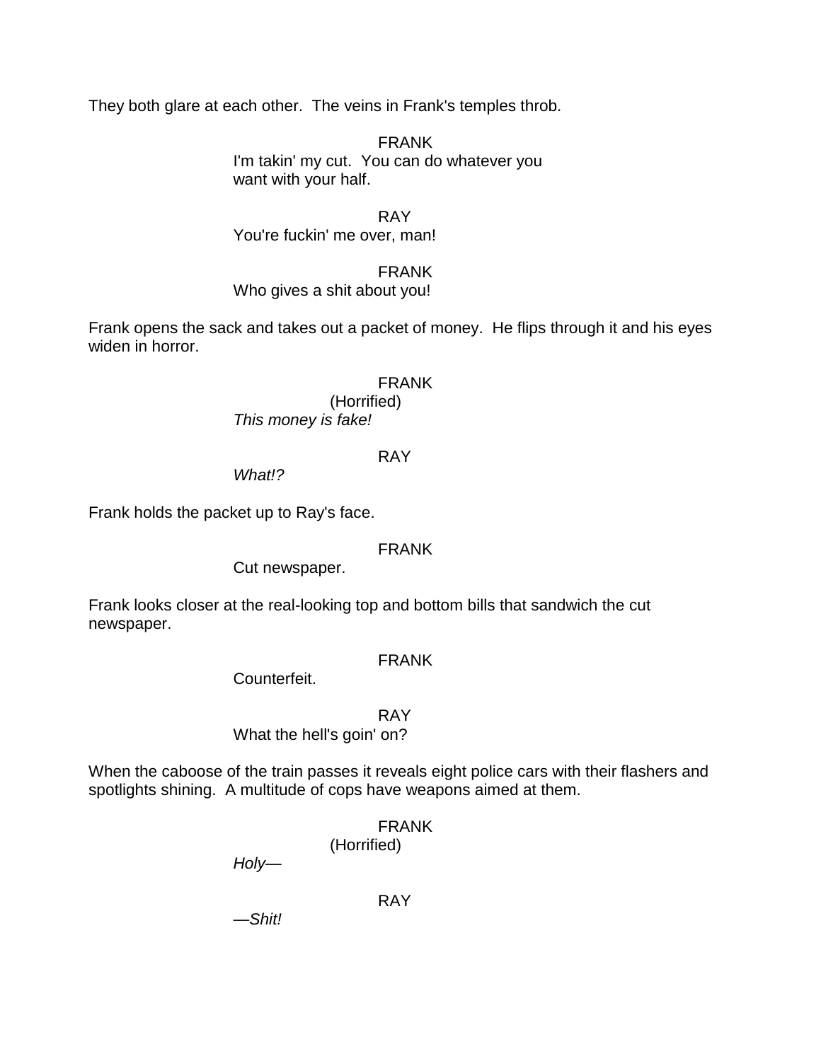They both glare at each other. The veins in Frank's temples throb.

FRANK
I'm takin' my cut. You can do whatever you want with your half.

RAY
You're fuckin' me over, man!

FRANK
Who gives a shit about you!

Frank opens the sack and takes out a packet of money. He flips through it and his eyes widen in horror.

FRANK
(Horrified)
*This money is fake!*

RAY
*What!?*

Frank holds the packet up to Ray's face.

FRANK
Cut newspaper.

Frank looks closer at the real-looking top and bottom bills that sandwich the cut newspaper.

FRANK
Counterfeit.

RAY
What the hell's goin' on?

When the caboose of the train passes it reveals eight police cars with their flashers and spotlights shining. A multitude of cops have weapons aimed at them.

FRANK
(Horrified)
*Holy—*

RAY
*—Shit!*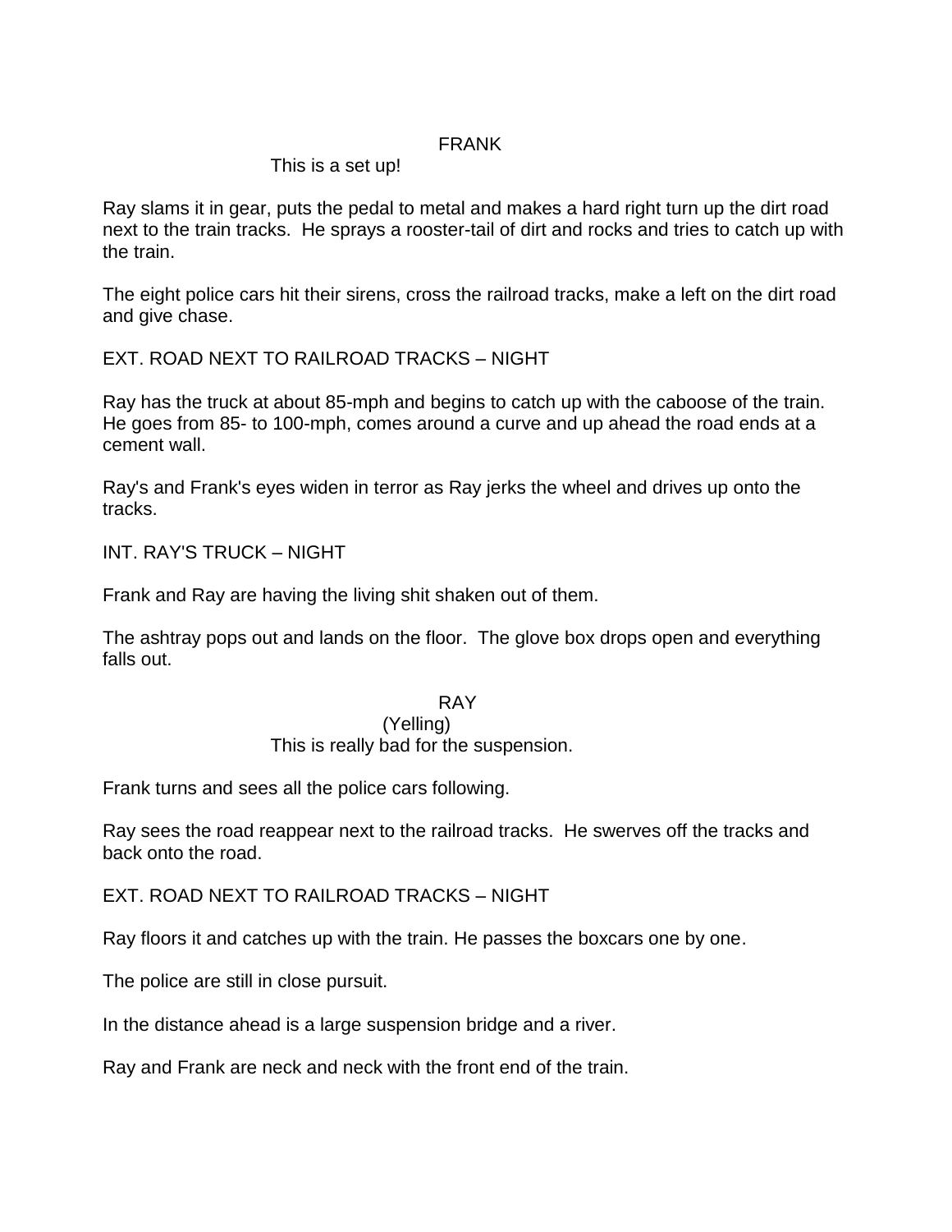FRANK

This is a set up!

Ray slams it in gear, puts the pedal to metal and makes a hard right turn up the dirt road next to the train tracks. He sprays a rooster-tail of dirt and rocks and tries to catch up with the train.

The eight police cars hit their sirens, cross the railroad tracks, make a left on the dirt road and give chase.

EXT. ROAD NEXT TO RAILROAD TRACKS – NIGHT

Ray has the truck at about 85-mph and begins to catch up with the caboose of the train. He goes from 85- to 100-mph, comes around a curve and up ahead the road ends at a cement wall.

Ray's and Frank's eyes widen in terror as Ray jerks the wheel and drives up onto the tracks.

INT. RAY'S TRUCK – NIGHT

Frank and Ray are having the living shit shaken out of them.

The ashtray pops out and lands on the floor. The glove box drops open and everything falls out.

RAY

(Yelling)

This is really bad for the suspension.

Frank turns and sees all the police cars following.

Ray sees the road reappear next to the railroad tracks. He swerves off the tracks and back onto the road.

EXT. ROAD NEXT TO RAILROAD TRACKS – NIGHT

Ray floors it and catches up with the train. He passes the boxcars one by one.

The police are still in close pursuit.

In the distance ahead is a large suspension bridge and a river.

Ray and Frank are neck and neck with the front end of the train.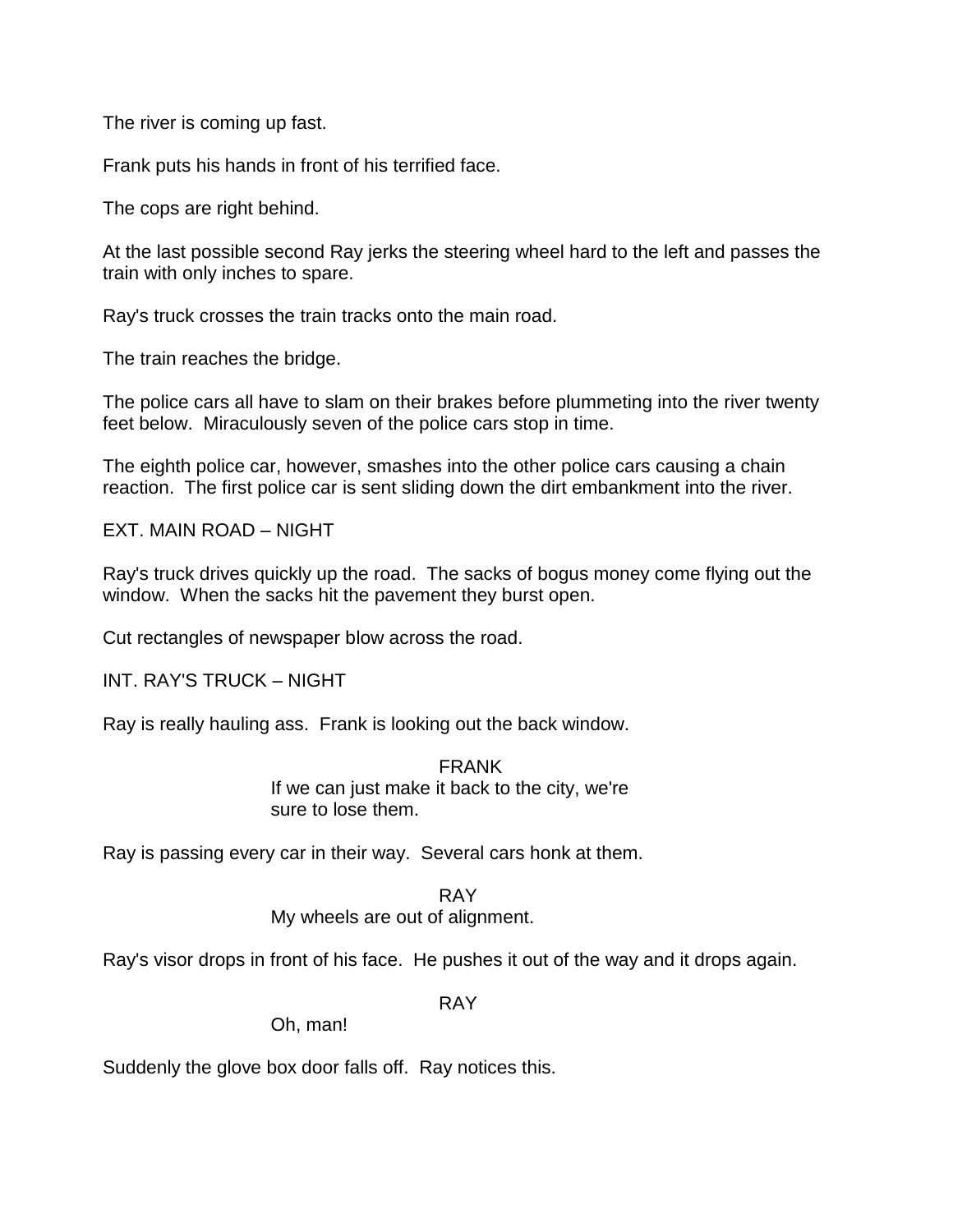The river is coming up fast.

Frank puts his hands in front of his terrified face.

The cops are right behind.

At the last possible second Ray jerks the steering wheel hard to the left and passes the train with only inches to spare.

Ray's truck crosses the train tracks onto the main road.

The train reaches the bridge.

The police cars all have to slam on their brakes before plummeting into the river twenty feet below.  Miraculously seven of the police cars stop in time.

The eighth police car, however, smashes into the other police cars causing a chain reaction.  The first police car is sent sliding down the dirt embankment into the river.

EXT. MAIN ROAD – NIGHT

Ray's truck drives quickly up the road.  The sacks of bogus money come flying out the window.  When the sacks hit the pavement they burst open.

Cut rectangles of newspaper blow across the road.

INT. RAY'S TRUCK – NIGHT

Ray is really hauling ass.  Frank is looking out the back window.

FRANK
If we can just make it back to the city, we're sure to lose them.

Ray is passing every car in their way.  Several cars honk at them.

RAY
My wheels are out of alignment.

Ray's visor drops in front of his face.  He pushes it out of the way and it drops again.

RAY
Oh, man!

Suddenly the glove box door falls off.  Ray notices this.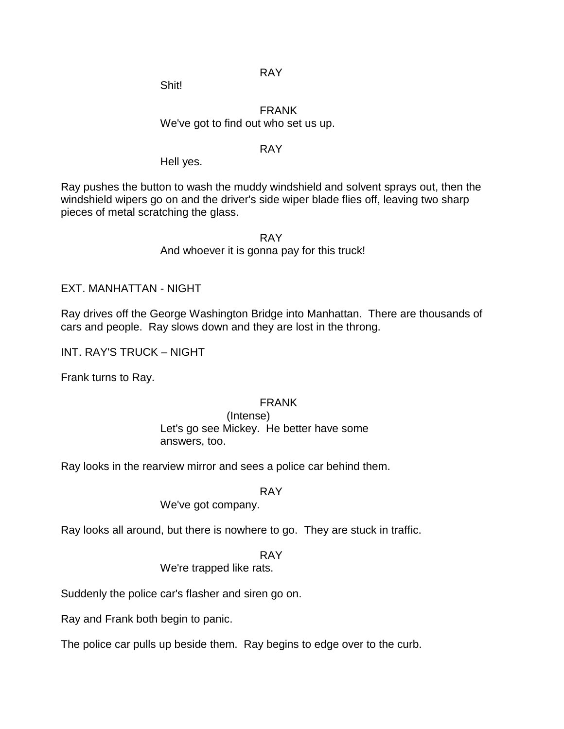RAY

Shit!

FRANK

We've got to find out who set us up.

RAY

Hell yes.

Ray pushes the button to wash the muddy windshield and solvent sprays out, then the windshield wipers go on and the driver's side wiper blade flies off, leaving two sharp pieces of metal scratching the glass.

RAY

And whoever it is gonna pay for this truck!

EXT. MANHATTAN - NIGHT

Ray drives off the George Washington Bridge into Manhattan. There are thousands of cars and people. Ray slows down and they are lost in the throng.

INT. RAY'S TRUCK – NIGHT

Frank turns to Ray.

FRANK

(Intense)

Let's go see Mickey. He better have some answers, too.

Ray looks in the rearview mirror and sees a police car behind them.

RAY

We've got company.

Ray looks all around, but there is nowhere to go. They are stuck in traffic.

RAY

We're trapped like rats.

Suddenly the police car's flasher and siren go on.

Ray and Frank both begin to panic.

The police car pulls up beside them. Ray begins to edge over to the curb.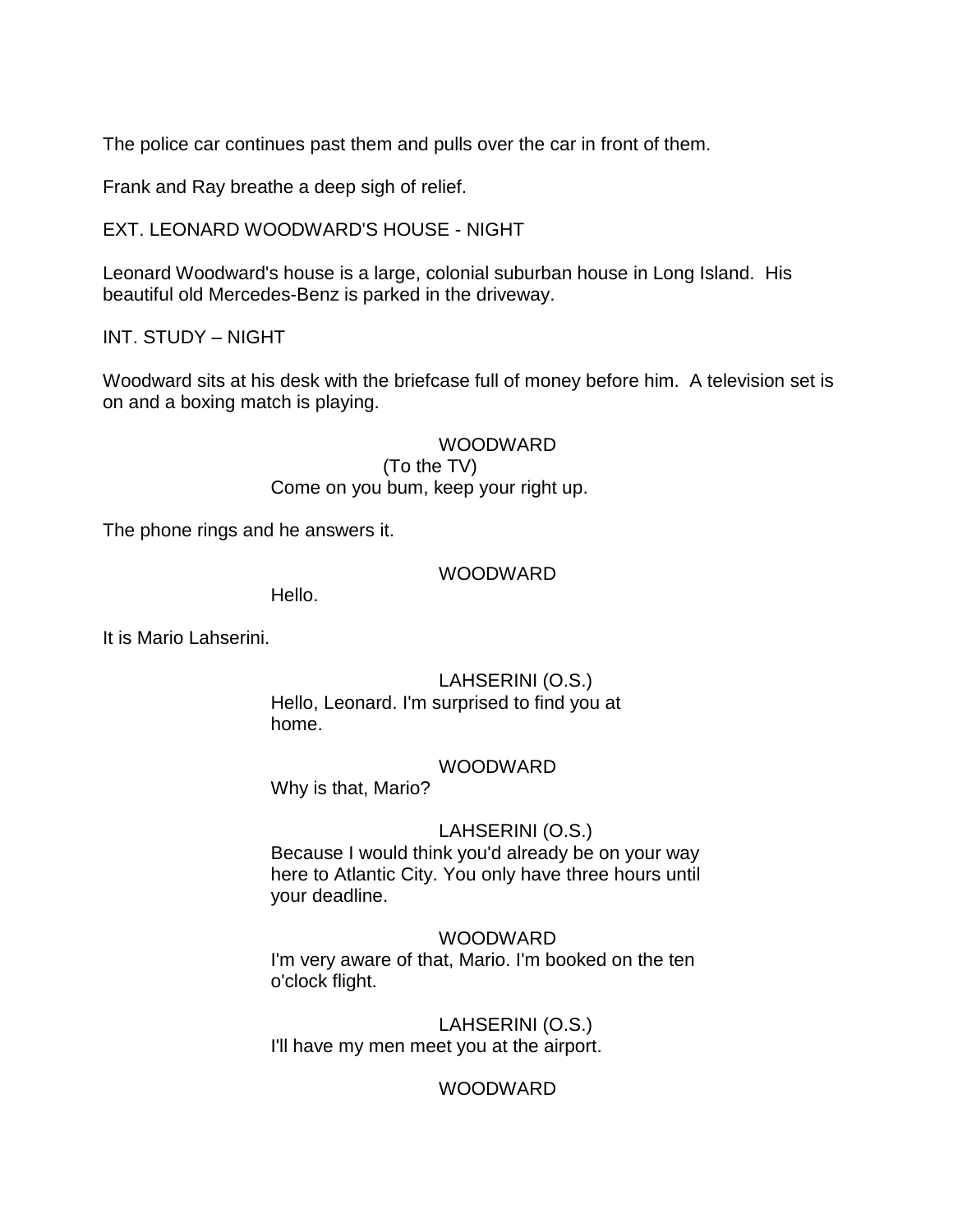The police car continues past them and pulls over the car in front of them.

Frank and Ray breathe a deep sigh of relief.

EXT. LEONARD WOODWARD'S HOUSE - NIGHT

Leonard Woodward's house is a large, colonial suburban house in Long Island. His beautiful old Mercedes-Benz is parked in the driveway.

INT. STUDY – NIGHT

Woodward sits at his desk with the briefcase full of money before him. A television set is on and a boxing match is playing.

WOODWARD
(To the TV)
Come on you bum, keep your right up.

The phone rings and he answers it.

WOODWARD
Hello.

It is Mario Lahserini.

LAHSERINI (O.S.)
Hello, Leonard. I'm surprised to find you at home.

WOODWARD
Why is that, Mario?

LAHSERINI (O.S.)
Because I would think you'd already be on your way here to Atlantic City. You only have three hours until your deadline.

WOODWARD
I'm very aware of that, Mario. I'm booked on the ten o'clock flight.

LAHSERINI (O.S.)
I'll have my men meet you at the airport.

WOODWARD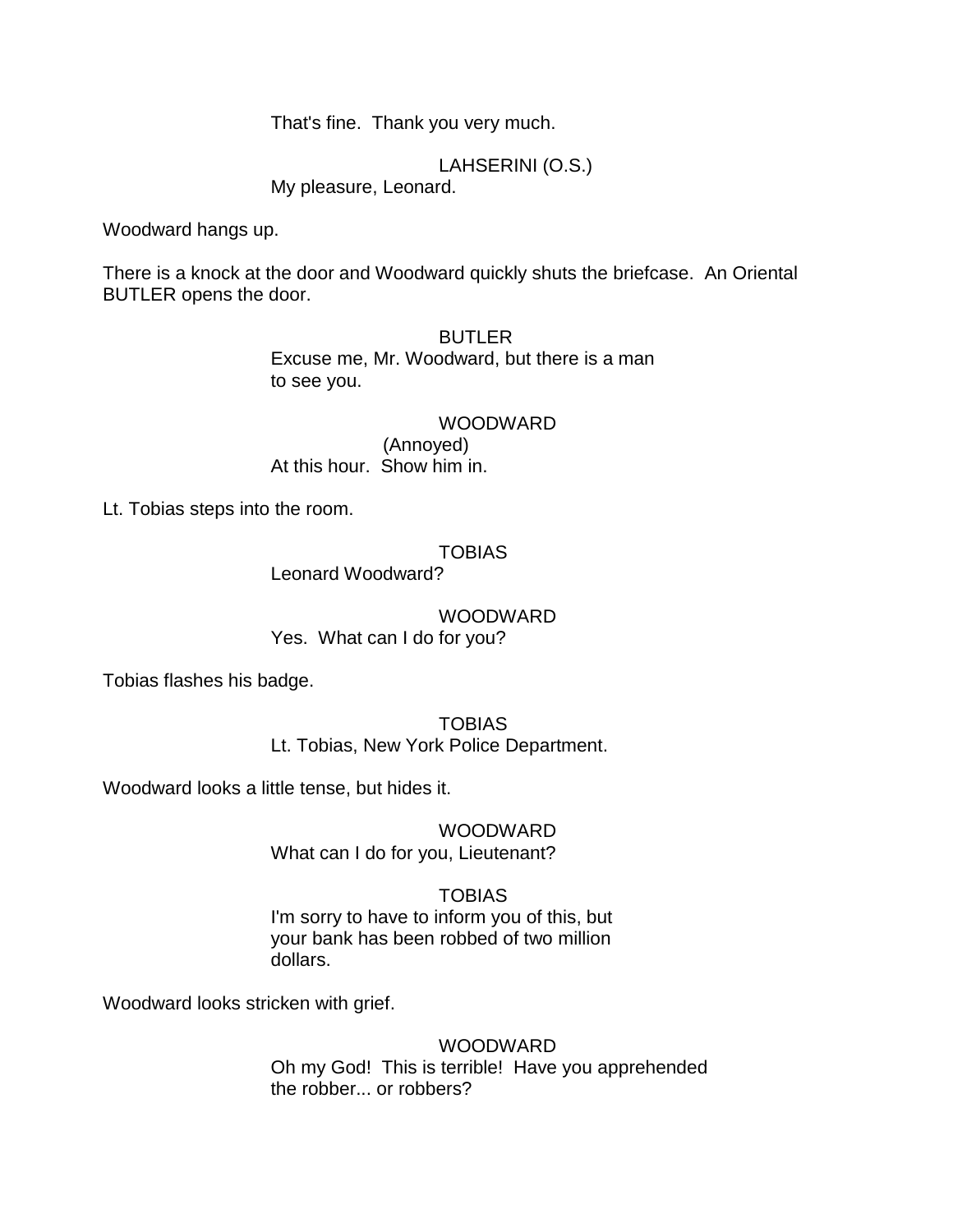That's fine. Thank you very much.

LAHSERINI (O.S.)
My pleasure, Leonard.

Woodward hangs up.

There is a knock at the door and Woodward quickly shuts the briefcase. An Oriental BUTLER opens the door.

BUTLER
Excuse me, Mr. Woodward, but there is a man to see you.

WOODWARD
(Annoyed)
At this hour. Show him in.

Lt. Tobias steps into the room.

TOBIAS
Leonard Woodward?

WOODWARD
Yes. What can I do for you?

Tobias flashes his badge.

TOBIAS
Lt. Tobias, New York Police Department.

Woodward looks a little tense, but hides it.

WOODWARD
What can I do for you, Lieutenant?

TOBIAS
I'm sorry to have to inform you of this, but your bank has been robbed of two million dollars.

Woodward looks stricken with grief.

WOODWARD
Oh my God! This is terrible! Have you apprehended the robber... or robbers?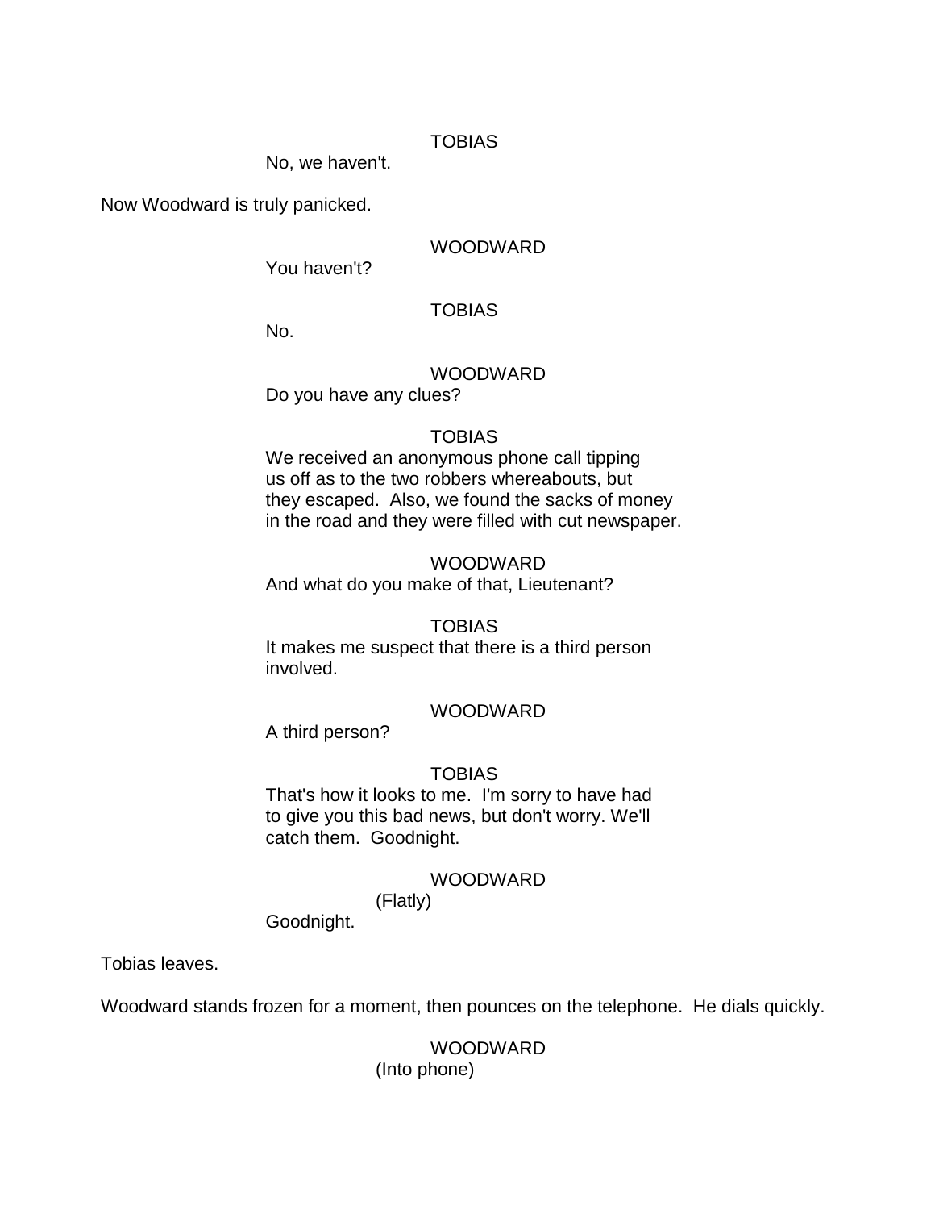TOBIAS

No, we haven't.

Now Woodward is truly panicked.

WOODWARD

You haven't?

TOBIAS

No.

WOODWARD

Do you have any clues?

TOBIAS

We received an anonymous phone call tipping us off as to the two robbers whereabouts, but they escaped. Also, we found the sacks of money in the road and they were filled with cut newspaper.

WOODWARD

And what do you make of that, Lieutenant?

TOBIAS

It makes me suspect that there is a third person involved.

WOODWARD

A third person?

TOBIAS

That's how it looks to me. I'm sorry to have had to give you this bad news, but don't worry. We'll catch them. Goodnight.

WOODWARD

(Flatly)

Goodnight.

Tobias leaves.

Woodward stands frozen for a moment, then pounces on the telephone. He dials quickly.

WOODWARD

(Into phone)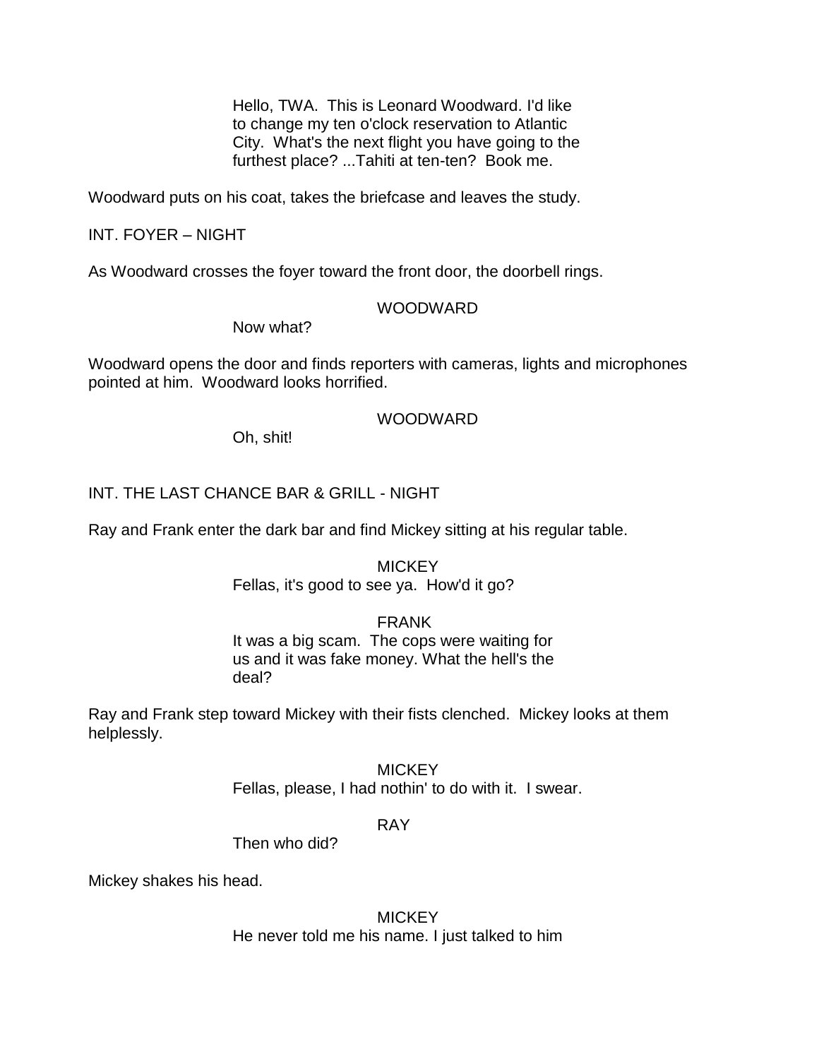Hello, TWA. This is Leonard Woodward. I'd like to change my ten o'clock reservation to Atlantic City. What's the next flight you have going to the furthest place? ...Tahiti at ten-ten? Book me.

Woodward puts on his coat, takes the briefcase and leaves the study.

INT. FOYER – NIGHT

As Woodward crosses the foyer toward the front door, the doorbell rings.

WOODWARD

Now what?

Woodward opens the door and finds reporters with cameras, lights and microphones pointed at him. Woodward looks horrified.

WOODWARD

Oh, shit!

INT. THE LAST CHANCE BAR & GRILL - NIGHT

Ray and Frank enter the dark bar and find Mickey sitting at his regular table.

MICKEY

Fellas, it's good to see ya. How'd it go?

FRANK

It was a big scam. The cops were waiting for us and it was fake money. What the hell's the deal?

Ray and Frank step toward Mickey with their fists clenched. Mickey looks at them helplessly.

MICKEY

Fellas, please, I had nothin' to do with it. I swear.

RAY

Then who did?

Mickey shakes his head.

MICKEY

He never told me his name. I just talked to him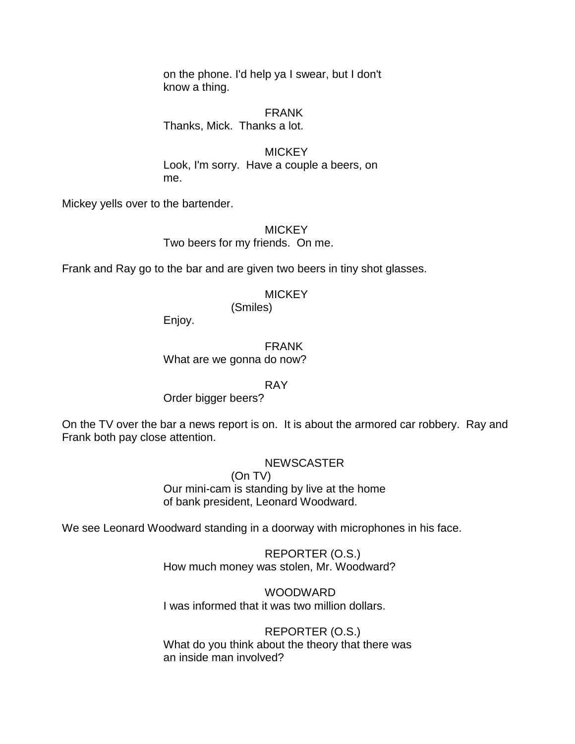on the phone. I'd help ya I swear, but I don't know a thing.

FRANK
Thanks, Mick. Thanks a lot.

MICKEY
Look, I'm sorry. Have a couple a beers, on me.

Mickey yells over to the bartender.

MICKEY
Two beers for my friends. On me.

Frank and Ray go to the bar and are given two beers in tiny shot glasses.

MICKEY
(Smiles)
Enjoy.

FRANK
What are we gonna do now?

RAY
Order bigger beers?

On the TV over the bar a news report is on. It is about the armored car robbery. Ray and Frank both pay close attention.

NEWSCASTER
(On TV)
Our mini-cam is standing by live at the home of bank president, Leonard Woodward.

We see Leonard Woodward standing in a doorway with microphones in his face.

REPORTER (O.S.)
How much money was stolen, Mr. Woodward?

WOODWARD
I was informed that it was two million dollars.

REPORTER (O.S.)
What do you think about the theory that there was an inside man involved?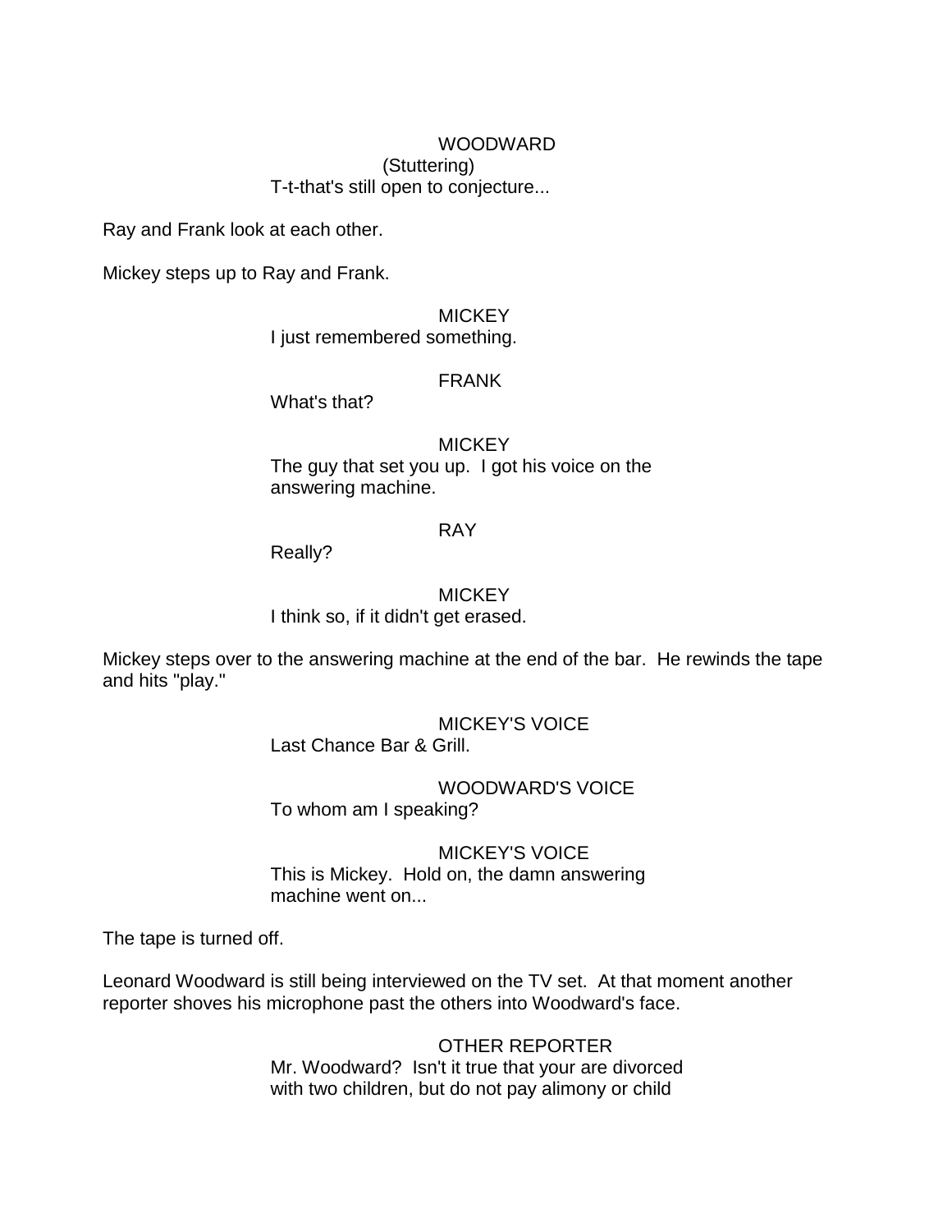WOODWARD
(Stuttering)
T-t-that's still open to conjecture...

Ray and Frank look at each other.

Mickey steps up to Ray and Frank.

MICKEY
I just remembered something.

FRANK
What's that?

MICKEY
The guy that set you up. I got his voice on the answering machine.

RAY
Really?

MICKEY
I think so, if it didn't get erased.

Mickey steps over to the answering machine at the end of the bar. He rewinds the tape and hits "play."

MICKEY'S VOICE
Last Chance Bar & Grill.

WOODWARD'S VOICE
To whom am I speaking?

MICKEY'S VOICE
This is Mickey. Hold on, the damn answering machine went on...

The tape is turned off.

Leonard Woodward is still being interviewed on the TV set. At that moment another reporter shoves his microphone past the others into Woodward's face.

OTHER REPORTER
Mr. Woodward? Isn't it true that your are divorced with two children, but do not pay alimony or child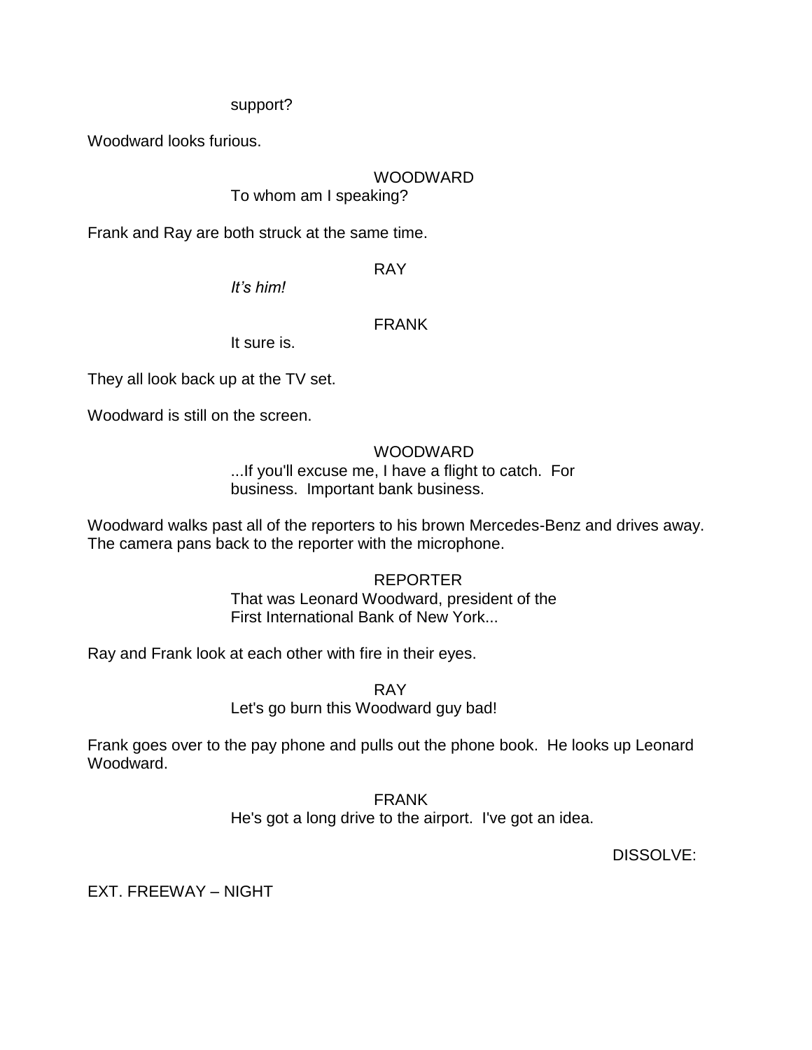support?

Woodward looks furious.

WOODWARD

To whom am I speaking?

Frank and Ray are both struck at the same time.

RAY

*It's him!*

FRANK

It sure is.

They all look back up at the TV set.

Woodward is still on the screen.

WOODWARD

...If you'll excuse me, I have a flight to catch. For business. Important bank business.

Woodward walks past all of the reporters to his brown Mercedes-Benz and drives away. The camera pans back to the reporter with the microphone.

REPORTER

That was Leonard Woodward, president of the First International Bank of New York...

Ray and Frank look at each other with fire in their eyes.

RAY

Let's go burn this Woodward guy bad!

Frank goes over to the pay phone and pulls out the phone book. He looks up Leonard Woodward.

FRANK

He's got a long drive to the airport. I've got an idea.

DISSOLVE:

EXT. FREEWAY – NIGHT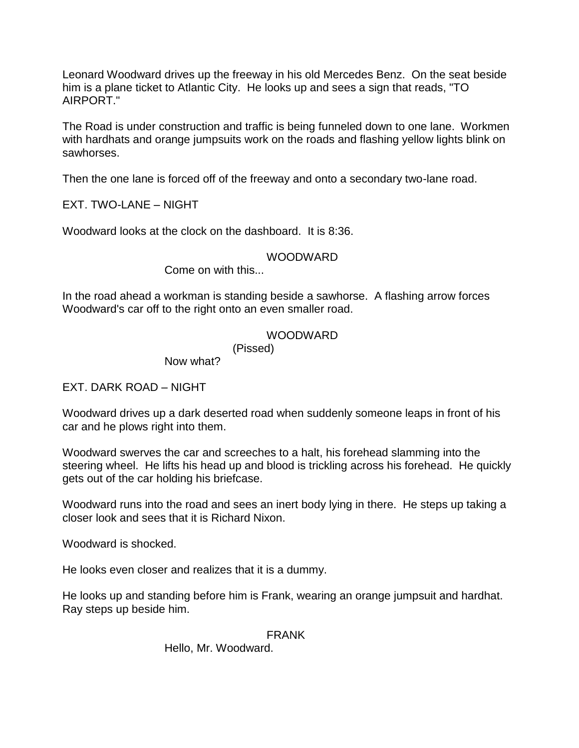Leonard Woodward drives up the freeway in his old Mercedes Benz. On the seat beside him is a plane ticket to Atlantic City. He looks up and sees a sign that reads, "TO AIRPORT."

The Road is under construction and traffic is being funneled down to one lane. Workmen with hardhats and orange jumpsuits work on the roads and flashing yellow lights blink on sawhorses.

Then the one lane is forced off of the freeway and onto a secondary two-lane road.

EXT. TWO-LANE – NIGHT

Woodward looks at the clock on the dashboard. It is 8:36.

WOODWARD
Come on with this...

In the road ahead a workman is standing beside a sawhorse. A flashing arrow forces Woodward's car off to the right onto an even smaller road.

WOODWARD
(Pissed)
Now what?

EXT. DARK ROAD – NIGHT

Woodward drives up a dark deserted road when suddenly someone leaps in front of his car and he plows right into them.

Woodward swerves the car and screeches to a halt, his forehead slamming into the steering wheel. He lifts his head up and blood is trickling across his forehead. He quickly gets out of the car holding his briefcase.

Woodward runs into the road and sees an inert body lying in there. He steps up taking a closer look and sees that it is Richard Nixon.

Woodward is shocked.

He looks even closer and realizes that it is a dummy.

He looks up and standing before him is Frank, wearing an orange jumpsuit and hardhat. Ray steps up beside him.

FRANK
Hello, Mr. Woodward.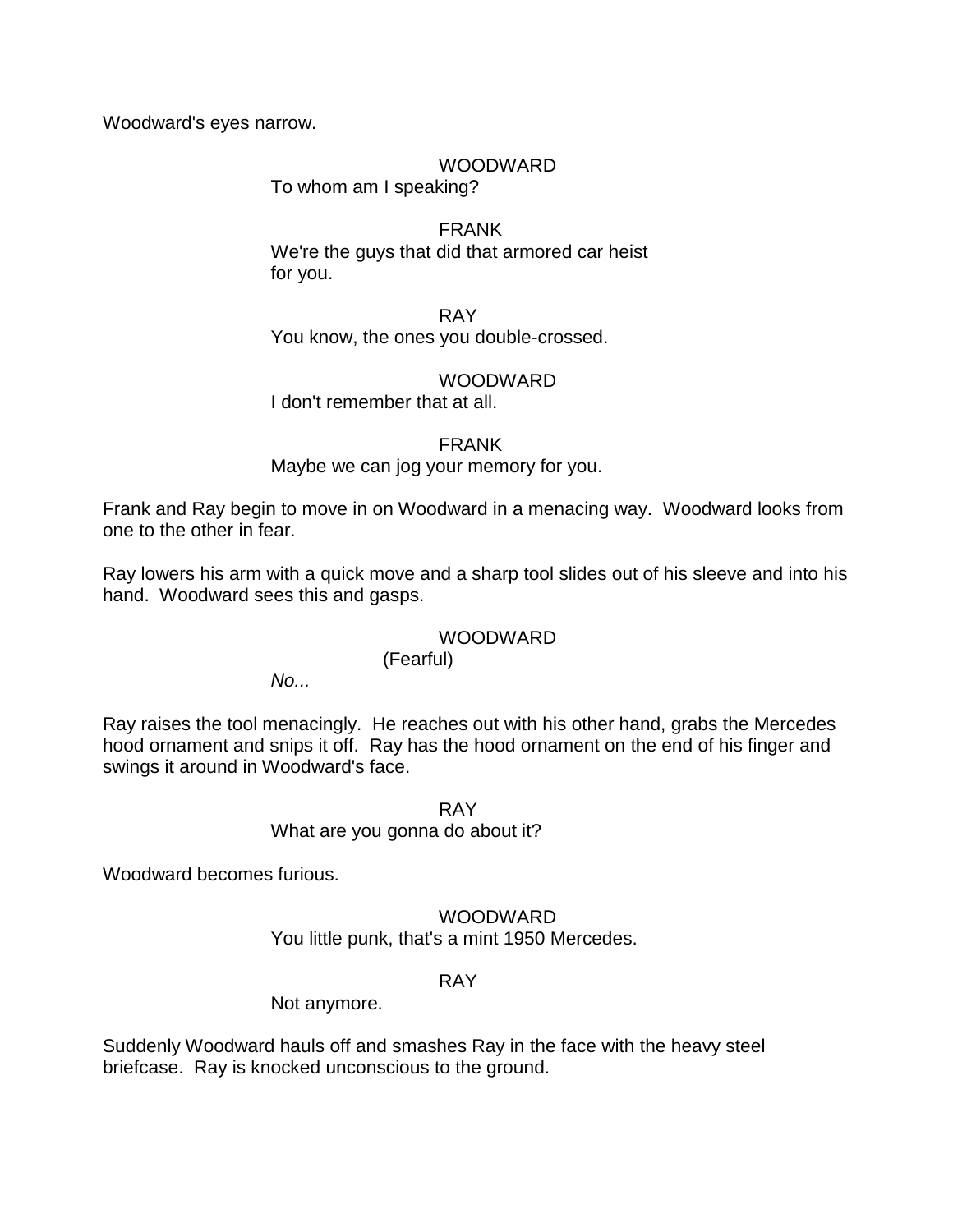Woodward's eyes narrow.

WOODWARD
To whom am I speaking?

FRANK
We're the guys that did that armored car heist for you.

RAY
You know, the ones you double-crossed.

WOODWARD
I don't remember that at all.

FRANK
Maybe we can jog your memory for you.

Frank and Ray begin to move in on Woodward in a menacing way. Woodward looks from one to the other in fear.

Ray lowers his arm with a quick move and a sharp tool slides out of his sleeve and into his hand. Woodward sees this and gasps.

WOODWARD
(Fearful)
*No...*

Ray raises the tool menacingly. He reaches out with his other hand, grabs the Mercedes hood ornament and snips it off. Ray has the hood ornament on the end of his finger and swings it around in Woodward's face.

RAY
What are you gonna do about it?

Woodward becomes furious.

WOODWARD
You little punk, that's a mint 1950 Mercedes.

RAY
Not anymore.

Suddenly Woodward hauls off and smashes Ray in the face with the heavy steel briefcase. Ray is knocked unconscious to the ground.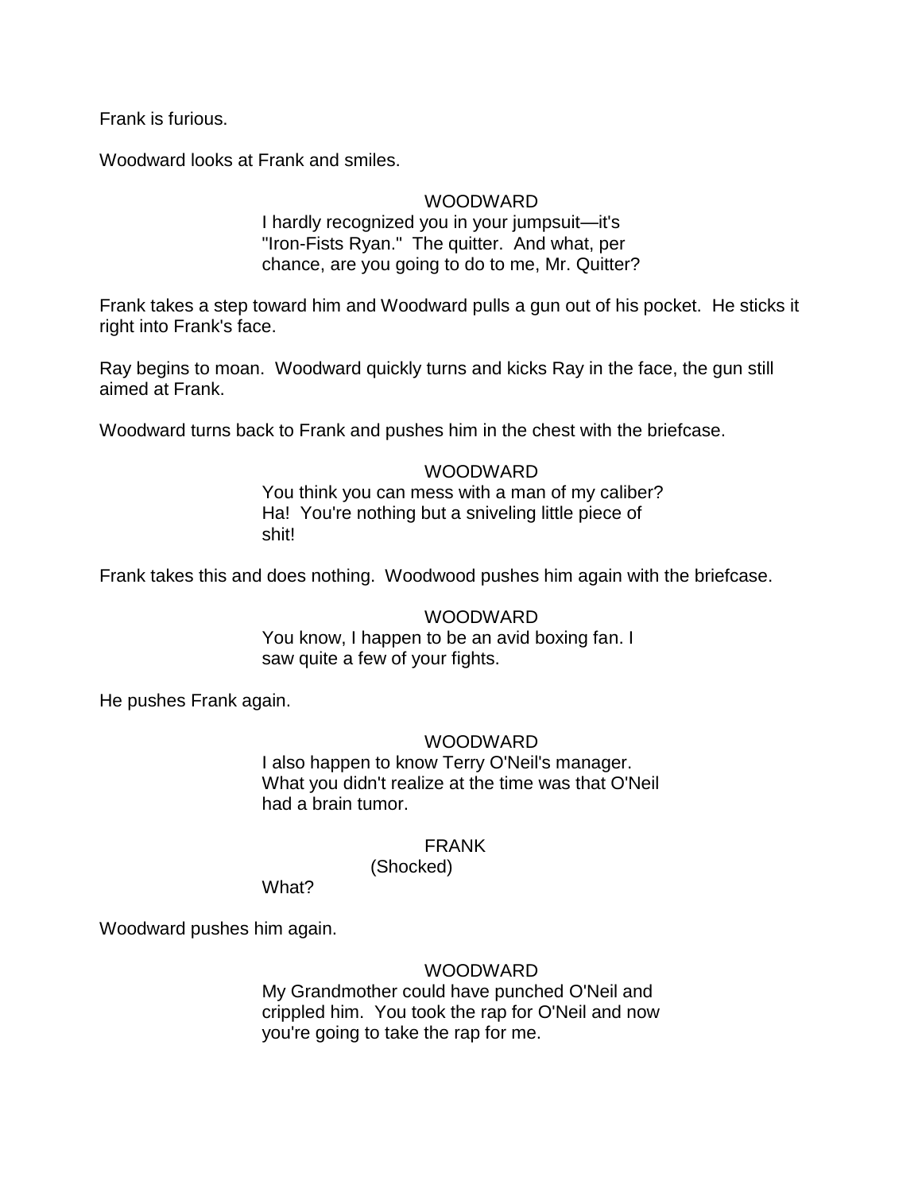Frank is furious.

Woodward looks at Frank and smiles.

WOODWARD

I hardly recognized you in your jumpsuit—it's "Iron-Fists Ryan."  The quitter.  And what, per chance, are you going to do to me, Mr. Quitter?

Frank takes a step toward him and Woodward pulls a gun out of his pocket.  He sticks it right into Frank's face.

Ray begins to moan.  Woodward quickly turns and kicks Ray in the face, the gun still aimed at Frank.

Woodward turns back to Frank and pushes him in the chest with the briefcase.

WOODWARD

You think you can mess with a man of my caliber? Ha!  You're nothing but a sniveling little piece of shit!

Frank takes this and does nothing.  Woodwood pushes him again with the briefcase.

WOODWARD

You know, I happen to be an avid boxing fan. I saw quite a few of your fights.

He pushes Frank again.

WOODWARD

I also happen to know Terry O'Neil's manager. What you didn't realize at the time was that O'Neil had a brain tumor.

FRANK

(Shocked)

What?

Woodward pushes him again.

WOODWARD

My Grandmother could have punched O'Neil and crippled him.  You took the rap for O'Neil and now you're going to take the rap for me.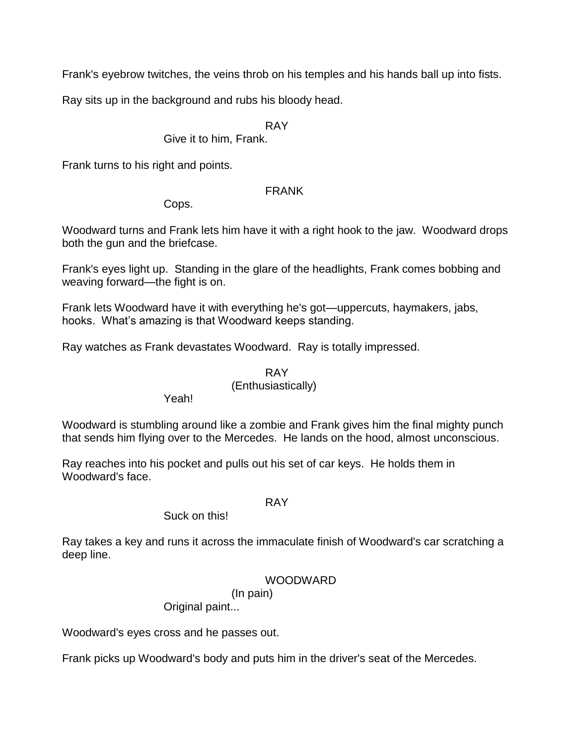Frank's eyebrow twitches, the veins throb on his temples and his hands ball up into fists.

Ray sits up in the background and rubs his bloody head.

RAY

Give it to him, Frank.

Frank turns to his right and points.

FRANK

Cops.

Woodward turns and Frank lets him have it with a right hook to the jaw. Woodward drops both the gun and the briefcase.

Frank's eyes light up. Standing in the glare of the headlights, Frank comes bobbing and weaving forward—the fight is on.

Frank lets Woodward have it with everything he's got—uppercuts, haymakers, jabs, hooks. What's amazing is that Woodward keeps standing.

Ray watches as Frank devastates Woodward. Ray is totally impressed.

RAY

(Enthusiastically)

Yeah!

Woodward is stumbling around like a zombie and Frank gives him the final mighty punch that sends him flying over to the Mercedes. He lands on the hood, almost unconscious.

Ray reaches into his pocket and pulls out his set of car keys. He holds them in Woodward's face.

RAY

Suck on this!

Ray takes a key and runs it across the immaculate finish of Woodward's car scratching a deep line.

WOODWARD

(In pain)

Original paint...

Woodward's eyes cross and he passes out.

Frank picks up Woodward's body and puts him in the driver's seat of the Mercedes.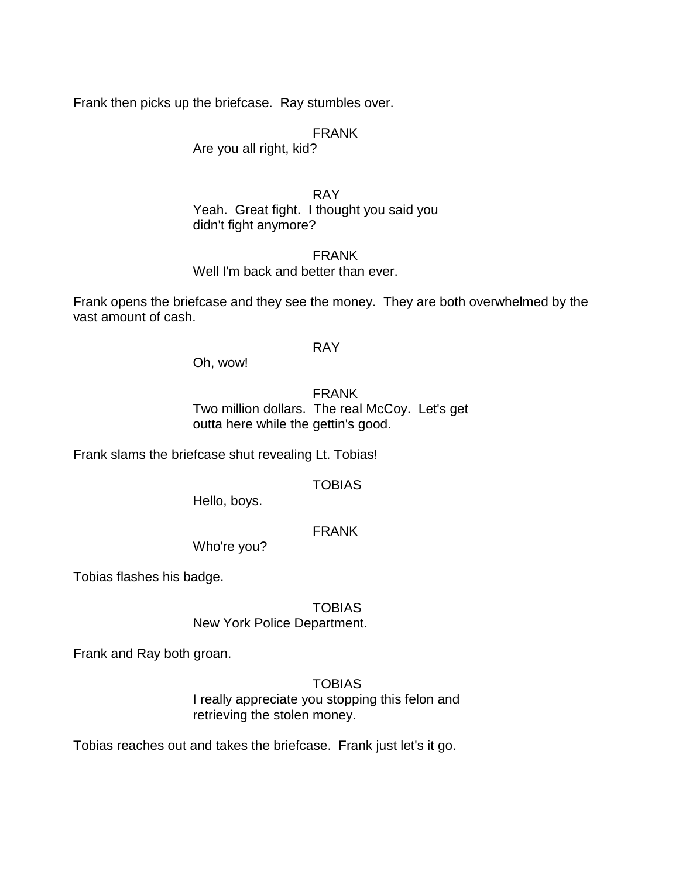Frank then picks up the briefcase. Ray stumbles over.

FRANK
Are you all right, kid?

RAY
Yeah. Great fight. I thought you said you didn't fight anymore?

FRANK
Well I'm back and better than ever.

Frank opens the briefcase and they see the money. They are both overwhelmed by the vast amount of cash.

RAY
Oh, wow!

FRANK
Two million dollars. The real McCoy. Let's get outta here while the gettin's good.

Frank slams the briefcase shut revealing Lt. Tobias!

TOBIAS
Hello, boys.

FRANK
Who're you?

Tobias flashes his badge.

TOBIAS
New York Police Department.

Frank and Ray both groan.

TOBIAS
I really appreciate you stopping this felon and retrieving the stolen money.

Tobias reaches out and takes the briefcase. Frank just let's it go.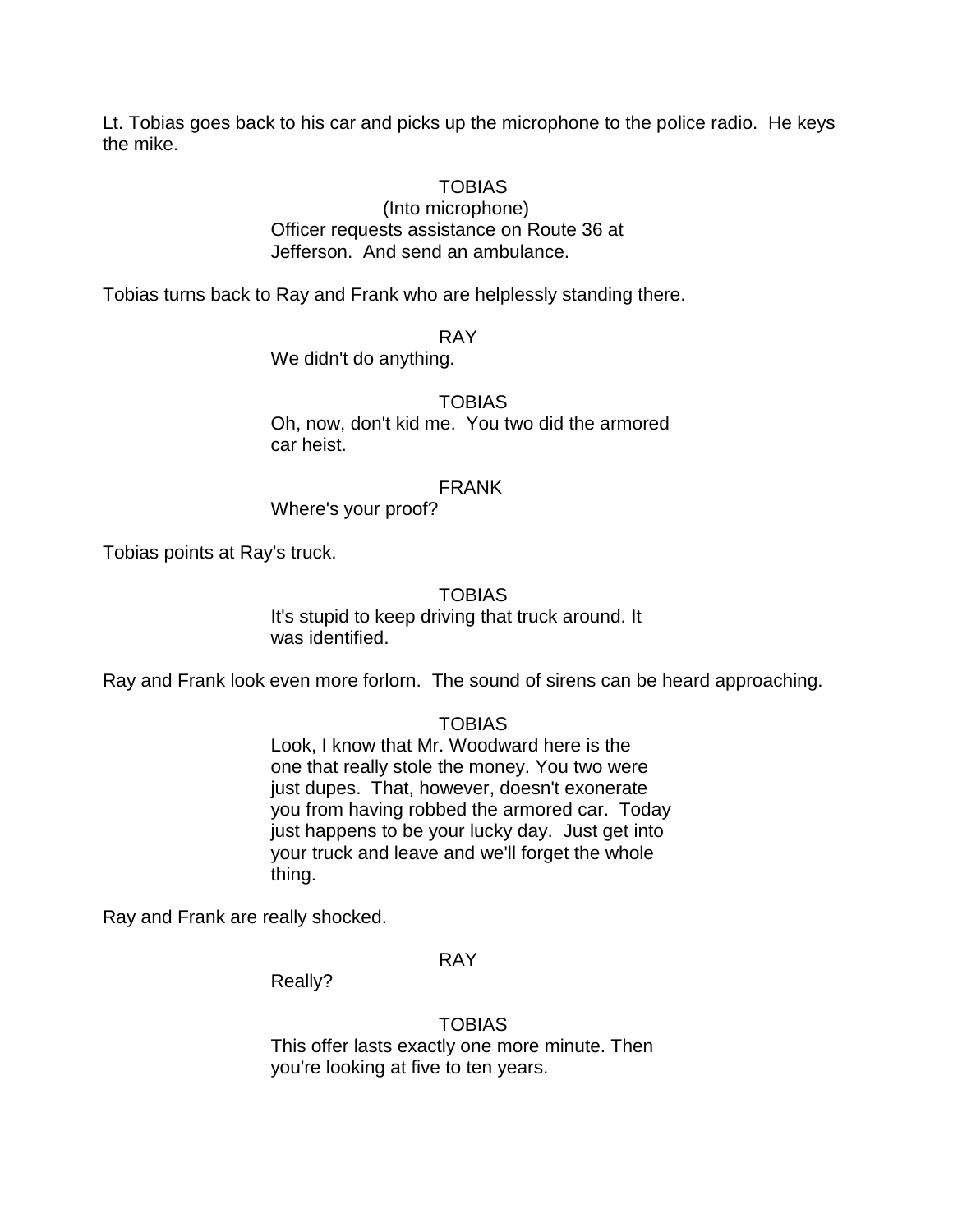Lt. Tobias goes back to his car and picks up the microphone to the police radio. He keys the mike.

TOBIAS
(Into microphone)
Officer requests assistance on Route 36 at Jefferson. And send an ambulance.

Tobias turns back to Ray and Frank who are helplessly standing there.

RAY
We didn't do anything.

TOBIAS
Oh, now, don't kid me. You two did the armored car heist.

FRANK
Where's your proof?

Tobias points at Ray's truck.

TOBIAS
It's stupid to keep driving that truck around. It was identified.

Ray and Frank look even more forlorn. The sound of sirens can be heard approaching.

TOBIAS
Look, I know that Mr. Woodward here is the one that really stole the money. You two were just dupes. That, however, doesn't exonerate you from having robbed the armored car. Today just happens to be your lucky day. Just get into your truck and leave and we'll forget the whole thing.

Ray and Frank are really shocked.

RAY
Really?

TOBIAS
This offer lasts exactly one more minute. Then you're looking at five to ten years.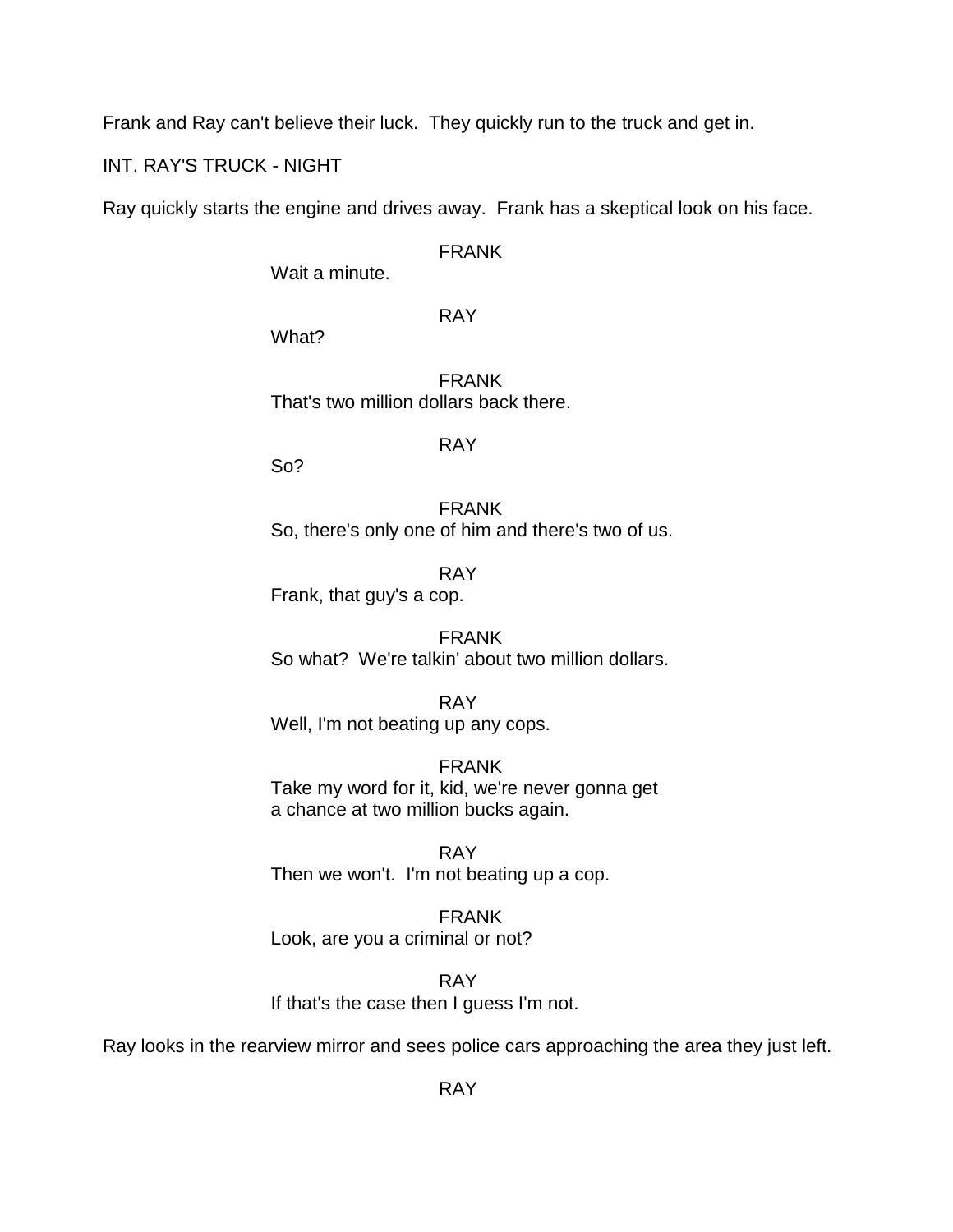Frank and Ray can't believe their luck.  They quickly run to the truck and get in.

INT. RAY'S TRUCK - NIGHT

Ray quickly starts the engine and drives away.  Frank has a skeptical look on his face.

FRANK
Wait a minute.

RAY
What?

FRANK
That's two million dollars back there.

RAY
So?

FRANK
So, there's only one of him and there's two of us.

RAY
Frank, that guy's a cop.

FRANK
So what?  We're talkin' about two million dollars.

RAY
Well, I'm not beating up any cops.

FRANK
Take my word for it, kid, we're never gonna get
a chance at two million bucks again.

RAY
Then we won't.  I'm not beating up a cop.

FRANK
Look, are you a criminal or not?

RAY
If that's the case then I guess I'm not.

Ray looks in the rearview mirror and sees police cars approaching the area they just left.

RAY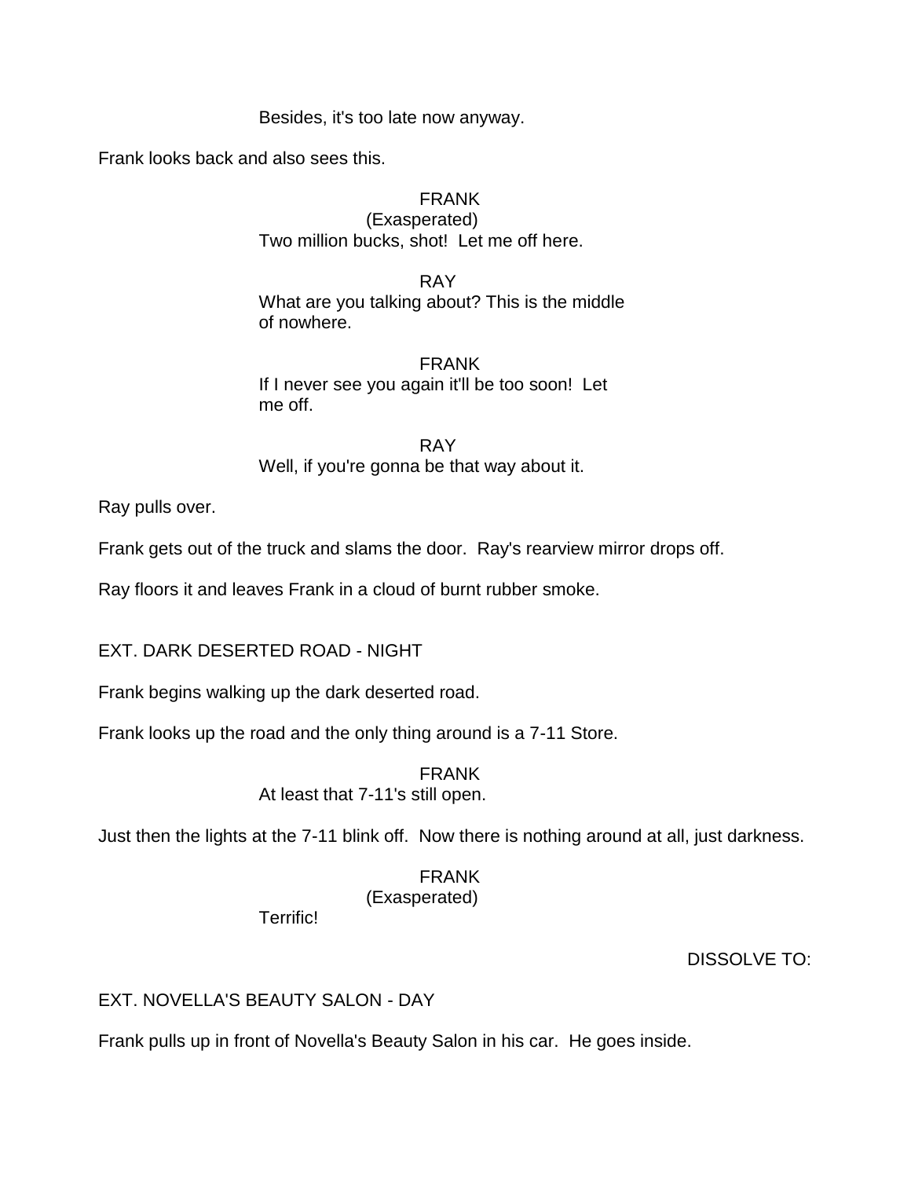Besides, it's too late now anyway.

Frank looks back and also sees this.

FRANK
(Exasperated)
Two million bucks, shot!  Let me off here.

RAY
What are you talking about? This is the middle of nowhere.

FRANK
If I never see you again it'll be too soon!  Let me off.

RAY
Well, if you're gonna be that way about it.

Ray pulls over.

Frank gets out of the truck and slams the door.  Ray's rearview mirror drops off.

Ray floors it and leaves Frank in a cloud of burnt rubber smoke.

EXT. DARK DESERTED ROAD - NIGHT

Frank begins walking up the dark deserted road.

Frank looks up the road and the only thing around is a 7-11 Store.

FRANK
At least that 7-11's still open.

Just then the lights at the 7-11 blink off.  Now there is nothing around at all, just darkness.

FRANK
(Exasperated)
Terrific!

DISSOLVE TO:

EXT. NOVELLA'S BEAUTY SALON - DAY

Frank pulls up in front of Novella's Beauty Salon in his car.  He goes inside.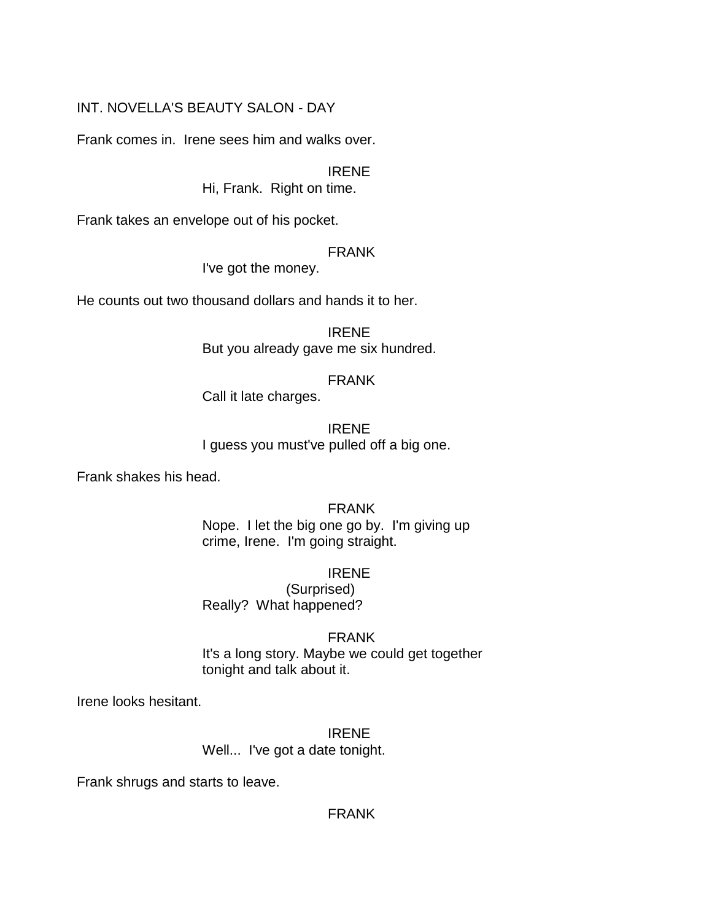INT. NOVELLA'S BEAUTY SALON - DAY

Frank comes in. Irene sees him and walks over.

IRENE
Hi, Frank. Right on time.

Frank takes an envelope out of his pocket.

FRANK
I've got the money.

He counts out two thousand dollars and hands it to her.

IRENE
But you already gave me six hundred.

FRANK
Call it late charges.

IRENE
I guess you must've pulled off a big one.

Frank shakes his head.

FRANK
Nope. I let the big one go by. I'm giving up crime, Irene. I'm going straight.

IRENE
(Surprised)
Really? What happened?

FRANK
It's a long story. Maybe we could get together tonight and talk about it.

Irene looks hesitant.

IRENE
Well... I've got a date tonight.

Frank shrugs and starts to leave.

FRANK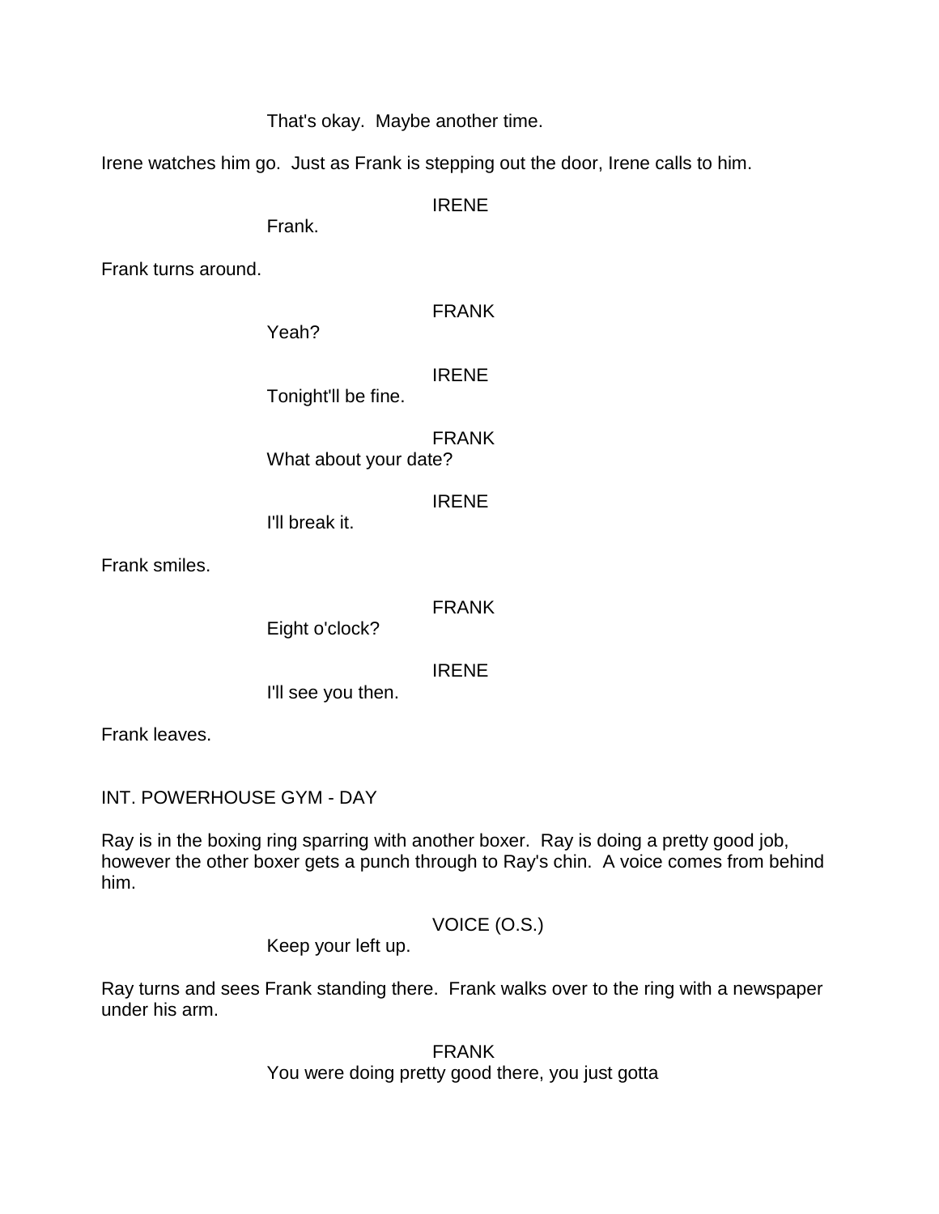That's okay.  Maybe another time.

Irene watches him go.  Just as Frank is stepping out the door, Irene calls to him.

IRENE
Frank.

Frank turns around.

FRANK
Yeah?

IRENE
Tonight'll be fine.

FRANK
What about your date?

IRENE
I'll break it.

Frank smiles.

FRANK
Eight o'clock?

IRENE
I'll see you then.

Frank leaves.

INT. POWERHOUSE GYM - DAY

Ray is in the boxing ring sparring with another boxer.  Ray is doing a pretty good job, however the other boxer gets a punch through to Ray's chin.  A voice comes from behind him.

VOICE (O.S.)
Keep your left up.

Ray turns and sees Frank standing there.  Frank walks over to the ring with a newspaper under his arm.

FRANK
You were doing pretty good there, you just gotta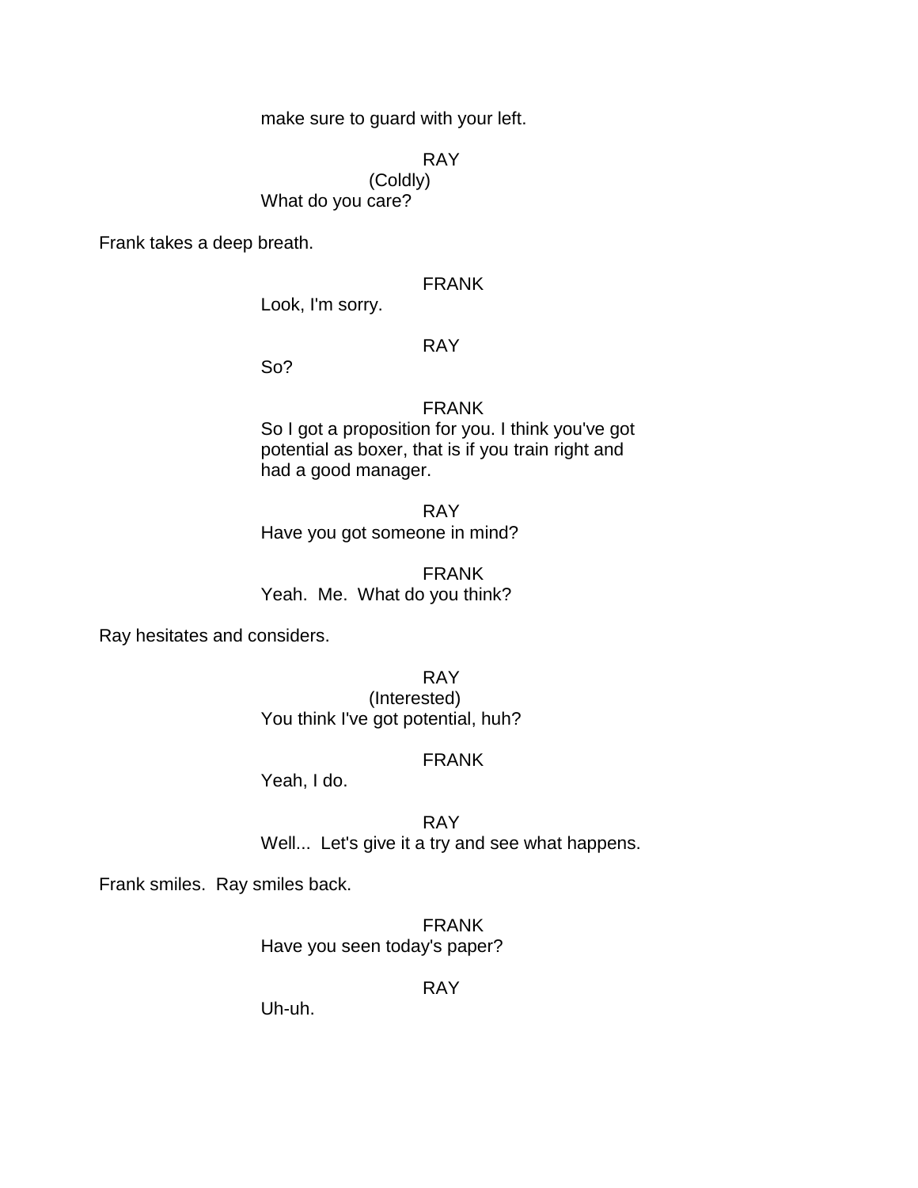make sure to guard with your left.

RAY
(Coldly)
What do you care?

Frank takes a deep breath.

FRANK
Look, I'm sorry.

RAY
So?

FRANK
So I got a proposition for you. I think you've got potential as boxer, that is if you train right and had a good manager.

RAY
Have you got someone in mind?

FRANK
Yeah.  Me.  What do you think?

Ray hesitates and considers.

RAY
(Interested)
You think I've got potential, huh?

FRANK
Yeah, I do.

RAY
Well...  Let's give it a try and see what happens.

Frank smiles.  Ray smiles back.

FRANK
Have you seen today's paper?

RAY
Uh-uh.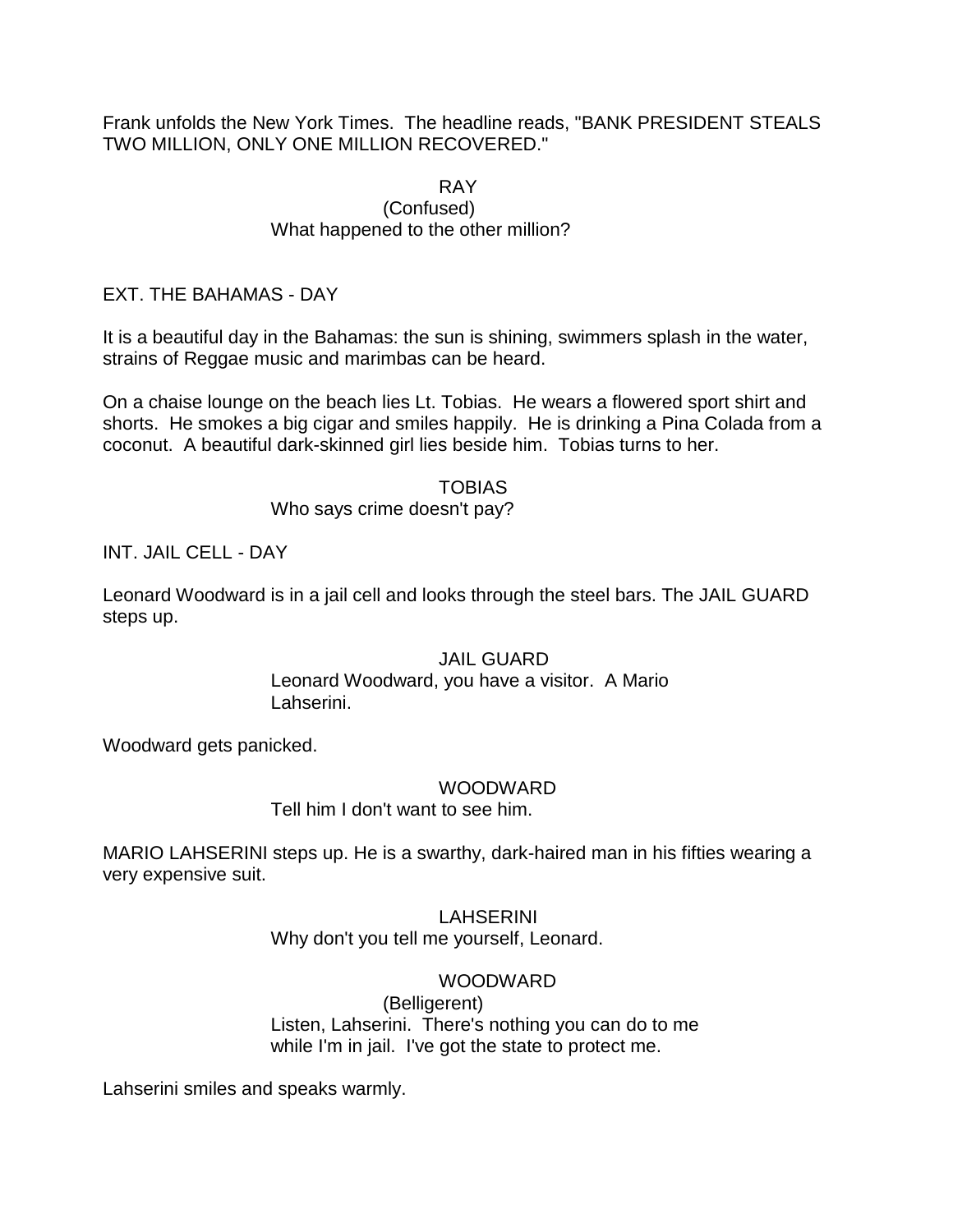Frank unfolds the New York Times. The headline reads, "BANK PRESIDENT STEALS TWO MILLION, ONLY ONE MILLION RECOVERED."

RAY
(Confused)
What happened to the other million?

EXT. THE BAHAMAS - DAY

It is a beautiful day in the Bahamas: the sun is shining, swimmers splash in the water, strains of Reggae music and marimbas can be heard.

On a chaise lounge on the beach lies Lt. Tobias. He wears a flowered sport shirt and shorts. He smokes a big cigar and smiles happily. He is drinking a Pina Colada from a coconut. A beautiful dark-skinned girl lies beside him. Tobias turns to her.

TOBIAS
Who says crime doesn't pay?

INT. JAIL CELL - DAY

Leonard Woodward is in a jail cell and looks through the steel bars. The JAIL GUARD steps up.

JAIL GUARD
Leonard Woodward, you have a visitor. A Mario Lahserini.

Woodward gets panicked.

WOODWARD
Tell him I don't want to see him.

MARIO LAHSERINI steps up. He is a swarthy, dark-haired man in his fifties wearing a very expensive suit.

LAHSERINI
Why don't you tell me yourself, Leonard.

WOODWARD
(Belligerent)
Listen, Lahserini. There's nothing you can do to me while I'm in jail. I've got the state to protect me.

Lahserini smiles and speaks warmly.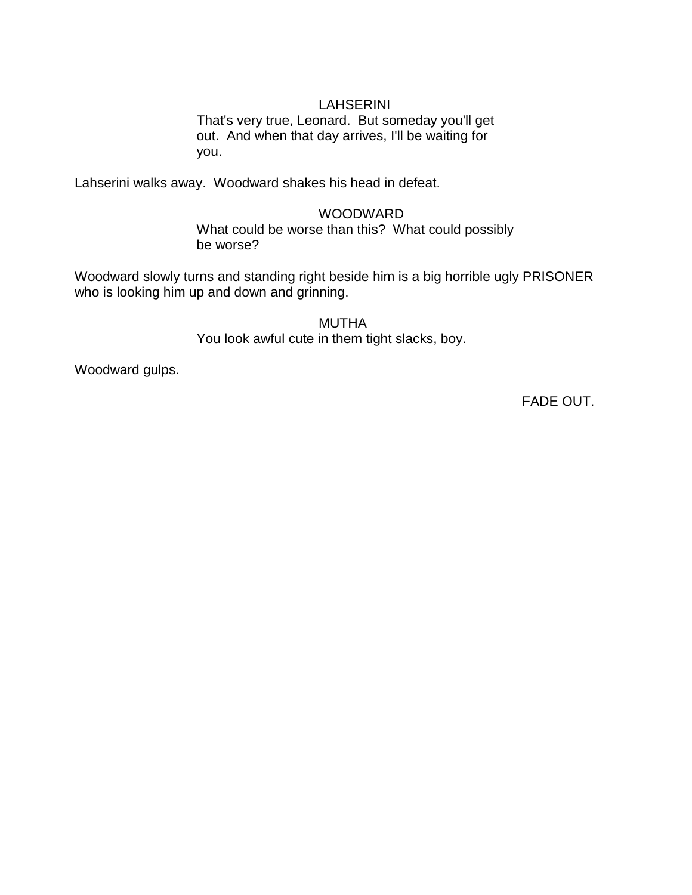LAHSERINI

That's very true, Leonard. But someday you'll get out. And when that day arrives, I'll be waiting for you.

Lahserini walks away. Woodward shakes his head in defeat.

WOODWARD

What could be worse than this? What could possibly be worse?

Woodward slowly turns and standing right beside him is a big horrible ugly PRISONER who is looking him up and down and grinning.

MUTHA

You look awful cute in them tight slacks, boy.

Woodward gulps.

FADE OUT.